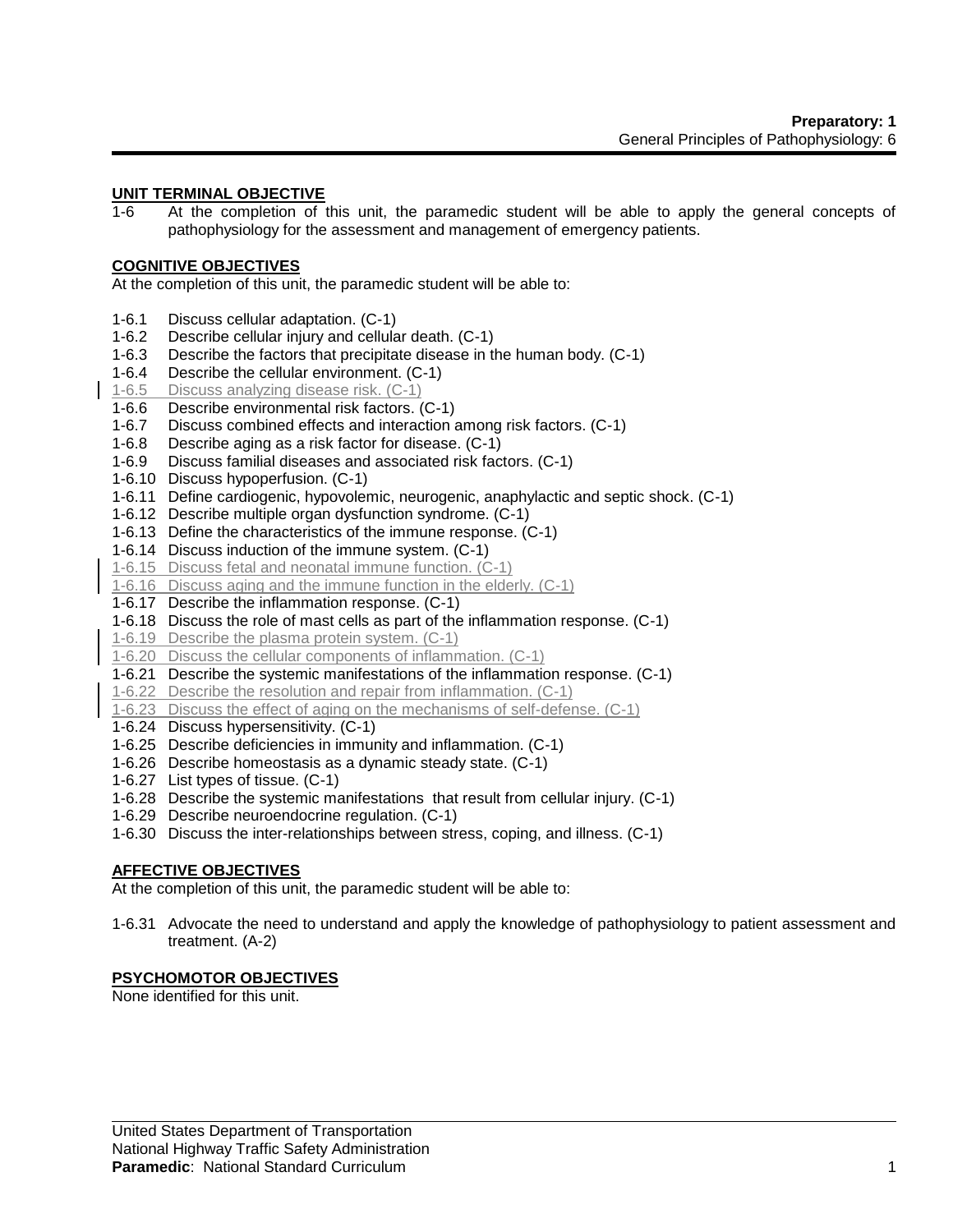**Preparatory: 1**
General Principles of Pathophysiology: 6

## UNIT TERMINAL OBJECTIVE

1-6 At the completion of this unit, the paramedic student will be able to apply the general concepts of pathophysiology for the assessment and management of emergency patients.

## COGNITIVE OBJECTIVES

At the completion of this unit, the paramedic student will be able to:

1-6.1 Discuss cellular adaptation. (C-1)
1-6.2 Describe cellular injury and cellular death. (C-1)
1-6.3 Describe the factors that precipitate disease in the human body. (C-1)
1-6.4 Describe the cellular environment. (C-1)
1-6.5 Discuss analyzing disease risk. (C-1)
1-6.6 Describe environmental risk factors. (C-1)
1-6.7 Discuss combined effects and interaction among risk factors. (C-1)
1-6.8 Describe aging as a risk factor for disease. (C-1)
1-6.9 Discuss familial diseases and associated risk factors. (C-1)
1-6.10 Discuss hypoperfusion. (C-1)
1-6.11 Define cardiogenic, hypovolemic, neurogenic, anaphylactic and septic shock. (C-1)
1-6.12 Describe multiple organ dysfunction syndrome. (C-1)
1-6.13 Define the characteristics of the immune response. (C-1)
1-6.14 Discuss induction of the immune system. (C-1)
1-6.15 Discuss fetal and neonatal immune function. (C-1)
1-6.16 Discuss aging and the immune function in the elderly. (C-1)
1-6.17 Describe the inflammation response. (C-1)
1-6.18 Discuss the role of mast cells as part of the inflammation response. (C-1)
1-6.19 Describe the plasma protein system. (C-1)
1-6.20 Discuss the cellular components of inflammation. (C-1)
1-6.21 Describe the systemic manifestations of the inflammation response. (C-1)
1-6.22 Describe the resolution and repair from inflammation. (C-1)
1-6.23 Discuss the effect of aging on the mechanisms of self-defense. (C-1)
1-6.24 Discuss hypersensitivity. (C-1)
1-6.25 Describe deficiencies in immunity and inflammation. (C-1)
1-6.26 Describe homeostasis as a dynamic steady state. (C-1)
1-6.27 List types of tissue. (C-1)
1-6.28 Describe the systemic manifestations that result from cellular injury. (C-1)
1-6.29 Describe neuroendocrine regulation. (C-1)
1-6.30 Discuss the inter-relationships between stress, coping, and illness. (C-1)

## AFFECTIVE OBJECTIVES

At the completion of this unit, the paramedic student will be able to:

1-6.31 Advocate the need to understand and apply the knowledge of pathophysiology to patient assessment and treatment. (A-2)

## PSYCHOMOTOR OBJECTIVES

None identified for this unit.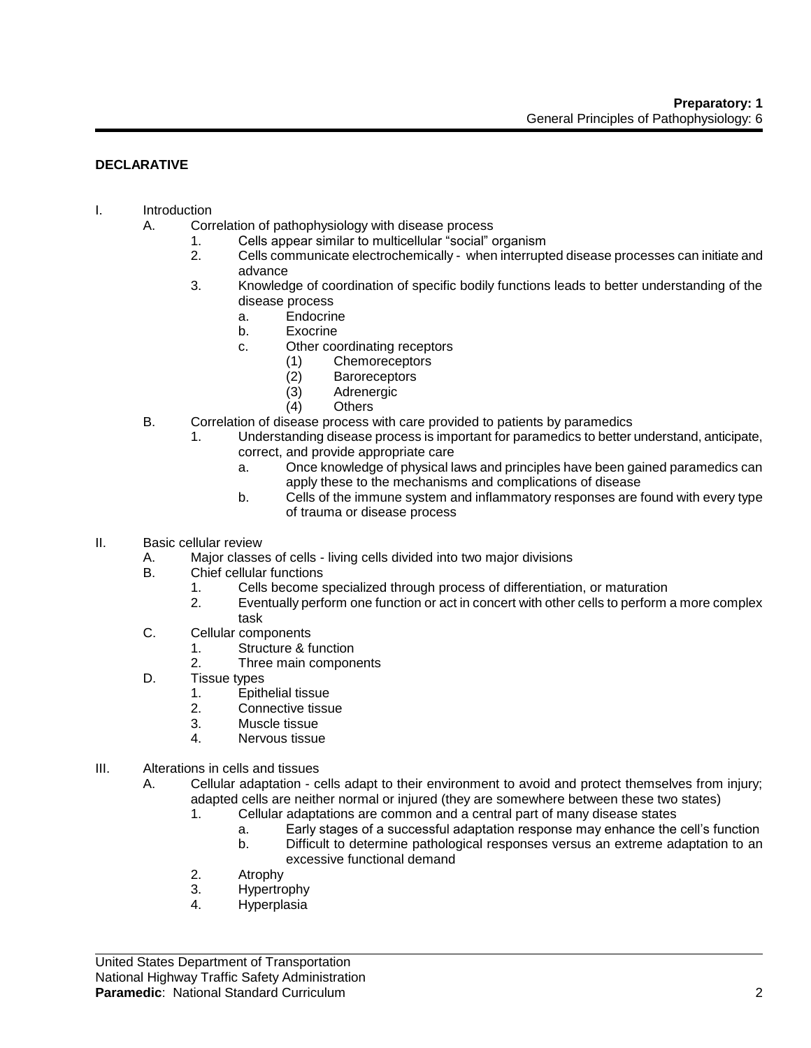## DECLARATIVE

I. Introduction
   A. Correlation of pathophysiology with disease process
      1. Cells appear similar to multicellular "social" organism
      2. Cells communicate electrochemically - when interrupted disease processes can initiate and advance
      3. Knowledge of coordination of specific bodily functions leads to better understanding of the disease process
         a. Endocrine
         b. Exocrine
         c. Other coordinating receptors
            (1) Chemoreceptors
            (2) Baroreceptors
            (3) Adrenergic
            (4) Others
   B. Correlation of disease process with care provided to patients by paramedics
      1. Understanding disease process is important for paramedics to better understand, anticipate, correct, and provide appropriate care
         a. Once knowledge of physical laws and principles have been gained paramedics can apply these to the mechanisms and complications of disease
         b. Cells of the immune system and inflammatory responses are found with every type of trauma or disease process

II. Basic cellular review
   A. Major classes of cells - living cells divided into two major divisions
   B. Chief cellular functions
      1. Cells become specialized through process of differentiation, or maturation
      2. Eventually perform one function or act in concert with other cells to perform a more complex task
   C. Cellular components
      1. Structure & function
      2. Three main components
   D. Tissue types
      1. Epithelial tissue
      2. Connective tissue
      3. Muscle tissue
      4. Nervous tissue

III. Alterations in cells and tissues
   A. Cellular adaptation - cells adapt to their environment to avoid and protect themselves from injury; adapted cells are neither normal or injured (they are somewhere between these two states)
      1. Cellular adaptations are common and a central part of many disease states
         a. Early stages of a successful adaptation response may enhance the cell's function
         b. Difficult to determine pathological responses versus an extreme adaptation to an excessive functional demand
      2. Atrophy
      3. Hypertrophy
      4. Hyperplasia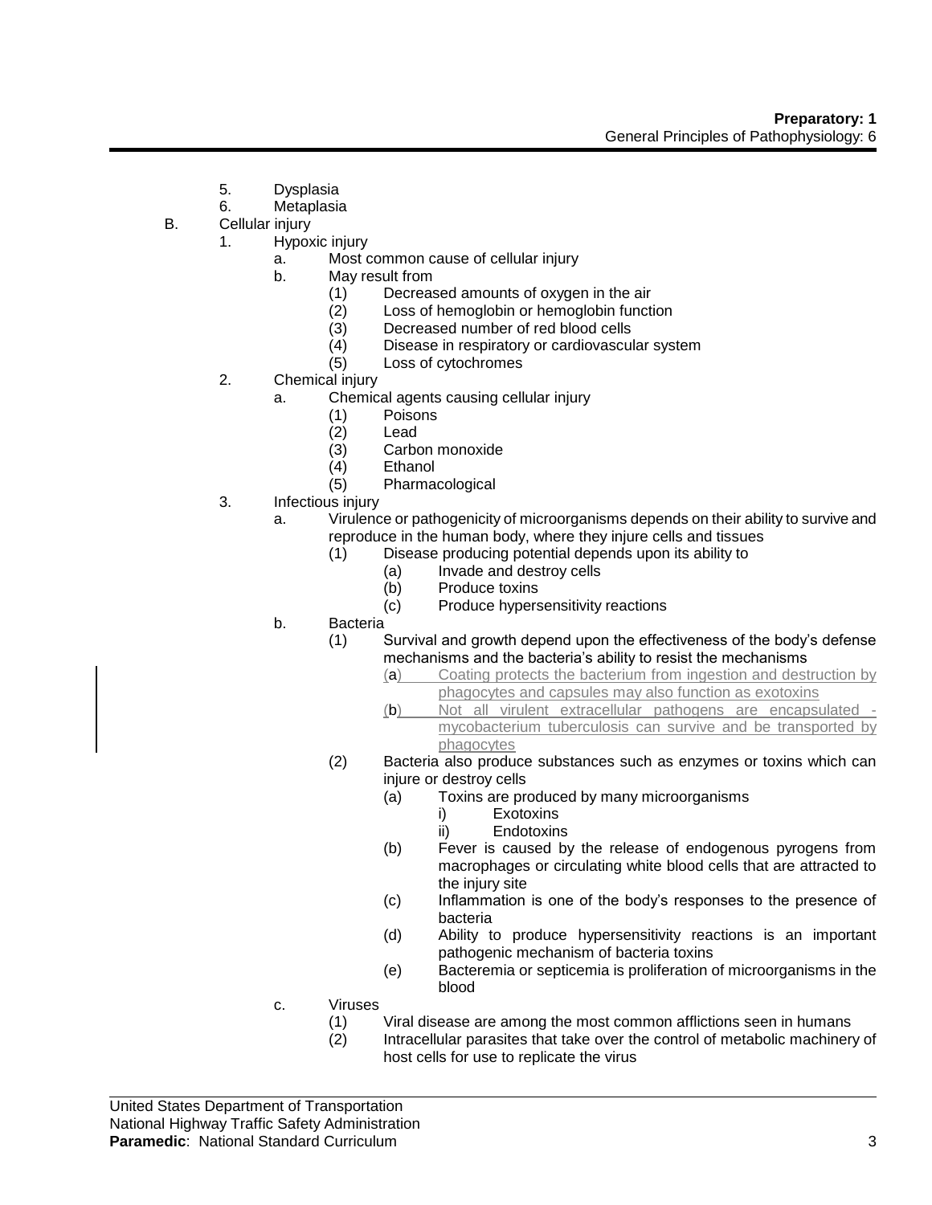5. Dysplasia
6. Metaplasia

B. Cellular injury
   1. Hypoxic injury
      a. Most common cause of cellular injury
      b. May result from
         (1) Decreased amounts of oxygen in the air
         (2) Loss of hemoglobin or hemoglobin function
         (3) Decreased number of red blood cells
         (4) Disease in respiratory or cardiovascular system
         (5) Loss of cytochromes
   2. Chemical injury
      a. Chemical agents causing cellular injury
         (1) Poisons
         (2) Lead
         (3) Carbon monoxide
         (4) Ethanol
         (5) Pharmacological
   3. Infectious injury
      a. Virulence or pathogenicity of microorganisms depends on their ability to survive and reproduce in the human body, where they injure cells and tissues
         (1) Disease producing potential depends upon its ability to
            (a) Invade and destroy cells
            (b) Produce toxins
            (c) Produce hypersensitivity reactions
      b. Bacteria
         (1) Survival and growth depend upon the effectiveness of the body's defense mechanisms and the bacteria's ability to resist the mechanisms
            (a) Coating protects the bacterium from ingestion and destruction by phagocytes and capsules may also function as exotoxins
            (b) Not all virulent extracellular pathogens are encapsulated - mycobacterium tuberculosis can survive and be transported by phagocytes
         (2) Bacteria also produce substances such as enzymes or toxins which can injure or destroy cells
            (a) Toxins are produced by many microorganisms
               i) Exotoxins
               ii) Endotoxins
            (b) Fever is caused by the release of endogenous pyrogens from macrophages or circulating white blood cells that are attracted to the injury site
            (c) Inflammation is one of the body's responses to the presence of bacteria
            (d) Ability to produce hypersensitivity reactions is an important pathogenic mechanism of bacteria toxins
            (e) Bacteremia or septicemia is proliferation of microorganisms in the blood
      c. Viruses
         (1) Viral disease are among the most common afflictions seen in humans
         (2) Intracellular parasites that take over the control of metabolic machinery of host cells for use to replicate the virus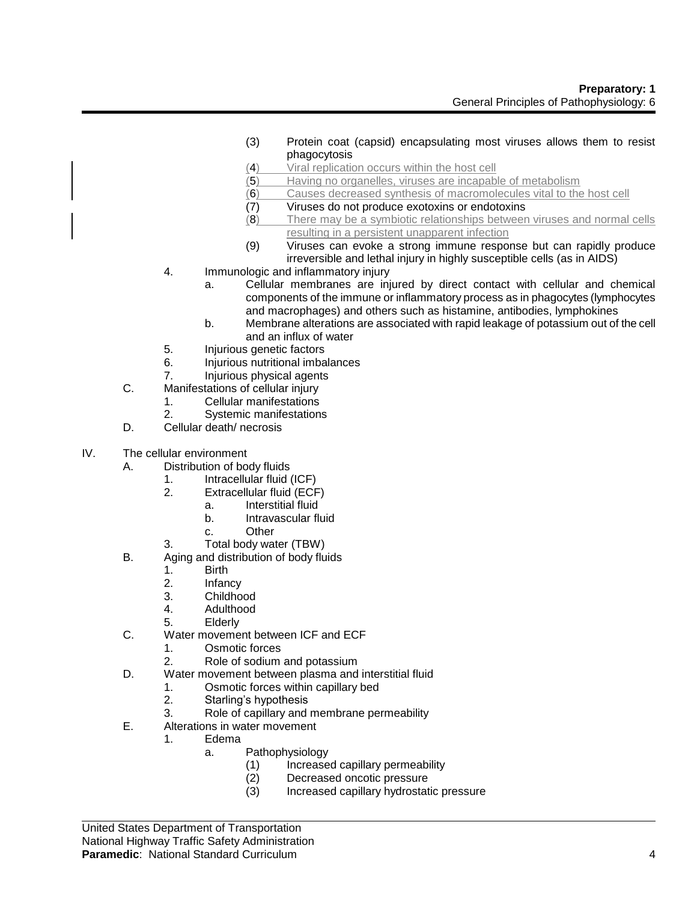(3) Protein coat (capsid) encapsulating most viruses allows them to resist phagocytosis
(4) Viral replication occurs within the host cell
(5) Having no organelles, viruses are incapable of metabolism
(6) Causes decreased synthesis of macromolecules vital to the host cell
(7) Viruses do not produce exotoxins or endotoxins
(8) There may be a symbiotic relationships between viruses and normal cells resulting in a persistent unapparent infection
(9) Viruses can evoke a strong immune response but can rapidly produce irreversible and lethal injury in highly susceptible cells (as in AIDS)

4. Immunologic and inflammatory injury
   - a. Cellular membranes are injured by direct contact with cellular and chemical components of the immune or inflammatory process as in phagocytes (lymphocytes and macrophages) and others such as histamine, antibodies, lymphokines
   - b. Membrane alterations are associated with rapid leakage of potassium out of the cell and an influx of water
5. Injurious genetic factors
6. Injurious nutritional imbalances
7. Injurious physical agents

C. Manifestations of cellular injury
   1. Cellular manifestations
   2. Systemic manifestations

D. Cellular death/ necrosis

IV. The cellular environment

A. Distribution of body fluids
   1. Intracellular fluid (ICF)
   2. Extracellular fluid (ECF)
      - a. Interstitial fluid
      - b. Intravascular fluid
      - c. Other
   3. Total body water (TBW)

B. Aging and distribution of body fluids
   1. Birth
   2. Infancy
   3. Childhood
   4. Adulthood
   5. Elderly

C. Water movement between ICF and ECF
   1. Osmotic forces
   2. Role of sodium and potassium

D. Water movement between plasma and interstitial fluid
   1. Osmotic forces within capillary bed
   2. Starling's hypothesis
   3. Role of capillary and membrane permeability

E. Alterations in water movement
   1. Edema
      - a. Pathophysiology
        - (1) Increased capillary permeability
        - (2) Decreased oncotic pressure
        - (3) Increased capillary hydrostatic pressure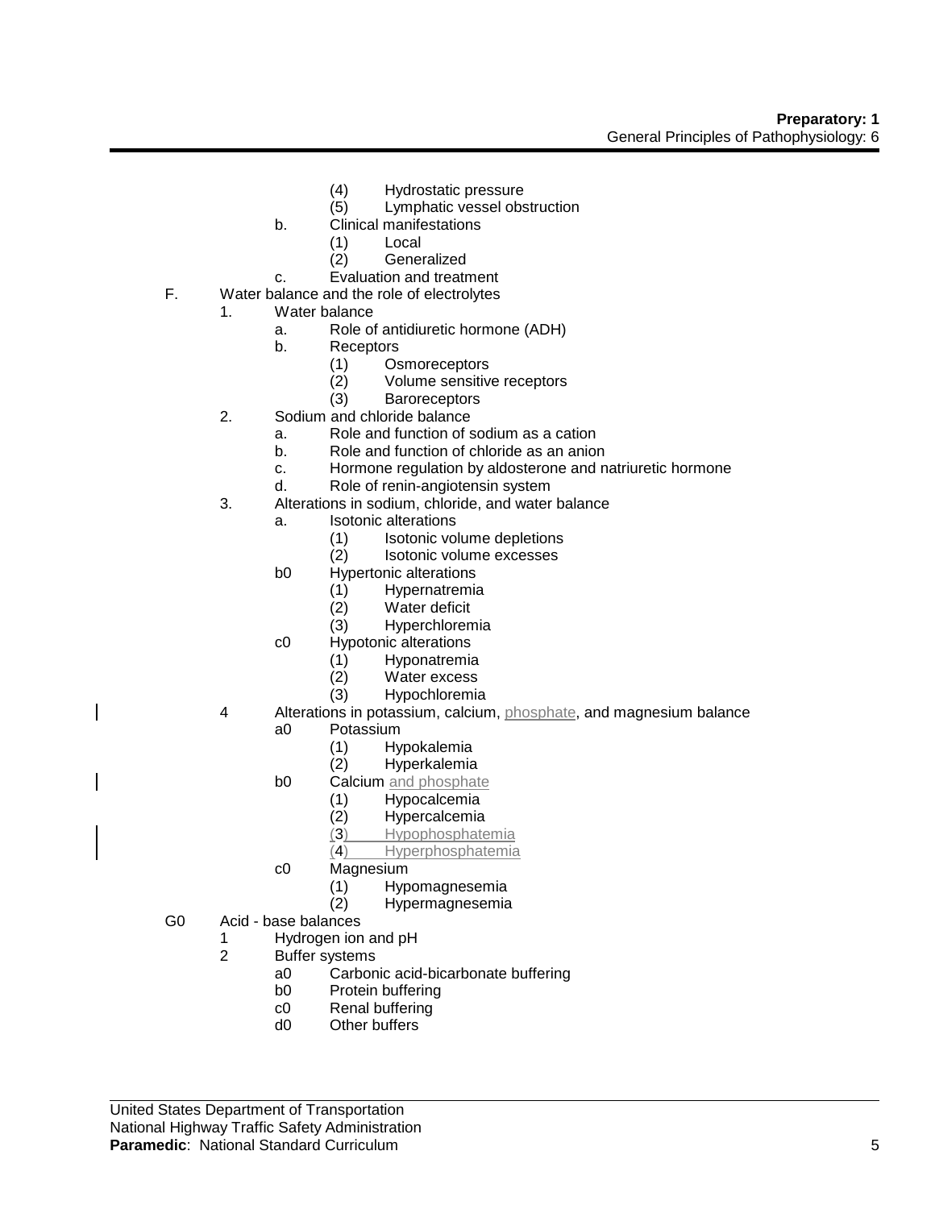(4) Hydrostatic pressure
(5) Lymphatic vessel obstruction
b. Clinical manifestations
(1) Local
(2) Generalized
c. Evaluation and treatment

F. Water balance and the role of electrolytes
1. Water balance
a. Role of antidiuretic hormone (ADH)
b. Receptors
(1) Osmoreceptors
(2) Volume sensitive receptors
(3) Baroreceptors
2. Sodium and chloride balance
a. Role and function of sodium as a cation
b. Role and function of chloride as an anion
c. Hormone regulation by aldosterone and natriuretic hormone
d. Role of renin-angiotensin system
3. Alterations in sodium, chloride, and water balance
a. Isotonic alterations
(1) Isotonic volume depletions
(2) Isotonic volume excesses
b0 Hypertonic alterations
(1) Hypernatremia
(2) Water deficit
(3) Hyperchloremia
c0 Hypotonic alterations
(1) Hyponatremia
(2) Water excess
(3) Hypochloremia
4 Alterations in potassium, calcium, phosphate, and magnesium balance
a0 Potassium
(1) Hypokalemia
(2) Hyperkalemia
b0 Calcium and phosphate
(1) Hypocalcemia
(2) Hypercalcemia
(3) Hypophosphatemia
(4) Hyperphosphatemia
c0 Magnesium
(1) Hypomagnesemia
(2) Hypermagnesemia

G0 Acid - base balances
1 Hydrogen ion and pH
2 Buffer systems
a0 Carbonic acid-bicarbonate buffering
b0 Protein buffering
c0 Renal buffering
d0 Other buffers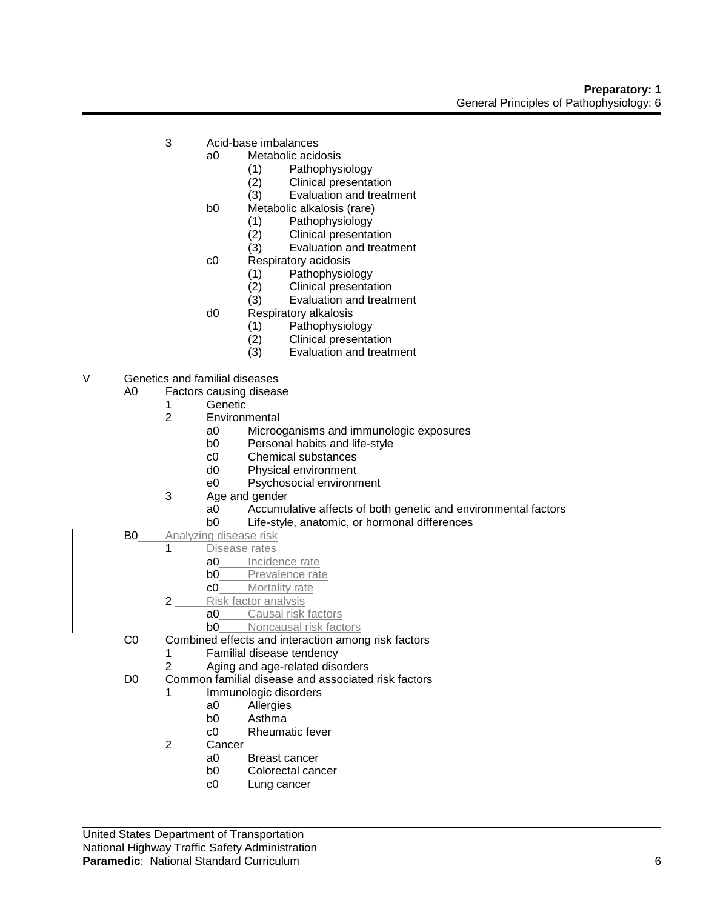- 3 Acid-base imbalances
  - a0 Metabolic acidosis
    - (1) Pathophysiology
    - (2) Clinical presentation
    - (3) Evaluation and treatment
  - b0 Metabolic alkalosis (rare)
    - (1) Pathophysiology
    - (2) Clinical presentation
    - (3) Evaluation and treatment
  - c0 Respiratory acidosis
    - (1) Pathophysiology
    - (2) Clinical presentation
    - (3) Evaluation and treatment
  - d0 Respiratory alkalosis
    - (1) Pathophysiology
    - (2) Clinical presentation
    - (3) Evaluation and treatment

V Genetics and familial diseases

- A0 Factors causing disease
  - 1 Genetic
  - 2 Environmental
    - a0 Microoganisms and immunologic exposures
    - b0 Personal habits and life-style
    - c0 Chemical substances
    - d0 Physical environment
    - e0 Psychosocial environment
  - 3 Age and gender
    - a0 Accumulative affects of both genetic and environmental factors
    - b0 Life-style, anatomic, or hormonal differences
- B0 Analyzing disease risk
  - 1 Disease rates
    - a0 Incidence rate
    - b0 Prevalence rate
    - c0 Mortality rate
  - 2 Risk factor analysis
    - a0 Causal risk factors
    - b0 Noncausal risk factors
- C0 Combined effects and interaction among risk factors
  - 1 Familial disease tendency
  - 2 Aging and age-related disorders
- D0 Common familial disease and associated risk factors
  - 1 Immunologic disorders
    - a0 Allergies
    - b0 Asthma
    - c0 Rheumatic fever
  - 2 Cancer
    - a0 Breast cancer
    - b0 Colorectal cancer
    - c0 Lung cancer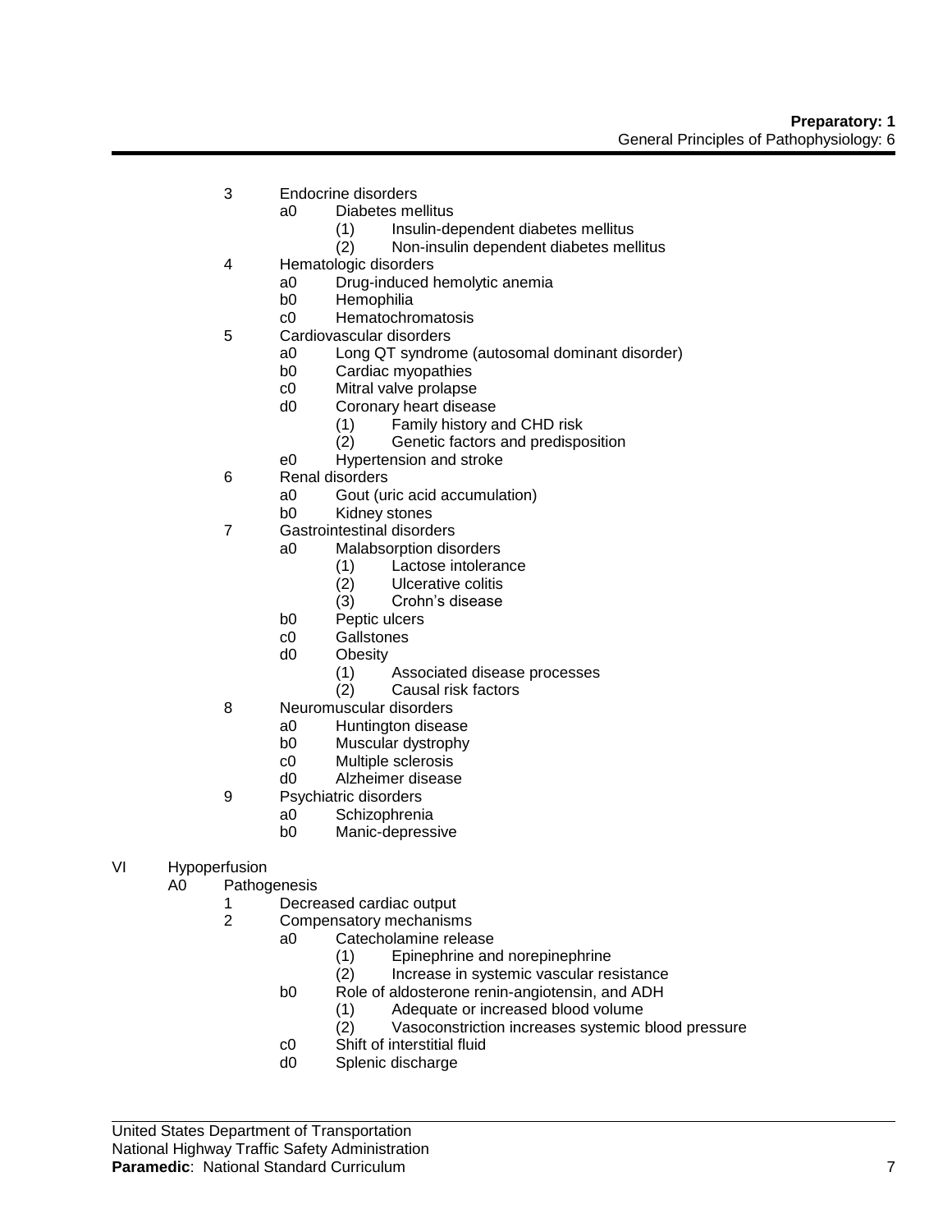3 Endocrine disorders
  - a0 Diabetes mellitus
    - (1) Insulin-dependent diabetes mellitus
    - (2) Non-insulin dependent diabetes mellitus

4 Hematologic disorders
  - a0 Drug-induced hemolytic anemia
  - b0 Hemophilia
  - c0 Hematochromatosis

5 Cardiovascular disorders
  - a0 Long QT syndrome (autosomal dominant disorder)
  - b0 Cardiac myopathies
  - c0 Mitral valve prolapse
  - d0 Coronary heart disease
    - (1) Family history and CHD risk
    - (2) Genetic factors and predisposition
  - e0 Hypertension and stroke

6 Renal disorders
  - a0 Gout (uric acid accumulation)
  - b0 Kidney stones

7 Gastrointestinal disorders
  - a0 Malabsorption disorders
    - (1) Lactose intolerance
    - (2) Ulcerative colitis
    - (3) Crohn's disease
  - b0 Peptic ulcers
  - c0 Gallstones
  - d0 Obesity
    - (1) Associated disease processes
    - (2) Causal risk factors

8 Neuromuscular disorders
  - a0 Huntington disease
  - b0 Muscular dystrophy
  - c0 Multiple sclerosis
  - d0 Alzheimer disease

9 Psychiatric disorders
  - a0 Schizophrenia
  - b0 Manic-depressive

VI Hypoperfusion

A0 Pathogenesis

1 Decreased cardiac output

2 Compensatory mechanisms
  - a0 Catecholamine release
    - (1) Epinephrine and norepinephrine
    - (2) Increase in systemic vascular resistance
  - b0 Role of aldosterone renin-angiotensin, and ADH
    - (1) Adequate or increased blood volume
    - (2) Vasoconstriction increases systemic blood pressure
  - c0 Shift of interstitial fluid
  - d0 Splenic discharge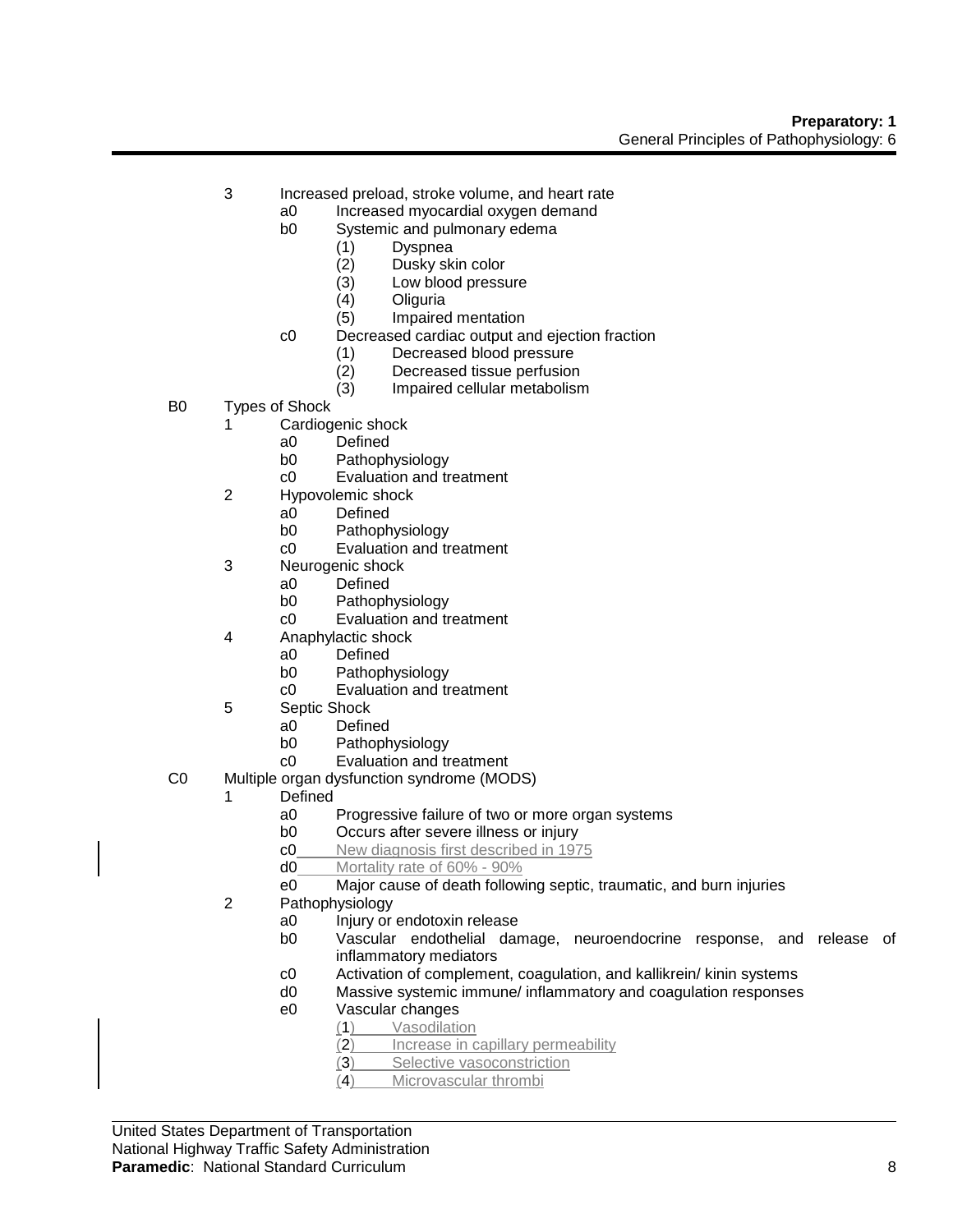- 3 Increased preload, stroke volume, and heart rate
  - a0 Increased myocardial oxygen demand
  - b0 Systemic and pulmonary edema
    - (1) Dyspnea
    - (2) Dusky skin color
    - (3) Low blood pressure
    - (4) Oliguria
    - (5) Impaired mentation
  - c0 Decreased cardiac output and ejection fraction
    - (1) Decreased blood pressure
    - (2) Decreased tissue perfusion
    - (3) Impaired cellular metabolism

B0 Types of Shock

- 1 Cardiogenic shock
  - a0 Defined
  - b0 Pathophysiology
  - c0 Evaluation and treatment
- 2 Hypovolemic shock
  - a0 Defined
  - b0 Pathophysiology
  - c0 Evaluation and treatment
- 3 Neurogenic shock
  - a0 Defined
  - b0 Pathophysiology
  - c0 Evaluation and treatment
- 4 Anaphylactic shock
  - a0 Defined
  - b0 Pathophysiology
  - c0 Evaluation and treatment
- 5 Septic Shock
  - a0 Defined
  - b0 Pathophysiology
  - c0 Evaluation and treatment

C0 Multiple organ dysfunction syndrome (MODS)

- 1 Defined
  - a0 Progressive failure of two or more organ systems
  - b0 Occurs after severe illness or injury
  - c0 New diagnosis first described in 1975
  - d0 Mortality rate of 60% - 90%
  - e0 Major cause of death following septic, traumatic, and burn injuries
- 2 Pathophysiology
  - a0 Injury or endotoxin release
  - b0 Vascular endothelial damage, neuroendocrine response, and release of inflammatory mediators
  - c0 Activation of complement, coagulation, and kallikrein/ kinin systems
  - d0 Massive systemic immune/ inflammatory and coagulation responses
  - e0 Vascular changes
    - (1) Vasodilation
    - (2) Increase in capillary permeability
    - (3) Selective vasoconstriction
    - (4) Microvascular thrombi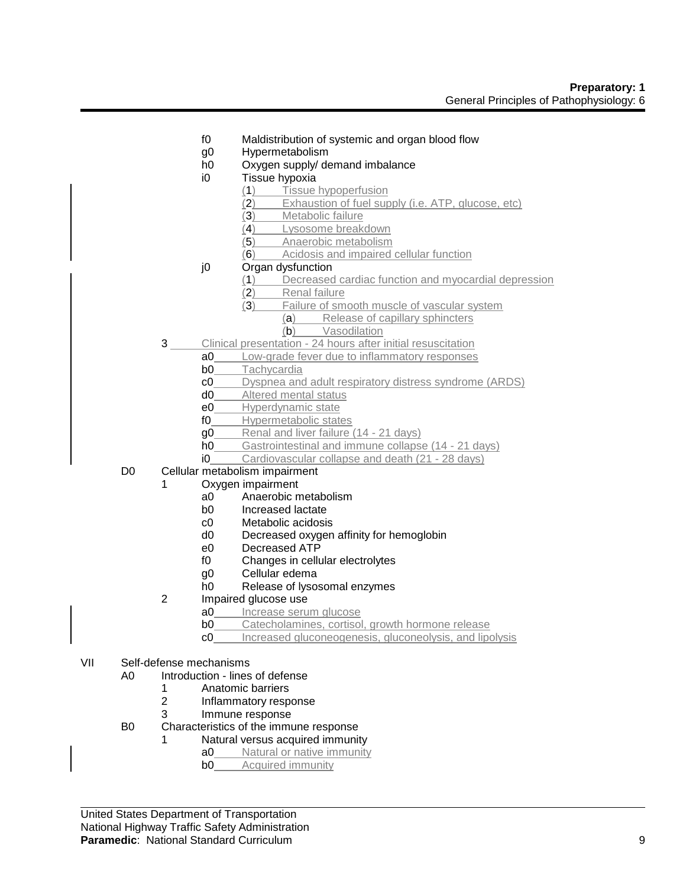- f0 Maldistribution of systemic and organ blood flow
- g0 Hypermetabolism
- h0 Oxygen supply/ demand imbalance
- i0 Tissue hypoxia
  - (1) Tissue hypoperfusion
  - (2) Exhaustion of fuel supply (i.e. ATP, glucose, etc)
  - (3) Metabolic failure
  - (4) Lysosome breakdown
  - (5) Anaerobic metabolism
  - (6) Acidosis and impaired cellular function
- j0 Organ dysfunction
  - (1) Decreased cardiac function and myocardial depression
  - (2) Renal failure
  - (3) Failure of smooth muscle of vascular system
    - (a) Release of capillary sphincters
    - (b) Vasodilation

3 Clinical presentation - 24 hours after initial resuscitation
- a0 Low-grade fever due to inflammatory responses
- b0 Tachycardia
- c0 Dyspnea and adult respiratory distress syndrome (ARDS)
- d0 Altered mental status
- e0 Hyperdynamic state
- f0 Hypermetabolic states
- g0 Renal and liver failure (14 - 21 days)
- h0 Gastrointestinal and immune collapse (14 - 21 days)
- i0 Cardiovascular collapse and death (21 - 28 days)

D0 Cellular metabolism impairment

1 Oxygen impairment
- a0 Anaerobic metabolism
- b0 Increased lactate
- c0 Metabolic acidosis
- d0 Decreased oxygen affinity for hemoglobin
- e0 Decreased ATP
- f0 Changes in cellular electrolytes
- g0 Cellular edema
- h0 Release of lysosomal enzymes

2 Impaired glucose use
- a0 Increase serum glucose
- b0 Catecholamines, cortisol, growth hormone release
- c0 Increased gluconeogenesis, gluconeolysis, and lipolysis

## VII Self-defense mechanisms

A0 Introduction - lines of defense
1. Anatomic barriers
2. Inflammatory response
3. Immune response

B0 Characteristics of the immune response

1 Natural versus acquired immunity
- a0 Natural or native immunity
- b0 Acquired immunity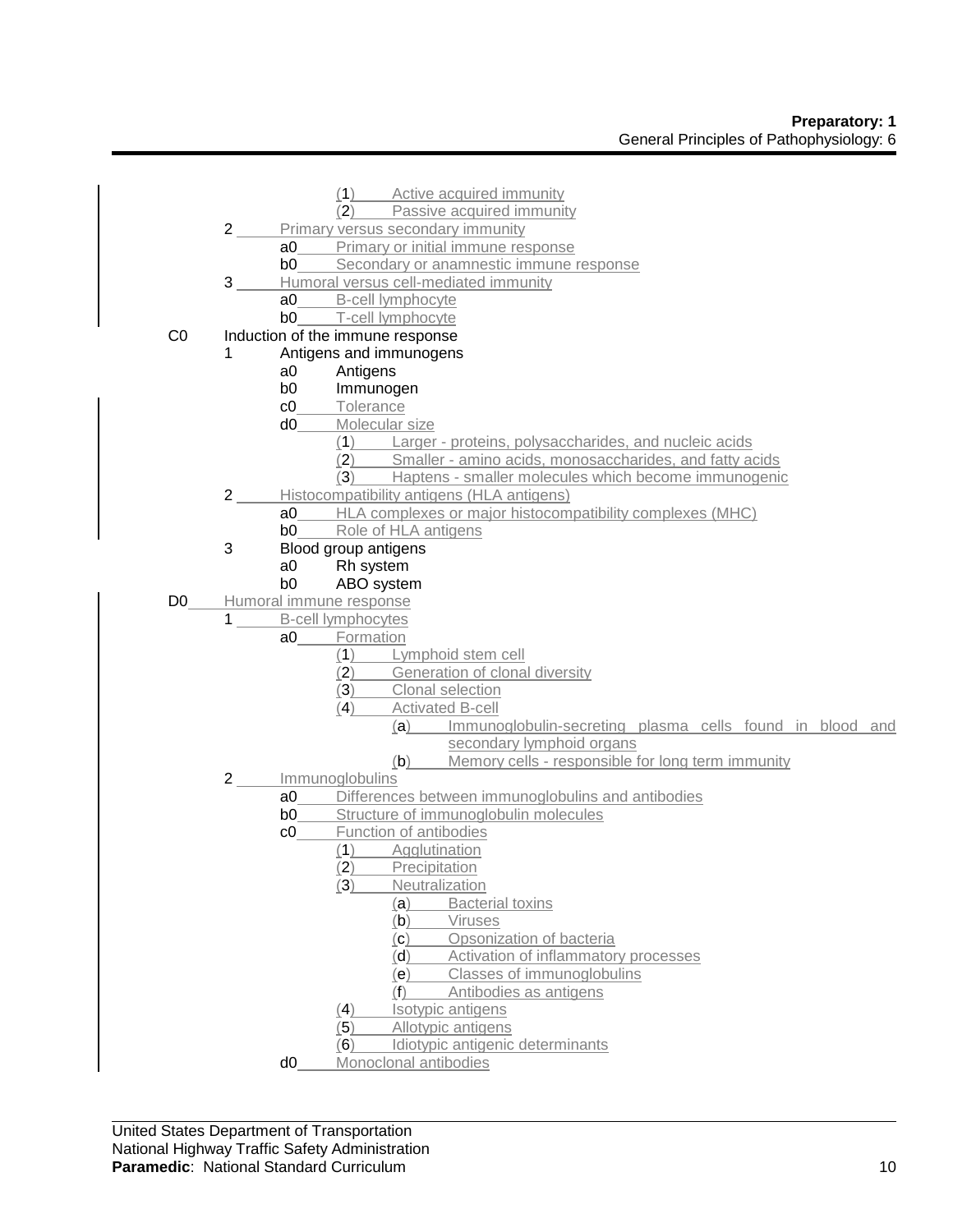- (1) Active acquired immunity
- (2) Passive acquired immunity

2 Primary versus secondary immunity
- a0 Primary or initial immune response
- b0 Secondary or anamnestic immune response

3 Humoral versus cell-mediated immunity
- a0 B-cell lymphocyte
- b0 T-cell lymphocyte

C0 Induction of the immune response

1 Antigens and immunogens
- a0 Antigens
- b0 Immunogen
- c0 Tolerance
- d0 Molecular size
  - (1) Larger - proteins, polysaccharides, and nucleic acids
  - (2) Smaller - amino acids, monosaccharides, and fatty acids
  - (3) Haptens - smaller molecules which become immunogenic

2 Histocompatibility antigens (HLA antigens)
- a0 HLA complexes or major histocompatibility complexes (MHC)
- b0 Role of HLA antigens

3 Blood group antigens
- a0 Rh system
- b0 ABO system

D0 Humoral immune response

1 B-cell lymphocytes
- a0 Formation
  - (1) Lymphoid stem cell
  - (2) Generation of clonal diversity
  - (3) Clonal selection
  - (4) Activated B-cell
    - (a) Immunoglobulin-secreting plasma cells found in blood and secondary lymphoid organs
    - (b) Memory cells - responsible for long term immunity

2 Immunoglobulins
- a0 Differences between immunoglobulins and antibodies
- b0 Structure of immunoglobulin molecules
- c0 Function of antibodies
  - (1) Agglutination
  - (2) Precipitation
  - (3) Neutralization
    - (a) Bacterial toxins
    - (b) Viruses
    - (c) Opsonization of bacteria
    - (d) Activation of inflammatory processes
    - (e) Classes of immunoglobulins
    - (f) Antibodies as antigens
  - (4) Isotypic antigens
  - (5) Allotypic antigens
  - (6) Idiotypic antigenic determinants
- d0 Monoclonal antibodies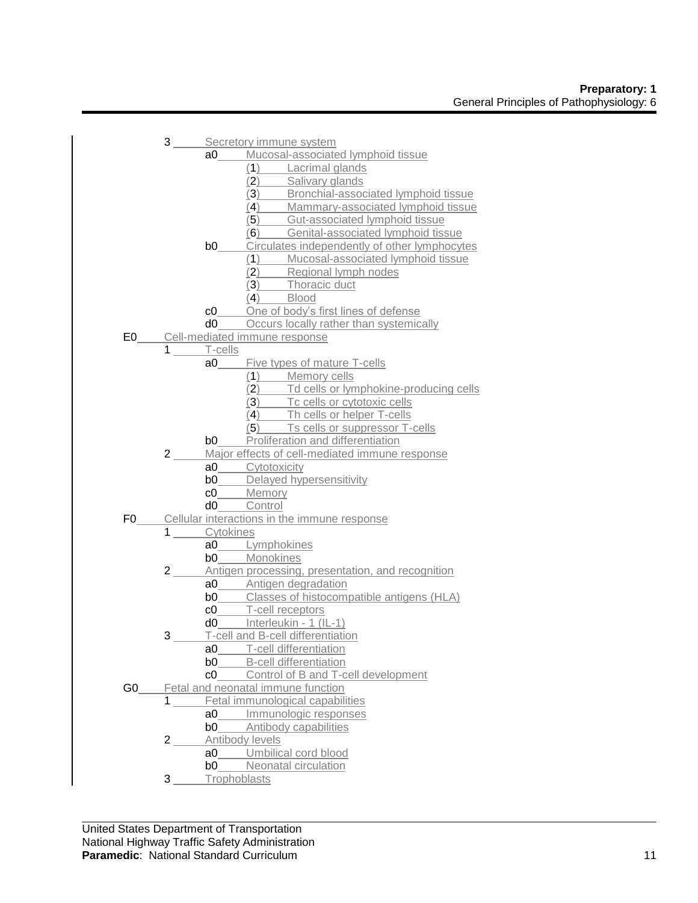3. Secretory immune system
    - a0 Mucosal-associated lymphoid tissue
        - (1) Lacrimal glands
        - (2) Salivary glands
        - (3) Bronchial-associated lymphoid tissue
        - (4) Mammary-associated lymphoid tissue
        - (5) Gut-associated lymphoid tissue
        - (6) Genital-associated lymphoid tissue
    - b0 Circulates independently of other lymphocytes
        - (1) Mucosal-associated lymphoid tissue
        - (2) Regional lymph nodes
        - (3) Thoracic duct
        - (4) Blood
    - c0 One of body's first lines of defense
    - d0 Occurs locally rather than systemically

E0 Cell-mediated immune response

1. T-cells
    - a0 Five types of mature T-cells
        - (1) Memory cells
        - (2) Td cells or lymphokine-producing cells
        - (3) Tc cells or cytotoxic cells
        - (4) Th cells or helper T-cells
        - (5) Ts cells or suppressor T-cells
    - b0 Proliferation and differentiation
2. Major effects of cell-mediated immune response
    - a0 Cytotoxicity
    - b0 Delayed hypersensitivity
    - c0 Memory
    - d0 Control

F0 Cellular interactions in the immune response

1. Cytokines
    - a0 Lymphokines
    - b0 Monokines
2. Antigen processing, presentation, and recognition
    - a0 Antigen degradation
    - b0 Classes of histocompatible antigens (HLA)
    - c0 T-cell receptors
    - d0 Interleukin - 1 (IL-1)
3. T-cell and B-cell differentiation
    - a0 T-cell differentiation
    - b0 B-cell differentiation
    - c0 Control of B and T-cell development

G0 Fetal and neonatal immune function

1. Fetal immunological capabilities
    - a0 Immunologic responses
    - b0 Antibody capabilities
2. Antibody levels
    - a0 Umbilical cord blood
    - b0 Neonatal circulation
3. Trophoblasts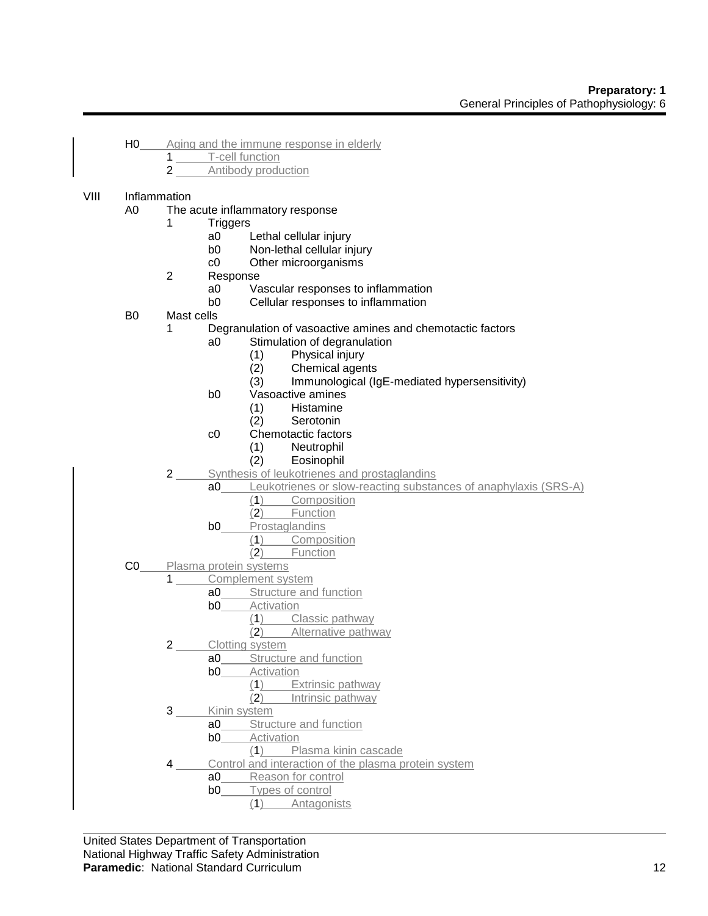- H0 Aging and the immune response in elderly
  - 1 T-cell function
  - 2 Antibody production

VIII Inflammation

- A0 The acute inflammatory response
  - 1 Triggers
    - a0 Lethal cellular injury
    - b0 Non-lethal cellular injury
    - c0 Other microorganisms
  - 2 Response
    - a0 Vascular responses to inflammation
    - b0 Cellular responses to inflammation
- B0 Mast cells
  - 1 Degranulation of vasoactive amines and chemotactic factors
    - a0 Stimulation of degranulation
      - (1) Physical injury
      - (2) Chemical agents
      - (3) Immunological (IgE-mediated hypersensitivity)
    - b0 Vasoactive amines
      - (1) Histamine
      - (2) Serotonin
    - c0 Chemotactic factors
      - (1) Neutrophil
      - (2) Eosinophil
  - 2 Synthesis of leukotrienes and prostaglandins
    - a0 Leukotrienes or slow-reacting substances of anaphylaxis (SRS-A)
      - (1) Composition
      - (2) Function
    - b0 Prostaglandins
      - (1) Composition
      - (2) Function
- C0 Plasma protein systems
  - 1 Complement system
    - a0 Structure and function
    - b0 Activation
      - (1) Classic pathway
      - (2) Alternative pathway
  - 2 Clotting system
    - a0 Structure and function
    - b0 Activation
      - (1) Extrinsic pathway
      - (2) Intrinsic pathway
  - 3 Kinin system
    - a0 Structure and function
    - b0 Activation
      - (1) Plasma kinin cascade
  - 4 Control and interaction of the plasma protein system
    - a0 Reason for control
    - b0 Types of control
      - (1) Antagonists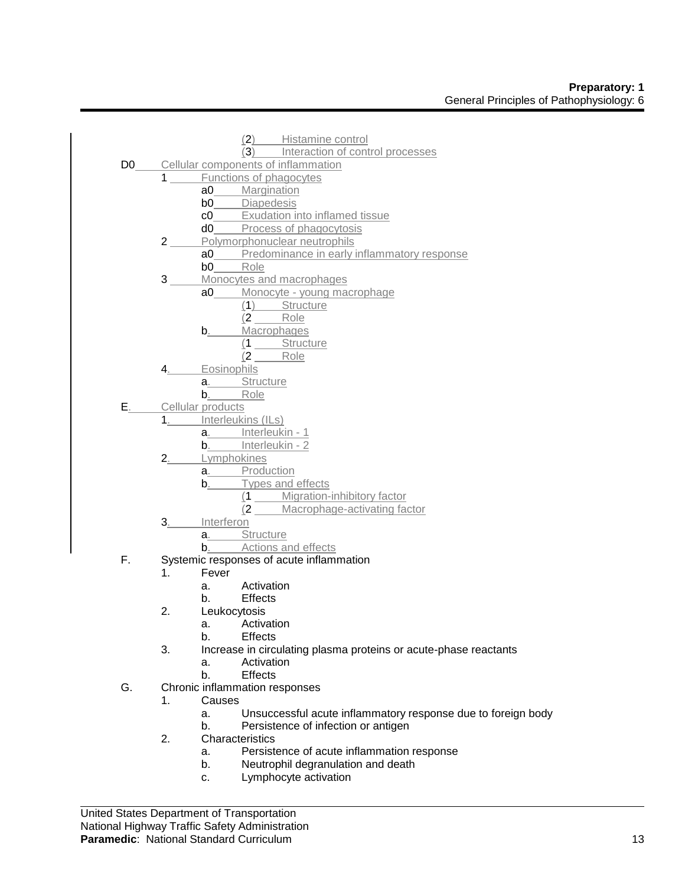(2) Histamine control
(3) Interaction of control processes

D0 Cellular components of inflammation
1 Functions of phagocytes
a0 Margination
b0 Diapedesis
c0 Exudation into inflamed tissue
d0 Process of phagocytosis
2 Polymorphonuclear neutrophils
a0 Predominance in early inflammatory response
b0 Role
3 Monocytes and macrophages
a0 Monocyte - young macrophage
(1) Structure
(2 Role
b. Macrophages
(1 Structure
(2 Role
4. Eosinophils
a. Structure
b. Role

E. Cellular products
1. Interleukins (ILs)
a. Interleukin - 1
b. Interleukin - 2
2. Lymphokines
a. Production
b. Types and effects
(1 Migration-inhibitory factor
(2 Macrophage-activating factor
3. Interferon
a. Structure
b. Actions and effects

F. Systemic responses of acute inflammation
1. Fever
a. Activation
b. Effects
2. Leukocytosis
a. Activation
b. Effects
3. Increase in circulating plasma proteins or acute-phase reactants
a. Activation
b. Effects

G. Chronic inflammation responses
1. Causes
a. Unsuccessful acute inflammatory response due to foreign body
b. Persistence of infection or antigen
2. Characteristics
a. Persistence of acute inflammation response
b. Neutrophil degranulation and death
c. Lymphocyte activation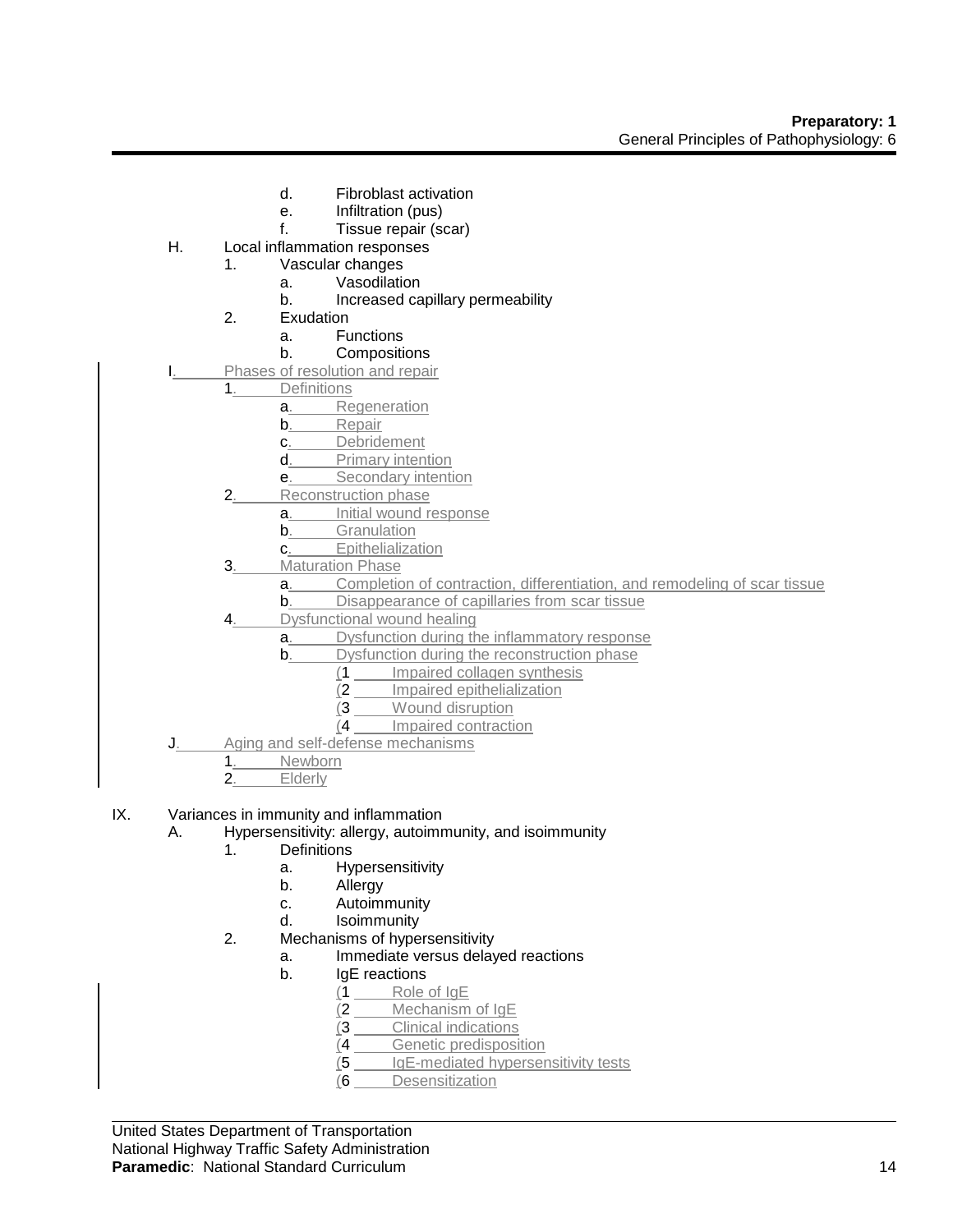- d. Fibroblast activation
- e. Infiltration (pus)
- f. Tissue repair (scar)

H. Local inflammation responses
1. Vascular changes
   - a. Vasodilation
   - b. Increased capillary permeability
2. Exudation
   - a. Functions
   - b. Compositions

I. Phases of resolution and repair
1. Definitions
   - a. Regeneration
   - b. Repair
   - c. Debridement
   - d. Primary intention
   - e. Secondary intention
2. Reconstruction phase
   - a. Initial wound response
   - b. Granulation
   - c. Epithelialization
3. Maturation Phase
   - a. Completion of contraction, differentiation, and remodeling of scar tissue
   - b. Disappearance of capillaries from scar tissue
4. Dysfunctional wound healing
   - a. Dysfunction during the inflammatory response
   - b. Dysfunction during the reconstruction phase
     - (1 Impaired collagen synthesis
     - (2 Impaired epithelialization
     - (3 Wound disruption
     - (4 Impaired contraction

J. Aging and self-defense mechanisms
1. Newborn
2. Elderly

IX. Variances in immunity and inflammation

A. Hypersensitivity: allergy, autoimmunity, and isoimmunity
1. Definitions
   - a. Hypersensitivity
   - b. Allergy
   - c. Autoimmunity
   - d. Isoimmunity
2. Mechanisms of hypersensitivity
   - a. Immediate versus delayed reactions
   - b. IgE reactions
     - (1 Role of IgE
     - (2 Mechanism of IgE
     - (3 Clinical indications
     - (4 Genetic predisposition
     - (5 IgE-mediated hypersensitivity tests
     - (6 Desensitization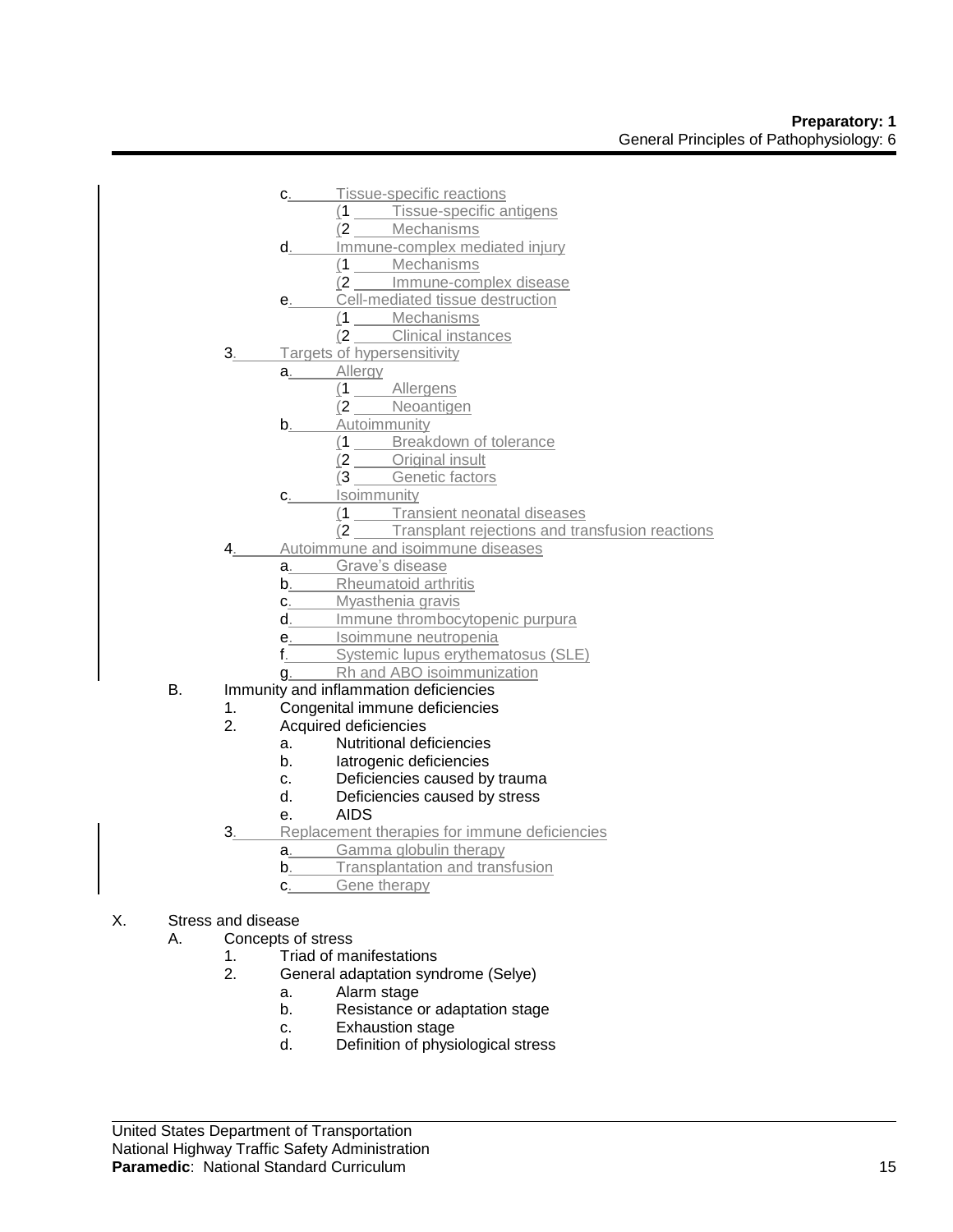- c. Tissue-specific reactions
  - (1 Tissue-specific antigens
  - (2 Mechanisms
- d. Immune-complex mediated injury
  - (1 Mechanisms
  - (2 Immune-complex disease
- e. Cell-mediated tissue destruction
  - (1 Mechanisms
  - (2 Clinical instances

3. Targets of hypersensitivity
   - a. Allergy
     - (1 Allergens
     - (2 Neoantigen
   - b. Autoimmunity
     - (1 Breakdown of tolerance
     - (2 Original insult
     - (3 Genetic factors
   - c. Isoimmunity
     - (1 Transient neonatal diseases
     - (2 Transplant rejections and transfusion reactions
4. Autoimmune and isoimmune diseases
   - a. Grave's disease
   - b. Rheumatoid arthritis
   - c. Myasthenia gravis
   - d. Immune thrombocytopenic purpura
   - e. Isoimmune neutropenia
   - f. Systemic lupus erythematosus (SLE)
   - g. Rh and ABO isoimmunization

B. Immunity and inflammation deficiencies
1. Congenital immune deficiencies
2. Acquired deficiencies
   - a. Nutritional deficiencies
   - b. Iatrogenic deficiencies
   - c. Deficiencies caused by trauma
   - d. Deficiencies caused by stress
   - e. AIDS
3. Replacement therapies for immune deficiencies
   - a. Gamma globulin therapy
   - b. Transplantation and transfusion
   - c. Gene therapy

X. Stress and disease

A. Concepts of stress
1. Triad of manifestations
2. General adaptation syndrome (Selye)
   - a. Alarm stage
   - b. Resistance or adaptation stage
   - c. Exhaustion stage
   - d. Definition of physiological stress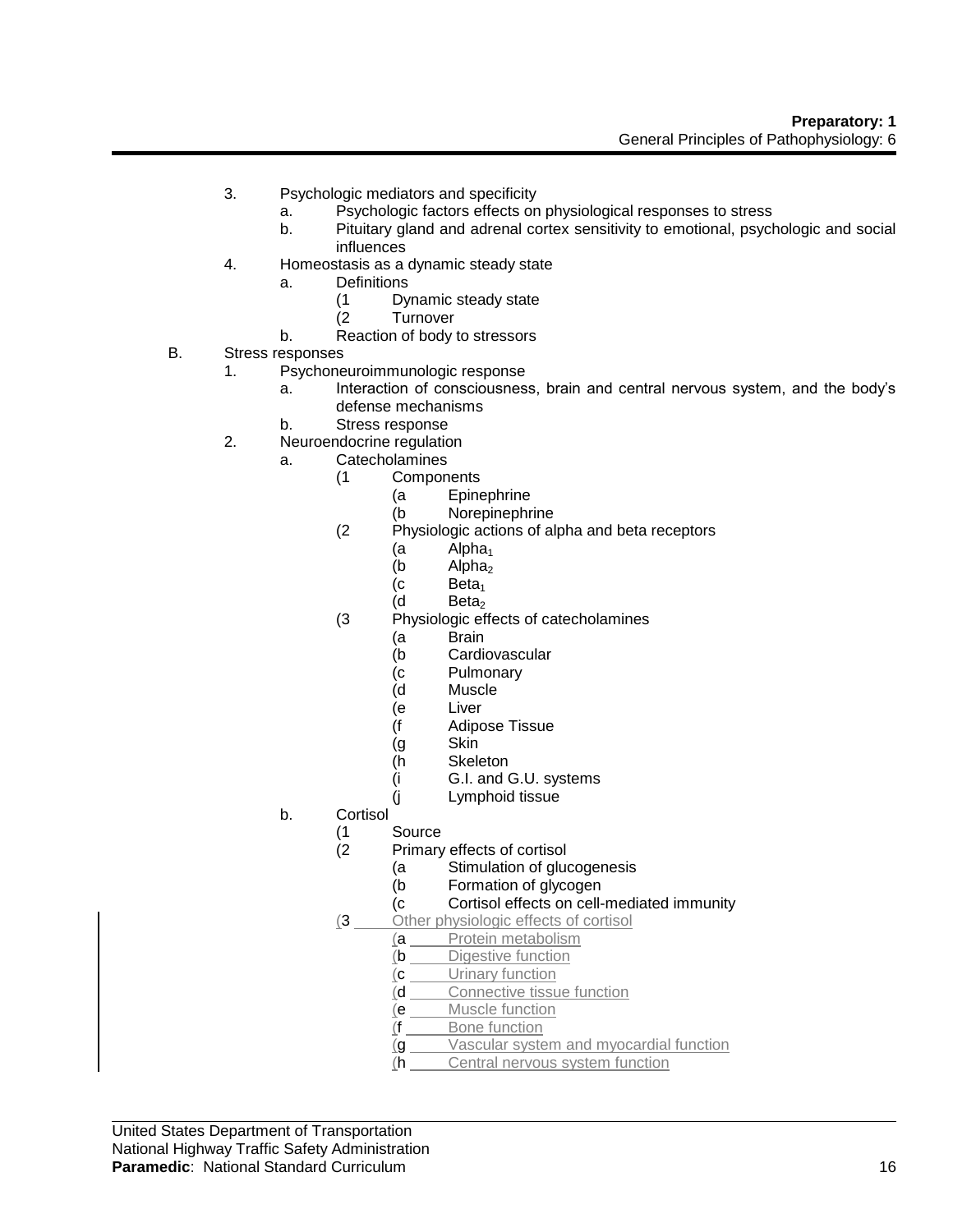3. Psychologic mediators and specificity
    a. Psychologic factors effects on physiological responses to stress
    b. Pituitary gland and adrenal cortex sensitivity to emotional, psychologic and social influences
4. Homeostasis as a dynamic steady state
    a. Definitions
        (1 Dynamic steady state
        (2 Turnover
    b. Reaction of body to stressors

B. Stress responses
1. Psychoneuroimmunologic response
    a. Interaction of consciousness, brain and central nervous system, and the body's defense mechanisms
    b. Stress response
2. Neuroendocrine regulation
    a. Catecholamines
        (1 Components
            (a Epinephrine
            (b Norepinephrine
        (2 Physiologic actions of alpha and beta receptors
            (a $Alpha_1$
            (b $Alpha_2$
            (c $Beta_1$
            (d $Beta_2$
        (3 Physiologic effects of catecholamines
            (a Brain
            (b Cardiovascular
            (c Pulmonary
            (d Muscle
            (e Liver
            (f Adipose Tissue
            (g Skin
            (h Skeleton
            (i G.I. and G.U. systems
            (j Lymphoid tissue
    b. Cortisol
        (1 Source
        (2 Primary effects of cortisol
            (a Stimulation of glucogenesis
            (b Formation of glycogen
            (c Cortisol effects on cell-mediated immunity
        (3 Other physiologic effects of cortisol
            (a Protein metabolism
            (b Digestive function
            (c Urinary function
            (d Connective tissue function
            (e Muscle function
            (f Bone function
            (g Vascular system and myocardial function
            (h Central nervous system function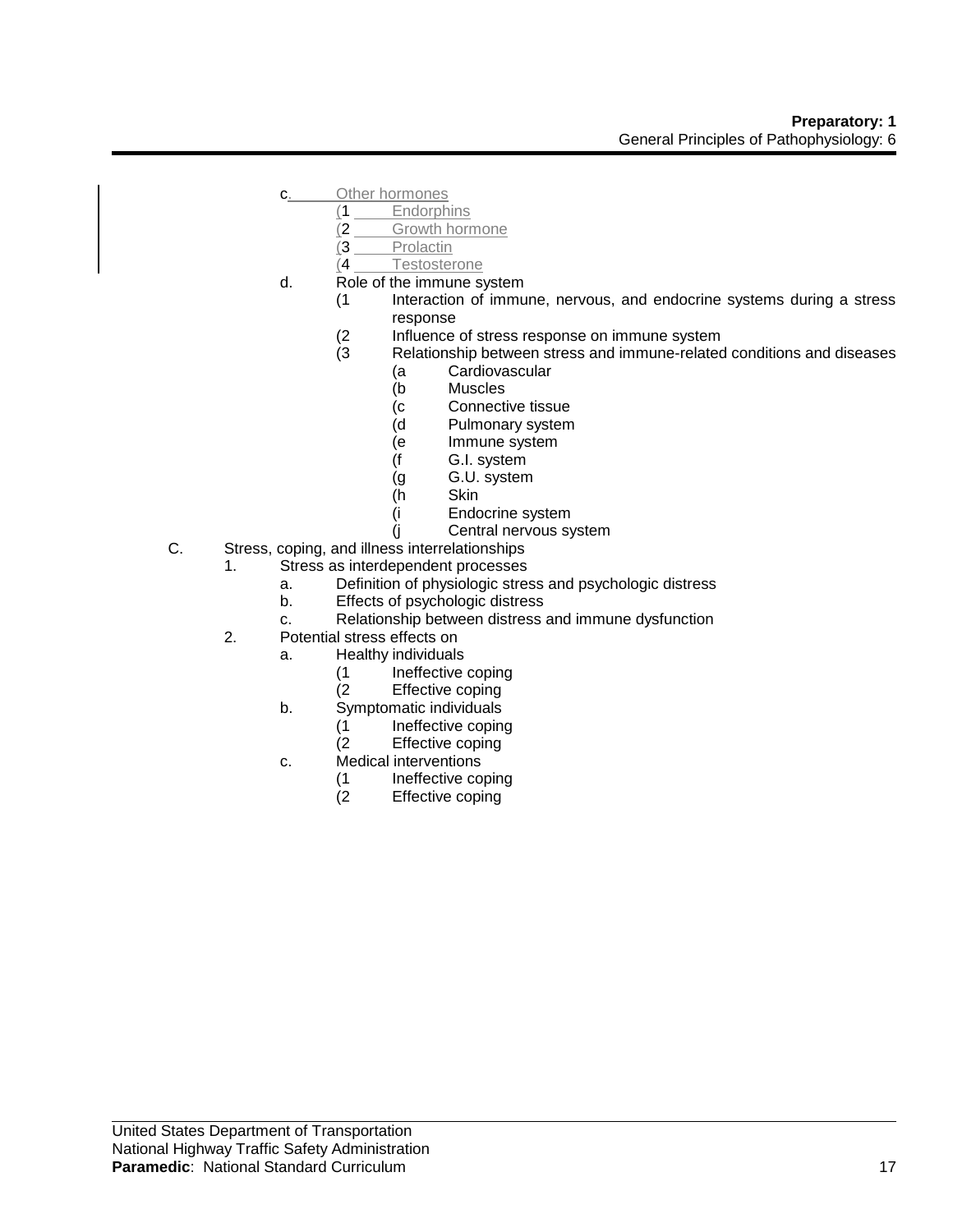c. Other hormones
  (1 Endorphins
  (2 Growth hormone
  (3 Prolactin
  (4 Testosterone

d. Role of the immune system
  (1 Interaction of immune, nervous, and endocrine systems during a stress response
  (2 Influence of stress response on immune system
  (3 Relationship between stress and immune-related conditions and diseases
    (a Cardiovascular
    (b Muscles
    (c Connective tissue
    (d Pulmonary system
    (e Immune system
    (f G.I. system
    (g G.U. system
    (h Skin
    (i Endocrine system
    (j Central nervous system

C. Stress, coping, and illness interrelationships
  1. Stress as interdependent processes
    a. Definition of physiologic stress and psychologic distress
    b. Effects of psychologic distress
    c. Relationship between distress and immune dysfunction
  2. Potential stress effects on
    a. Healthy individuals
      (1 Ineffective coping
      (2 Effective coping
    b. Symptomatic individuals
      (1 Ineffective coping
      (2 Effective coping
    c. Medical interventions
      (1 Ineffective coping
      (2 Effective coping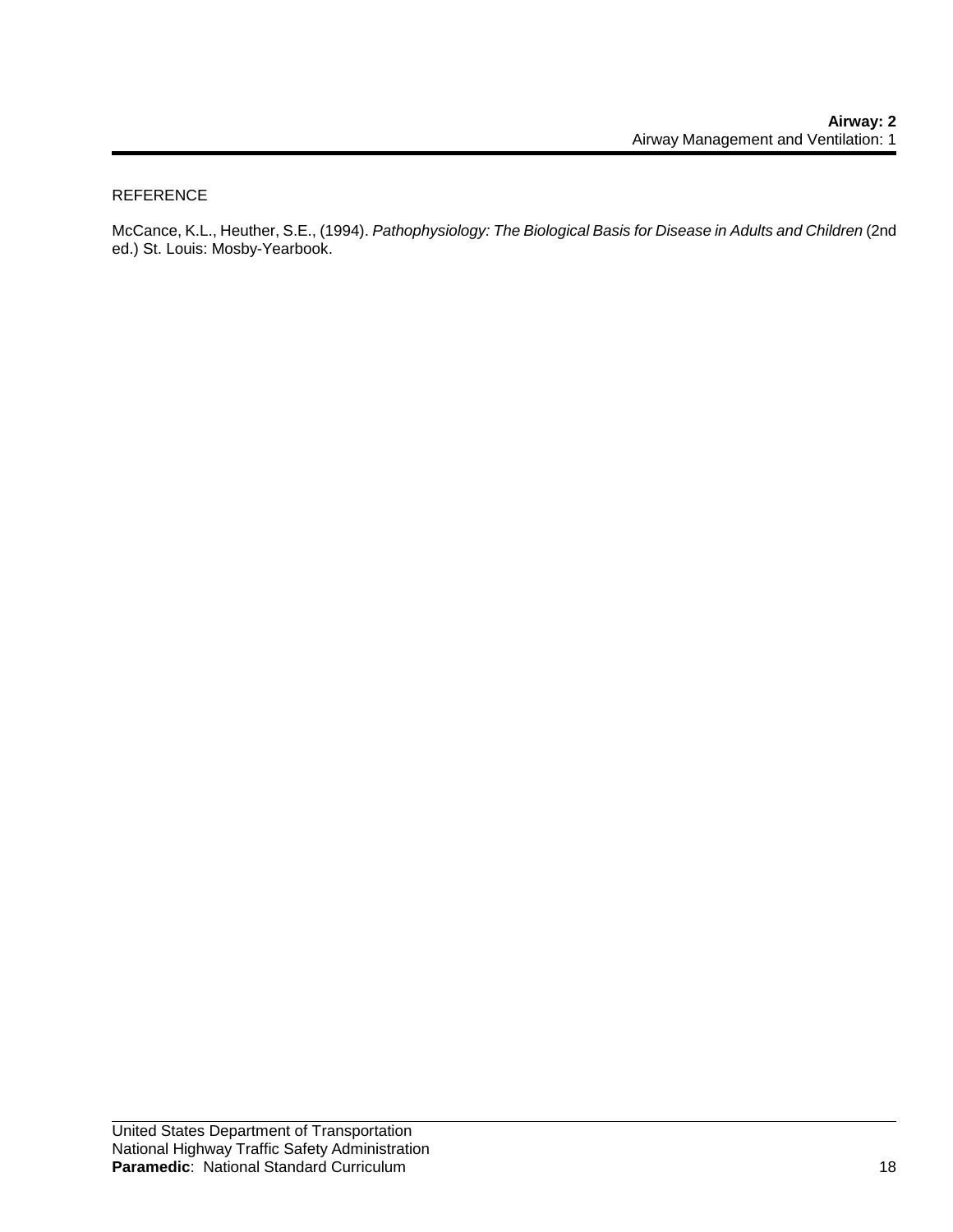REFERENCE

McCance, K.L., Heuther, S.E., (1994). *Pathophysiology: The Biological Basis for Disease in Adults and Children* (2nd ed.) St. Louis: Mosby-Yearbook.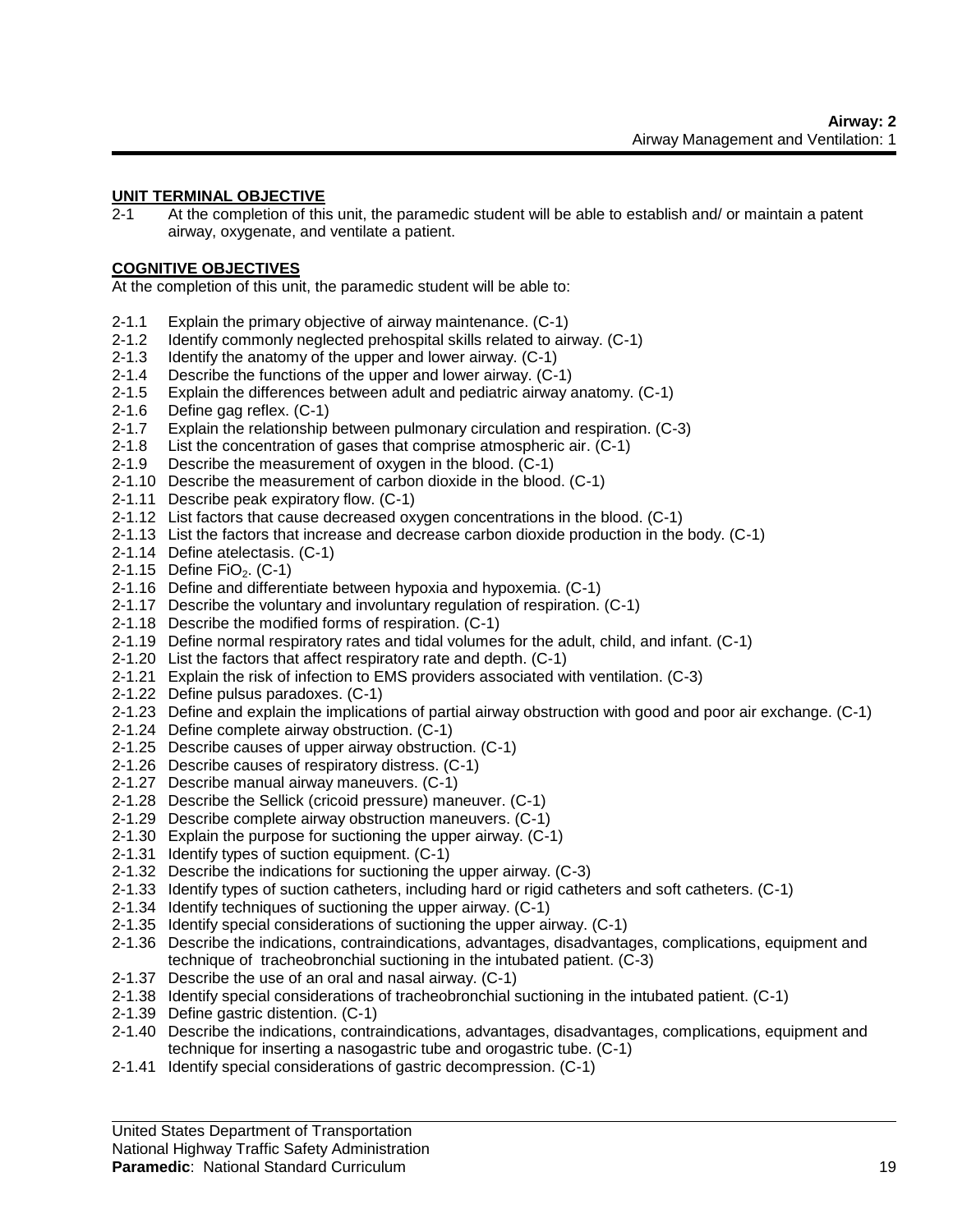## UNIT TERMINAL OBJECTIVE

2-1 At the completion of this unit, the paramedic student will be able to establish and/ or maintain a patent airway, oxygenate, and ventilate a patient.

## COGNITIVE OBJECTIVES

At the completion of this unit, the paramedic student will be able to:

2-1.1 Explain the primary objective of airway maintenance. (C-1)
2-1.2 Identify commonly neglected prehospital skills related to airway. (C-1)
2-1.3 Identify the anatomy of the upper and lower airway. (C-1)
2-1.4 Describe the functions of the upper and lower airway. (C-1)
2-1.5 Explain the differences between adult and pediatric airway anatomy. (C-1)
2-1.6 Define gag reflex. (C-1)
2-1.7 Explain the relationship between pulmonary circulation and respiration. (C-3)
2-1.8 List the concentration of gases that comprise atmospheric air. (C-1)
2-1.9 Describe the measurement of oxygen in the blood. (C-1)
2-1.10 Describe the measurement of carbon dioxide in the blood. (C-1)
2-1.11 Describe peak expiratory flow. (C-1)
2-1.12 List factors that cause decreased oxygen concentrations in the blood. (C-1)
2-1.13 List the factors that increase and decrease carbon dioxide production in the body. (C-1)
2-1.14 Define atelectasis. (C-1)
2-1.15 Define $FiO_2$. (C-1)
2-1.16 Define and differentiate between hypoxia and hypoxemia. (C-1)
2-1.17 Describe the voluntary and involuntary regulation of respiration. (C-1)
2-1.18 Describe the modified forms of respiration. (C-1)
2-1.19 Define normal respiratory rates and tidal volumes for the adult, child, and infant. (C-1)
2-1.20 List the factors that affect respiratory rate and depth. (C-1)
2-1.21 Explain the risk of infection to EMS providers associated with ventilation. (C-3)
2-1.22 Define pulsus paradoxes. (C-1)
2-1.23 Define and explain the implications of partial airway obstruction with good and poor air exchange. (C-1)
2-1.24 Define complete airway obstruction. (C-1)
2-1.25 Describe causes of upper airway obstruction. (C-1)
2-1.26 Describe causes of respiratory distress. (C-1)
2-1.27 Describe manual airway maneuvers. (C-1)
2-1.28 Describe the Sellick (cricoid pressure) maneuver. (C-1)
2-1.29 Describe complete airway obstruction maneuvers. (C-1)
2-1.30 Explain the purpose for suctioning the upper airway. (C-1)
2-1.31 Identify types of suction equipment. (C-1)
2-1.32 Describe the indications for suctioning the upper airway. (C-3)
2-1.33 Identify types of suction catheters, including hard or rigid catheters and soft catheters. (C-1)
2-1.34 Identify techniques of suctioning the upper airway. (C-1)
2-1.35 Identify special considerations of suctioning the upper airway. (C-1)
2-1.36 Describe the indications, contraindications, advantages, disadvantages, complications, equipment and technique of tracheobronchial suctioning in the intubated patient. (C-3)
2-1.37 Describe the use of an oral and nasal airway. (C-1)
2-1.38 Identify special considerations of tracheobronchial suctioning in the intubated patient. (C-1)
2-1.39 Define gastric distention. (C-1)
2-1.40 Describe the indications, contraindications, advantages, disadvantages, complications, equipment and technique for inserting a nasogastric tube and orogastric tube. (C-1)
2-1.41 Identify special considerations of gastric decompression. (C-1)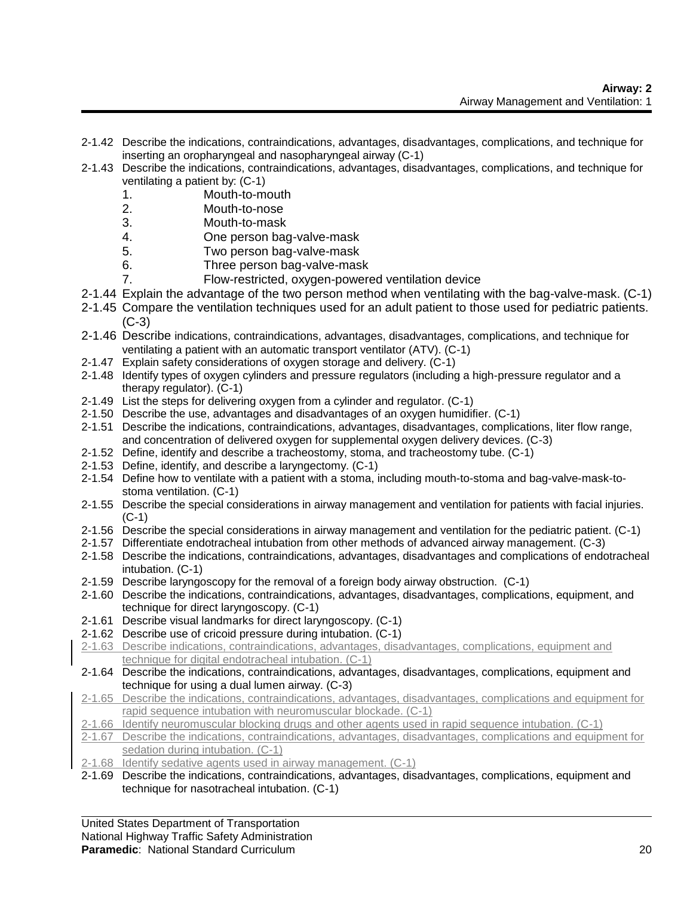2-1.42 Describe the indications, contraindications, advantages, disadvantages, complications, and technique for inserting an oropharyngeal and nasopharyngeal airway (C-1)

2-1.43 Describe the indications, contraindications, advantages, disadvantages, complications, and technique for ventilating a patient by: (C-1)

1. Mouth-to-mouth
2. Mouth-to-nose
3. Mouth-to-mask
4. One person bag-valve-mask
5. Two person bag-valve-mask
6. Three person bag-valve-mask
7. Flow-restricted, oxygen-powered ventilation device

2-1.44 Explain the advantage of the two person method when ventilating with the bag-valve-mask. (C-1)

2-1.45 Compare the ventilation techniques used for an adult patient to those used for pediatric patients. (C-3)

2-1.46 Describe indications, contraindications, advantages, disadvantages, complications, and technique for ventilating a patient with an automatic transport ventilator (ATV). (C-1)

2-1.47 Explain safety considerations of oxygen storage and delivery. (C-1)

2-1.48 Identify types of oxygen cylinders and pressure regulators (including a high-pressure regulator and a therapy regulator). (C-1)

2-1.49 List the steps for delivering oxygen from a cylinder and regulator. (C-1)

2-1.50 Describe the use, advantages and disadvantages of an oxygen humidifier. (C-1)

2-1.51 Describe the indications, contraindications, advantages, disadvantages, complications, liter flow range, and concentration of delivered oxygen for supplemental oxygen delivery devices. (C-3)

2-1.52 Define, identify and describe a tracheostomy, stoma, and tracheostomy tube. (C-1)

2-1.53 Define, identify, and describe a laryngectomy. (C-1)

2-1.54 Define how to ventilate with a patient with a stoma, including mouth-to-stoma and bag-valve-mask-to-stoma ventilation. (C-1)

2-1.55 Describe the special considerations in airway management and ventilation for patients with facial injuries. (C-1)

2-1.56 Describe the special considerations in airway management and ventilation for the pediatric patient. (C-1)

2-1.57 Differentiate endotracheal intubation from other methods of advanced airway management. (C-3)

2-1.58 Describe the indications, contraindications, advantages, disadvantages and complications of endotracheal intubation. (C-1)

2-1.59 Describe laryngoscopy for the removal of a foreign body airway obstruction. (C-1)

2-1.60 Describe the indications, contraindications, advantages, disadvantages, complications, equipment, and technique for direct laryngoscopy. (C-1)

2-1.61 Describe visual landmarks for direct laryngoscopy. (C-1)

2-1.62 Describe use of cricoid pressure during intubation. (C-1)

2-1.63 Describe indications, contraindications, advantages, disadvantages, complications, equipment and technique for digital endotracheal intubation. (C-1)

2-1.64 Describe the indications, contraindications, advantages, disadvantages, complications, equipment and technique for using a dual lumen airway. (C-3)

2-1.65 Describe the indications, contraindications, advantages, disadvantages, complications and equipment for rapid sequence intubation with neuromuscular blockade. (C-1)

2-1.66 Identify neuromuscular blocking drugs and other agents used in rapid sequence intubation. (C-1)

2-1.67 Describe the indications, contraindications, advantages, disadvantages, complications and equipment for sedation during intubation. (C-1)

2-1.68 Identify sedative agents used in airway management. (C-1)

2-1.69 Describe the indications, contraindications, advantages, disadvantages, complications, equipment and technique for nasotracheal intubation. (C-1)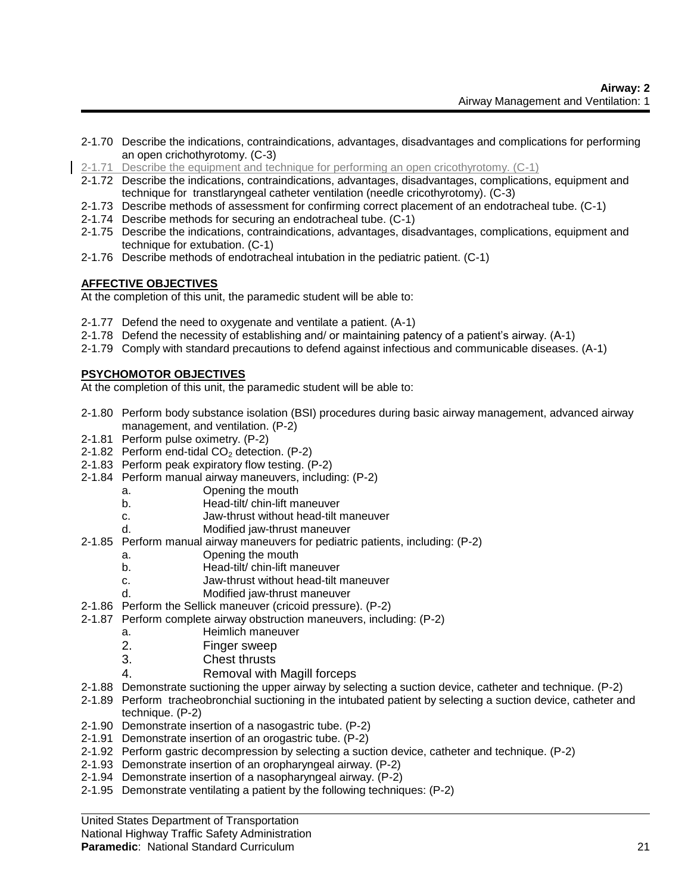2-1.70 Describe the indications, contraindications, advantages, disadvantages and complications for performing an open crichothyrotomy. (C-3)
2-1.71 Describe the equipment and technique for performing an open cricothyrotomy. (C-1)
2-1.72 Describe the indications, contraindications, advantages, disadvantages, complications, equipment and technique for transtlaryngeal catheter ventilation (needle cricothyrotomy). (C-3)
2-1.73 Describe methods of assessment for confirming correct placement of an endotracheal tube. (C-1)
2-1.74 Describe methods for securing an endotracheal tube. (C-1)
2-1.75 Describe the indications, contraindications, advantages, disadvantages, complications, equipment and technique for extubation. (C-1)
2-1.76 Describe methods of endotracheal intubation in the pediatric patient. (C-1)

**AFFECTIVE OBJECTIVES**

At the completion of this unit, the paramedic student will be able to:

2-1.77 Defend the need to oxygenate and ventilate a patient. (A-1)
2-1.78 Defend the necessity of establishing and/ or maintaining patency of a patient's airway. (A-1)
2-1.79 Comply with standard precautions to defend against infectious and communicable diseases. (A-1)

**PSYCHOMOTOR OBJECTIVES**

At the completion of this unit, the paramedic student will be able to:

2-1.80 Perform body substance isolation (BSI) procedures during basic airway management, advanced airway management, and ventilation. (P-2)
2-1.81 Perform pulse oximetry. (P-2)
2-1.82 Perform end-tidal $CO_2$ detection. (P-2)
2-1.83 Perform peak expiratory flow testing. (P-2)
2-1.84 Perform manual airway maneuvers, including: (P-2)
   a. Opening the mouth
   b. Head-tilt/ chin-lift maneuver
   c. Jaw-thrust without head-tilt maneuver
   d. Modified jaw-thrust maneuver
2-1.85 Perform manual airway maneuvers for pediatric patients, including: (P-2)
   a. Opening the mouth
   b. Head-tilt/ chin-lift maneuver
   c. Jaw-thrust without head-tilt maneuver
   d. Modified jaw-thrust maneuver
2-1.86 Perform the Sellick maneuver (cricoid pressure). (P-2)
2-1.87 Perform complete airway obstruction maneuvers, including: (P-2)
   a. Heimlich maneuver
   2. Finger sweep
   3. Chest thrusts
   4. Removal with Magill forceps
2-1.88 Demonstrate suctioning the upper airway by selecting a suction device, catheter and technique. (P-2)
2-1.89 Perform tracheobronchial suctioning in the intubated patient by selecting a suction device, catheter and technique. (P-2)
2-1.90 Demonstrate insertion of a nasogastric tube. (P-2)
2-1.91 Demonstrate insertion of an orogastric tube. (P-2)
2-1.92 Perform gastric decompression by selecting a suction device, catheter and technique. (P-2)
2-1.93 Demonstrate insertion of an oropharyngeal airway. (P-2)
2-1.94 Demonstrate insertion of a nasopharyngeal airway. (P-2)
2-1.95 Demonstrate ventilating a patient by the following techniques: (P-2)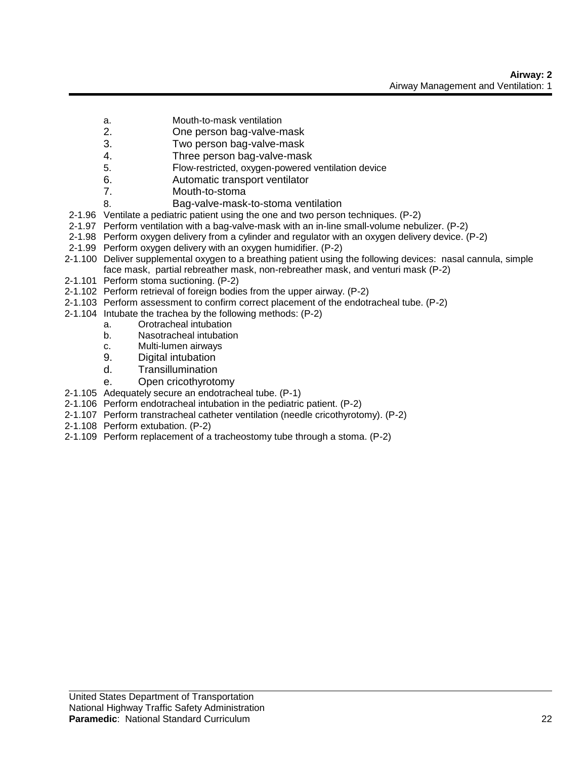a. Mouth-to-mask ventilation
2. One person bag-valve-mask
3. Two person bag-valve-mask
4. Three person bag-valve-mask
5. Flow-restricted, oxygen-powered ventilation device
6. Automatic transport ventilator
7. Mouth-to-stoma
8. Bag-valve-mask-to-stoma ventilation

2-1.96 Ventilate a pediatric patient using the one and two person techniques. (P-2)
2-1.97 Perform ventilation with a bag-valve-mask with an in-line small-volume nebulizer. (P-2)
2-1.98 Perform oxygen delivery from a cylinder and regulator with an oxygen delivery device. (P-2)
2-1.99 Perform oxygen delivery with an oxygen humidifier. (P-2)
2-1.100 Deliver supplemental oxygen to a breathing patient using the following devices: nasal cannula, simple face mask, partial rebreather mask, non-rebreather mask, and venturi mask (P-2)
2-1.101 Perform stoma suctioning. (P-2)
2-1.102 Perform retrieval of foreign bodies from the upper airway. (P-2)
2-1.103 Perform assessment to confirm correct placement of the endotracheal tube. (P-2)
2-1.104 Intubate the trachea by the following methods: (P-2)

a. Orotracheal intubation
b. Nasotracheal intubation
c. Multi-lumen airways
9. Digital intubation
d. Transillumination
e. Open cricothyrotomy

2-1.105 Adequately secure an endotracheal tube. (P-1)
2-1.106 Perform endotracheal intubation in the pediatric patient. (P-2)
2-1.107 Perform transtracheal catheter ventilation (needle cricothyrotomy). (P-2)
2-1.108 Perform extubation. (P-2)
2-1.109 Perform replacement of a tracheostomy tube through a stoma. (P-2)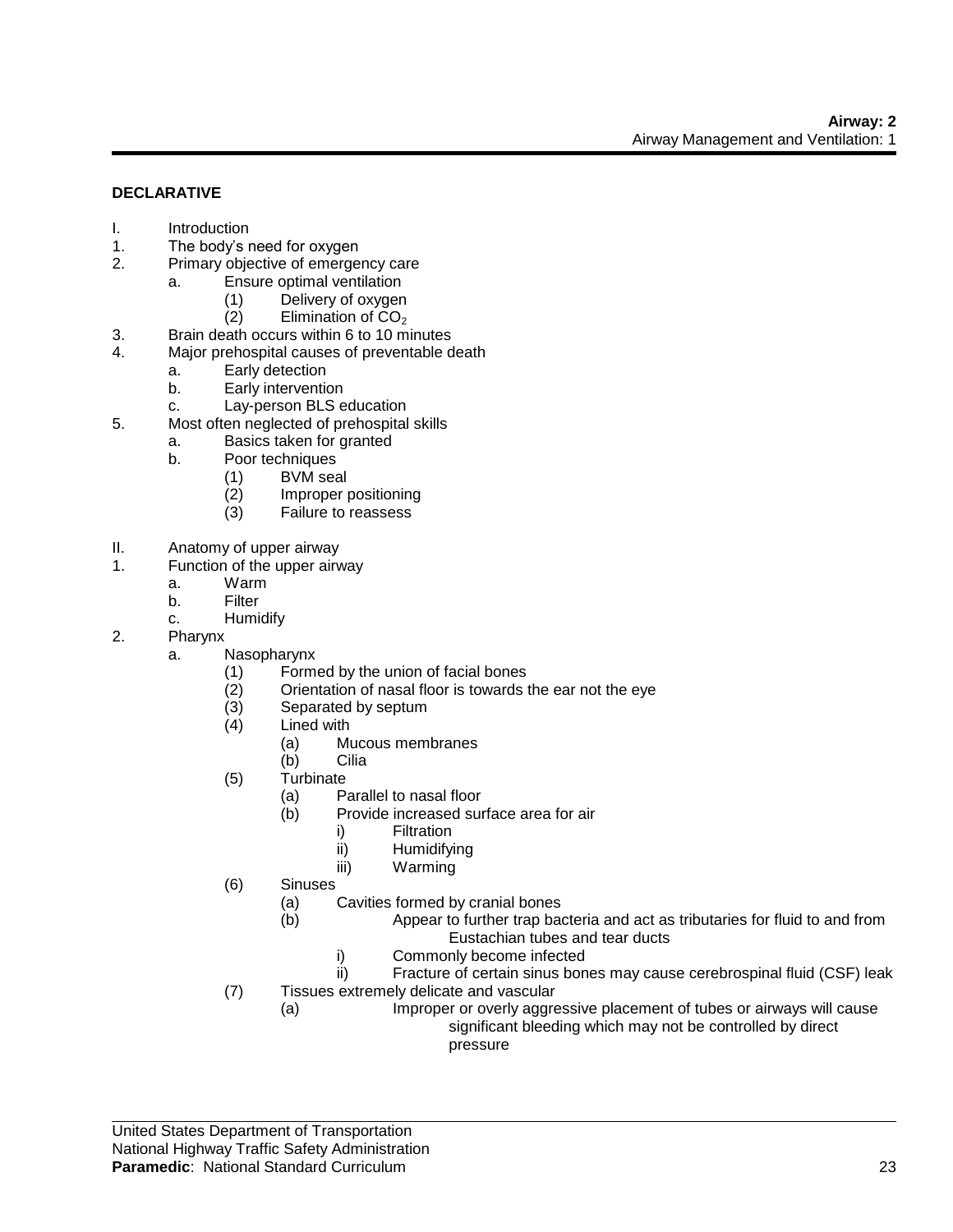**DECLARATIVE**

I. Introduction

1. The body's need for oxygen
2. Primary objective of emergency care
    - a. Ensure optimal ventilation
        - (1) Delivery of oxygen
        - (2) Elimination of $CO_2$
3. Brain death occurs within 6 to 10 minutes
4. Major prehospital causes of preventable death
    - a. Early detection
    - b. Early intervention
    - c. Lay-person BLS education
5. Most often neglected of prehospital skills
    - a. Basics taken for granted
    - b. Poor techniques
        - (1) BVM seal
        - (2) Improper positioning
        - (3) Failure to reassess

II. Anatomy of upper airway

1. Function of the upper airway
    - a. Warm
    - b. Filter
    - c. Humidify
2. Pharynx
    - a. Nasopharynx
        - (1) Formed by the union of facial bones
        - (2) Orientation of nasal floor is towards the ear not the eye
        - (3) Separated by septum
        - (4) Lined with
            - (a) Mucous membranes
            - (b) Cilia
        - (5) Turbinate
            - (a) Parallel to nasal floor
            - (b) Provide increased surface area for air
                - i) Filtration
                - ii) Humidifying
                - iii) Warming
        - (6) Sinuses
            - (a) Cavities formed by cranial bones
            - (b) Appear to further trap bacteria and act as tributaries for fluid to and from Eustachian tubes and tear ducts
                - i) Commonly become infected
                - ii) Fracture of certain sinus bones may cause cerebrospinal fluid (CSF) leak
        - (7) Tissues extremely delicate and vascular
            - (a) Improper or overly aggressive placement of tubes or airways will cause significant bleeding which may not be controlled by direct pressure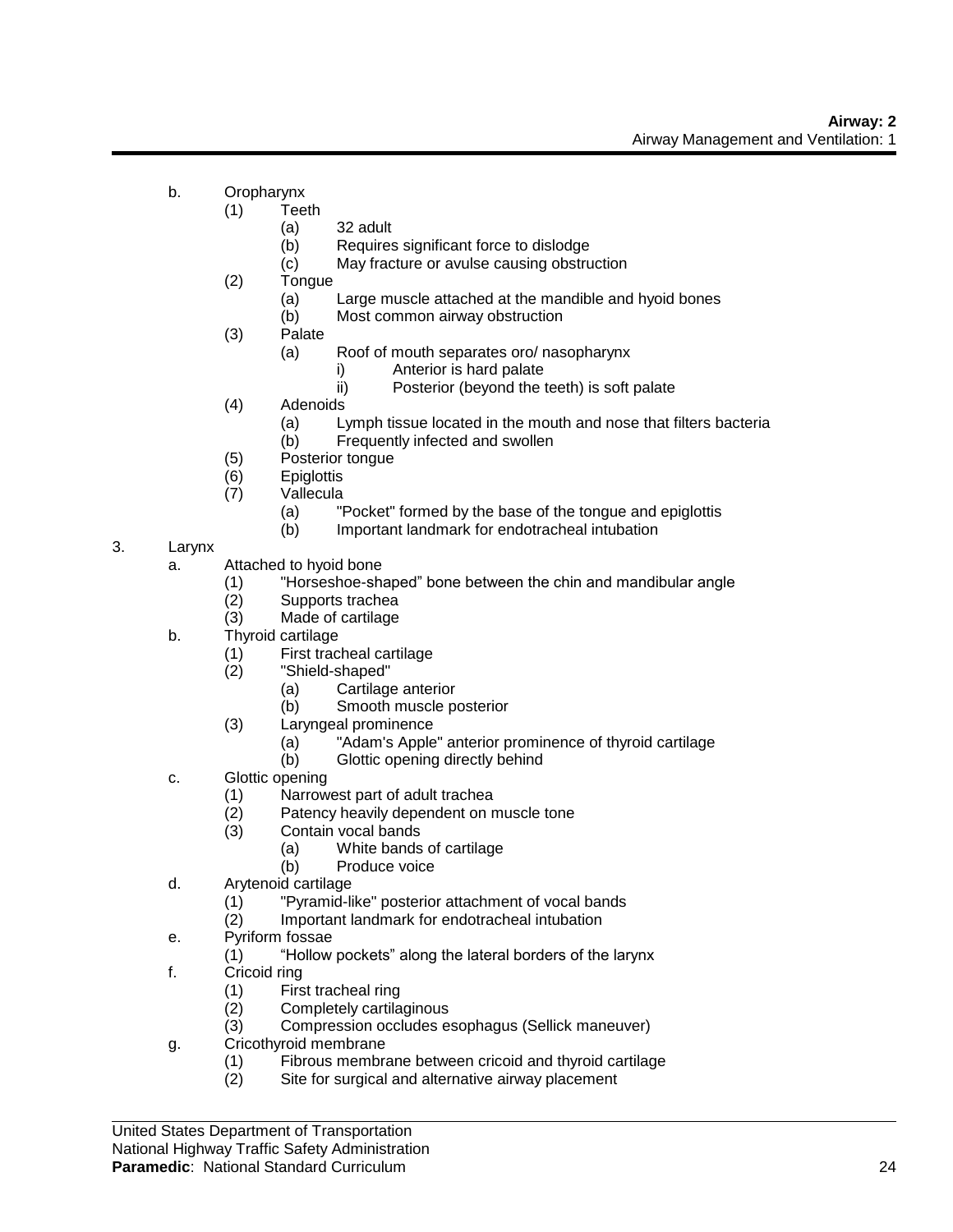b. Oropharynx
   (1) Teeth
      (a) 32 adult
      (b) Requires significant force to dislodge
      (c) May fracture or avulse causing obstruction
   (2) Tongue
      (a) Large muscle attached at the mandible and hyoid bones
      (b) Most common airway obstruction
   (3) Palate
      (a) Roof of mouth separates oro/ nasopharynx
         i) Anterior is hard palate
         ii) Posterior (beyond the teeth) is soft palate
   (4) Adenoids
      (a) Lymph tissue located in the mouth and nose that filters bacteria
      (b) Frequently infected and swollen
   (5) Posterior tongue
   (6) Epiglottis
   (7) Vallecula
      (a) "Pocket" formed by the base of the tongue and epiglottis
      (b) Important landmark for endotracheal intubation

3. Larynx
   a. Attached to hyoid bone
      (1) "Horseshoe-shaped" bone between the chin and mandibular angle
      (2) Supports trachea
      (3) Made of cartilage
   b. Thyroid cartilage
      (1) First tracheal cartilage
      (2) "Shield-shaped"
         (a) Cartilage anterior
         (b) Smooth muscle posterior
      (3) Laryngeal prominence
         (a) "Adam's Apple" anterior prominence of thyroid cartilage
         (b) Glottic opening directly behind
   c. Glottic opening
      (1) Narrowest part of adult trachea
      (2) Patency heavily dependent on muscle tone
      (3) Contain vocal bands
         (a) White bands of cartilage
         (b) Produce voice
   d. Arytenoid cartilage
      (1) "Pyramid-like" posterior attachment of vocal bands
      (2) Important landmark for endotracheal intubation
   e. Pyriform fossae
      (1) "Hollow pockets" along the lateral borders of the larynx
   f. Cricoid ring
      (1) First tracheal ring
      (2) Completely cartilaginous
      (3) Compression occludes esophagus (Sellick maneuver)
   g. Cricothyroid membrane
      (1) Fibrous membrane between cricoid and thyroid cartilage
      (2) Site for surgical and alternative airway placement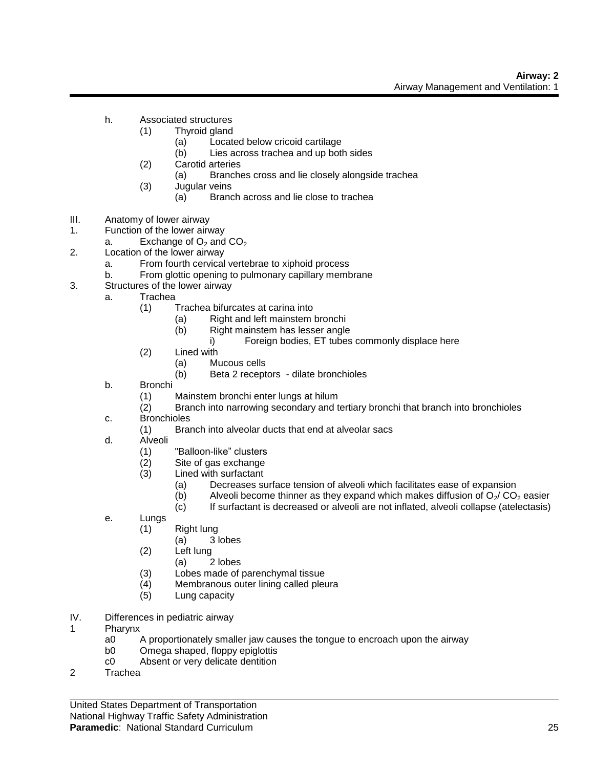h. Associated structures
   (1) Thyroid gland
      (a) Located below cricoid cartilage
      (b) Lies across trachea and up both sides
   (2) Carotid arteries
      (a) Branches cross and lie closely alongside trachea
   (3) Jugular veins
      (a) Branch across and lie close to trachea

III. Anatomy of lower airway

1. Function of the lower airway
   a. Exchange of $O_2$ and $CO_2$
2. Location of the lower airway
   a. From fourth cervical vertebrae to xiphoid process
   b. From glottic opening to pulmonary capillary membrane
3. Structures of the lower airway
   a. Trachea
      (1) Trachea bifurcates at carina into
         (a) Right and left mainstem bronchi
         (b) Right mainstem has lesser angle
            i) Foreign bodies, ET tubes commonly displace here
      (2) Lined with
         (a) Mucous cells
         (b) Beta 2 receptors - dilate bronchioles
   b. Bronchi
      (1) Mainstem bronchi enter lungs at hilum
      (2) Branch into narrowing secondary and tertiary bronchi that branch into bronchioles
   c. Bronchioles
      (1) Branch into alveolar ducts that end at alveolar sacs
   d. Alveoli
      (1) "Balloon-like" clusters
      (2) Site of gas exchange
      (3) Lined with surfactant
         (a) Decreases surface tension of alveoli which facilitates ease of expansion
         (b) Alveoli become thinner as they expand which makes diffusion of $O_2$/ $CO_2$ easier
         (c) If surfactant is decreased or alveoli are not inflated, alveoli collapse (atelectasis)
   e. Lungs
      (1) Right lung
         (a) 3 lobes
      (2) Left lung
         (a) 2 lobes
      (3) Lobes made of parenchymal tissue
      (4) Membranous outer lining called pleura
      (5) Lung capacity

IV. Differences in pediatric airway

1 Pharynx
   a0 A proportionately smaller jaw causes the tongue to encroach upon the airway
   b0 Omega shaped, floppy epiglottis
   c0 Absent or very delicate dentition
2 Trachea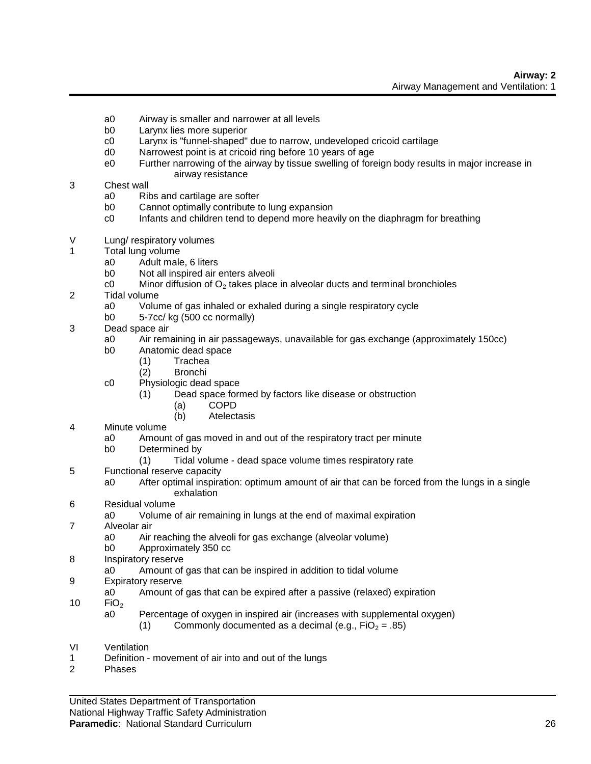a0 Airway is smaller and narrower at all levels
b0 Larynx lies more superior
c0 Larynx is "funnel-shaped" due to narrow, undeveloped cricoid cartilage
d0 Narrowest point is at cricoid ring before 10 years of age
e0 Further narrowing of the airway by tissue swelling of foreign body results in major increase in airway resistance

3 Chest wall
  a0 Ribs and cartilage are softer
  b0 Cannot optimally contribute to lung expansion
  c0 Infants and children tend to depend more heavily on the diaphragm for breathing

V Lung/ respiratory volumes

1 Total lung volume
  a0 Adult male, 6 liters
  b0 Not all inspired air enters alveoli
  c0 Minor diffusion of $O_2$ takes place in alveolar ducts and terminal bronchioles

2 Tidal volume
  a0 Volume of gas inhaled or exhaled during a single respiratory cycle
  b0 5-7cc/ kg (500 cc normally)

3 Dead space air
  a0 Air remaining in air passageways, unavailable for gas exchange (approximately 150cc)
  b0 Anatomic dead space
    (1) Trachea
    (2) Bronchi
  c0 Physiologic dead space
    (1) Dead space formed by factors like disease or obstruction
      (a) COPD
      (b) Atelectasis

4 Minute volume
  a0 Amount of gas moved in and out of the respiratory tract per minute
  b0 Determined by
    (1) Tidal volume - dead space volume times respiratory rate

5 Functional reserve capacity
  a0 After optimal inspiration: optimum amount of air that can be forced from the lungs in a single exhalation

6 Residual volume
  a0 Volume of air remaining in lungs at the end of maximal expiration

7 Alveolar air
  a0 Air reaching the alveoli for gas exchange (alveolar volume)
  b0 Approximately 350 cc

8 Inspiratory reserve
  a0 Amount of gas that can be inspired in addition to tidal volume

9 Expiratory reserve
  a0 Amount of gas that can be expired after a passive (relaxed) expiration

10 $FiO_2$
  a0 Percentage of oxygen in inspired air (increases with supplemental oxygen)
    (1) Commonly documented as a decimal (e.g., $FiO_2$ = .85)

VI Ventilation

1 Definition - movement of air into and out of the lungs

2 Phases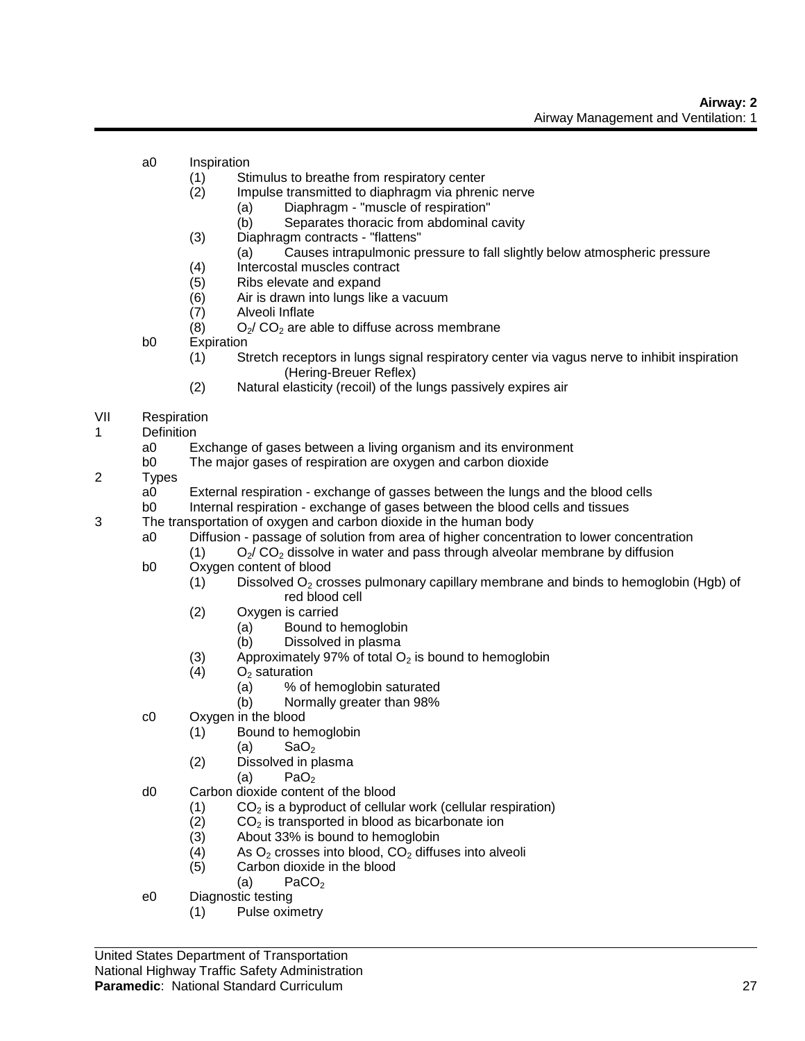a0 Inspiration
- (1) Stimulus to breathe from respiratory center
- (2) Impulse transmitted to diaphragm via phrenic nerve
  - (a) Diaphragm - "muscle of respiration"
  - (b) Separates thoracic from abdominal cavity
- (3) Diaphragm contracts - "flattens"
  - (a) Causes intrapulmonic pressure to fall slightly below atmospheric pressure
- (4) Intercostal muscles contract
- (5) Ribs elevate and expand
- (6) Air is drawn into lungs like a vacuum
- (7) Alveoli Inflate
- (8) $O_2$/ $CO_2$ are able to diffuse across membrane

b0 Expiration
- (1) Stretch receptors in lungs signal respiratory center via vagus nerve to inhibit inspiration (Hering-Breuer Reflex)
- (2) Natural elasticity (recoil) of the lungs passively expires air

VII Respiration

1 Definition
- a0 Exchange of gases between a living organism and its environment
- b0 The major gases of respiration are oxygen and carbon dioxide

2 Types
- a0 External respiration - exchange of gasses between the lungs and the blood cells
- b0 Internal respiration - exchange of gases between the blood cells and tissues

3 The transportation of oxygen and carbon dioxide in the human body
- a0 Diffusion - passage of solution from area of higher concentration to lower concentration
  - (1) $O_2$/ $CO_2$ dissolve in water and pass through alveolar membrane by diffusion
- b0 Oxygen content of blood
  - (1) Dissolved $O_2$ crosses pulmonary capillary membrane and binds to hemoglobin (Hgb) of red blood cell
  - (2) Oxygen is carried
    - (a) Bound to hemoglobin
    - (b) Dissolved in plasma
  - (3) Approximately 97% of total $O_2$ is bound to hemoglobin
  - (4) $O_2$ saturation
    - (a) % of hemoglobin saturated
    - (b) Normally greater than 98%
- c0 Oxygen in the blood
  - (1) Bound to hemoglobin
    - (a) $SaO_2$
  - (2) Dissolved in plasma
    - (a) $PaO_2$
- d0 Carbon dioxide content of the blood
  - (1) $CO_2$ is a byproduct of cellular work (cellular respiration)
  - (2) $CO_2$ is transported in blood as bicarbonate ion
  - (3) About 33% is bound to hemoglobin
  - (4) As $O_2$ crosses into blood, $CO_2$ diffuses into alveoli
  - (5) Carbon dioxide in the blood
    - (a) $PaCO_2$
- e0 Diagnostic testing
  - (1) Pulse oximetry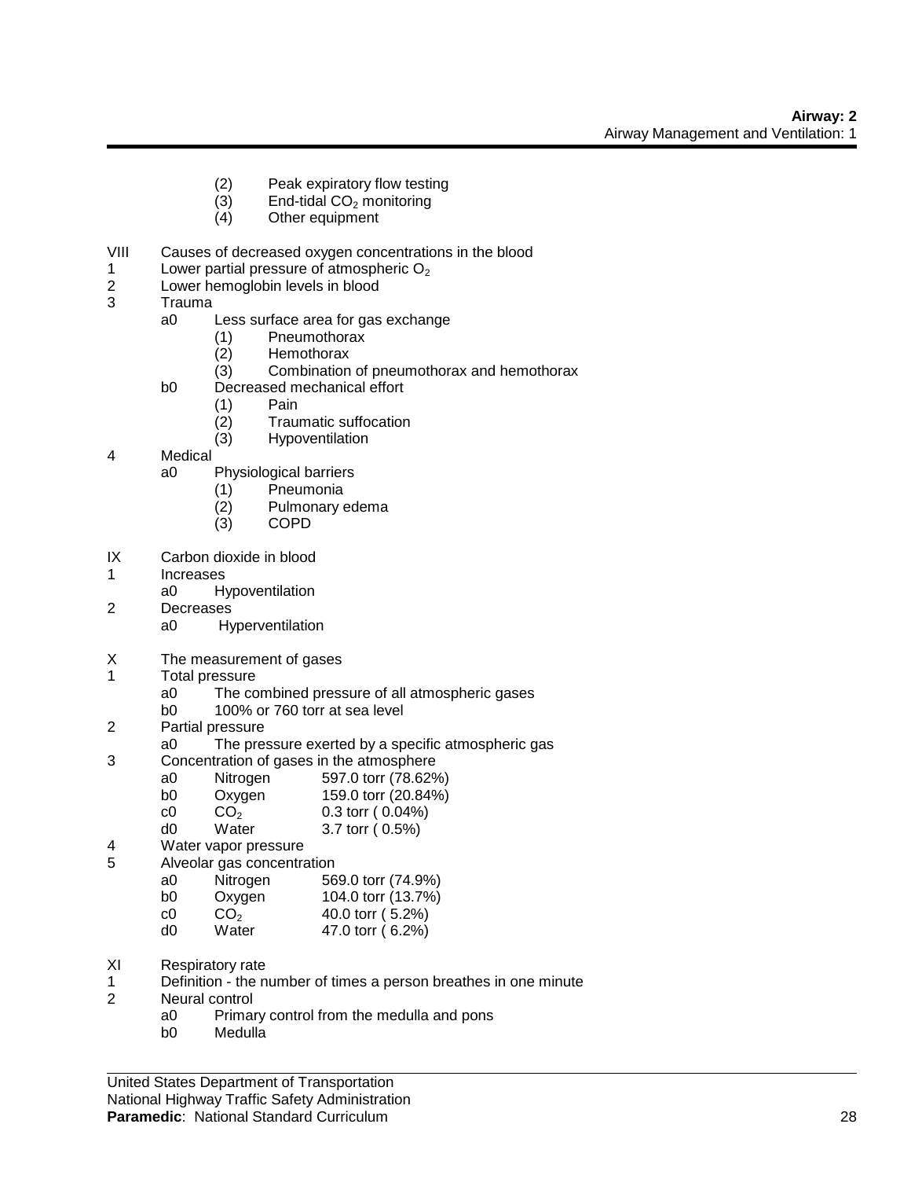(2) Peak expiratory flow testing
(3) End-tidal $CO_2$ monitoring
(4) Other equipment

VIII Causes of decreased oxygen concentrations in the blood
1 Lower partial pressure of atmospheric $O_2$
2 Lower hemoglobin levels in blood
3 Trauma
 a0 Less surface area for gas exchange
  (1) Pneumothorax
  (2) Hemothorax
  (3) Combination of pneumothorax and hemothorax
 b0 Decreased mechanical effort
  (1) Pain
  (2) Traumatic suffocation
  (3) Hypoventilation
4 Medical
 a0 Physiological barriers
  (1) Pneumonia
  (2) Pulmonary edema
  (3) COPD

IX Carbon dioxide in blood
1 Increases
 a0 Hypoventilation
2 Decreases
 a0 Hyperventilation

X The measurement of gases
1 Total pressure
 a0 The combined pressure of all atmospheric gases
 b0 100% or 760 torr at sea level
2 Partial pressure
 a0 The pressure exerted by a specific atmospheric gas
3 Concentration of gases in the atmosphere
 a0 Nitrogen 597.0 torr (78.62%)
 b0 Oxygen 159.0 torr (20.84%)
 c0 $CO_2$ 0.3 torr ( 0.04%)
 d0 Water 3.7 torr ( 0.5%)
4 Water vapor pressure
5 Alveolar gas concentration
 a0 Nitrogen 569.0 torr (74.9%)
 b0 Oxygen 104.0 torr (13.7%)
 c0 $CO_2$ 40.0 torr ( 5.2%)
 d0 Water 47.0 torr ( 6.2%)

XI Respiratory rate
1 Definition - the number of times a person breathes in one minute
2 Neural control
 a0 Primary control from the medulla and pons
 b0 Medulla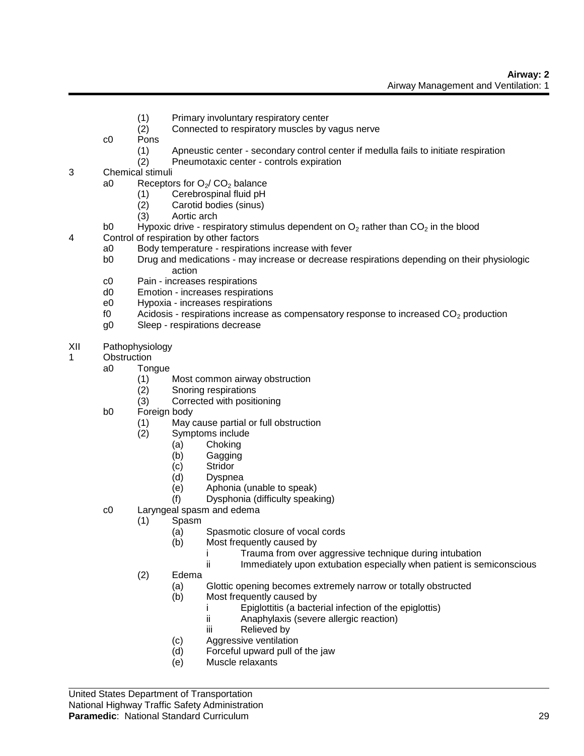(1) Primary involuntary respiratory center
(2) Connected to respiratory muscles by vagus nerve

c0 Pons
(1) Apneustic center - secondary control center if medulla fails to initiate respiration
(2) Pneumotaxic center - controls expiration

3 Chemical stimuli
a0 Receptors for $O_2$/ $CO_2$ balance
(1) Cerebrospinal fluid pH
(2) Carotid bodies (sinus)
(3) Aortic arch
b0 Hypoxic drive - respiratory stimulus dependent on $O_2$ rather than $CO_2$ in the blood

4 Control of respiration by other factors
a0 Body temperature - respirations increase with fever
b0 Drug and medications - may increase or decrease respirations depending on their physiologic action
c0 Pain - increases respirations
d0 Emotion - increases respirations
e0 Hypoxia - increases respirations
f0 Acidosis - respirations increase as compensatory response to increased $CO_2$ production
g0 Sleep - respirations decrease

XII Pathophysiology

1 Obstruction
a0 Tongue
(1) Most common airway obstruction
(2) Snoring respirations
(3) Corrected with positioning
b0 Foreign body
(1) May cause partial or full obstruction
(2) Symptoms include
(a) Choking
(b) Gagging
(c) Stridor
(d) Dyspnea
(e) Aphonia (unable to speak)
(f) Dysphonia (difficulty speaking)
c0 Laryngeal spasm and edema
(1) Spasm
(a) Spasmotic closure of vocal cords
(b) Most frequently caused by
i Trauma from over aggressive technique during intubation
ii Immediately upon extubation especially when patient is semiconscious
(2) Edema
(a) Glottic opening becomes extremely narrow or totally obstructed
(b) Most frequently caused by
i Epiglottitis (a bacterial infection of the epiglottis)
ii Anaphylaxis (severe allergic reaction)
iii Relieved by
(c) Aggressive ventilation
(d) Forceful upward pull of the jaw
(e) Muscle relaxants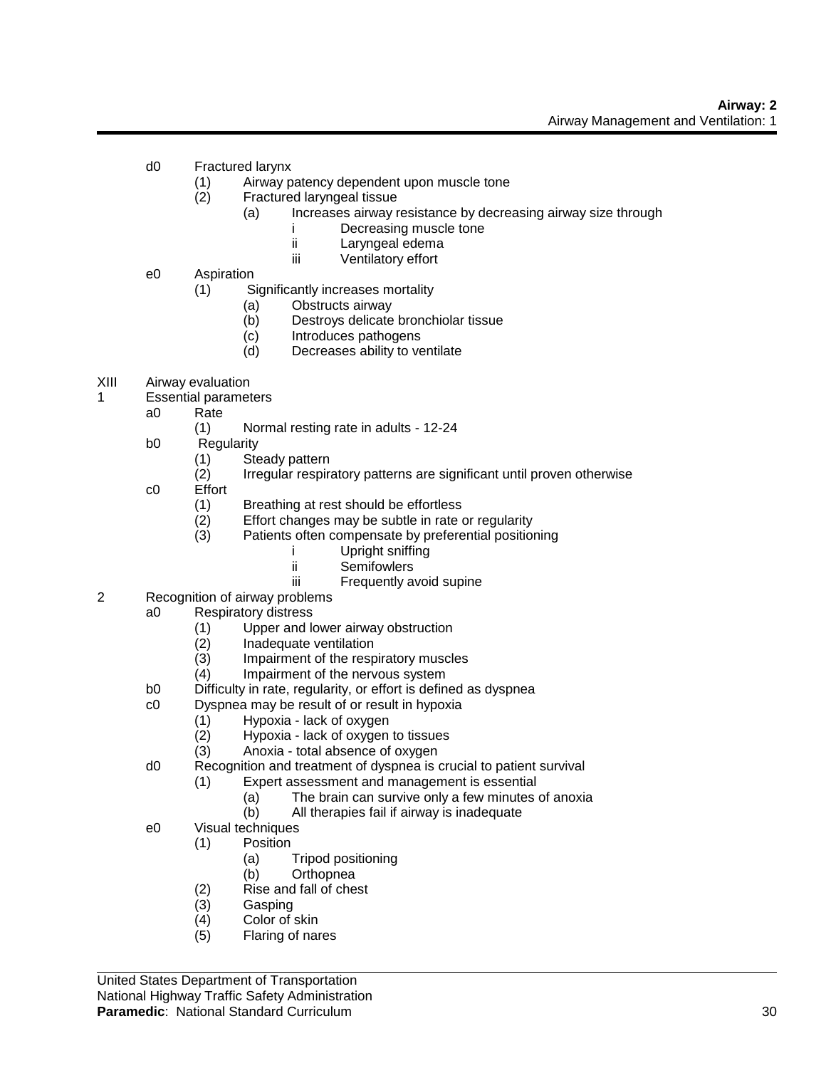d0 Fractured larynx
- (1) Airway patency dependent upon muscle tone
- (2) Fractured laryngeal tissue
  - (a) Increases airway resistance by decreasing airway size through
    - i Decreasing muscle tone
    - ii Laryngeal edema
    - iii Ventilatory effort

e0 Aspiration
- (1) Significantly increases mortality
  - (a) Obstructs airway
  - (b) Destroys delicate bronchiolar tissue
  - (c) Introduces pathogens
  - (d) Decreases ability to ventilate

XIII Airway evaluation

1 Essential parameters

a0 Rate
- (1) Normal resting rate in adults - 12-24

b0 Regularity
- (1) Steady pattern
- (2) Irregular respiratory patterns are significant until proven otherwise

c0 Effort
- (1) Breathing at rest should be effortless
- (2) Effort changes may be subtle in rate or regularity
- (3) Patients often compensate by preferential positioning
  - i Upright sniffing
  - ii Semifowlers
  - iii Frequently avoid supine

2 Recognition of airway problems

a0 Respiratory distress
- (1) Upper and lower airway obstruction
- (2) Inadequate ventilation
- (3) Impairment of the respiratory muscles
- (4) Impairment of the nervous system

b0 Difficulty in rate, regularity, or effort is defined as dyspnea

c0 Dyspnea may be result of or result in hypoxia
- (1) Hypoxia - lack of oxygen
- (2) Hypoxia - lack of oxygen to tissues
- (3) Anoxia - total absence of oxygen

d0 Recognition and treatment of dyspnea is crucial to patient survival
- (1) Expert assessment and management is essential
  - (a) The brain can survive only a few minutes of anoxia
  - (b) All therapies fail if airway is inadequate

e0 Visual techniques
- (1) Position
  - (a) Tripod positioning
  - (b) Orthopnea
- (2) Rise and fall of chest
- (3) Gasping
- (4) Color of skin
- (5) Flaring of nares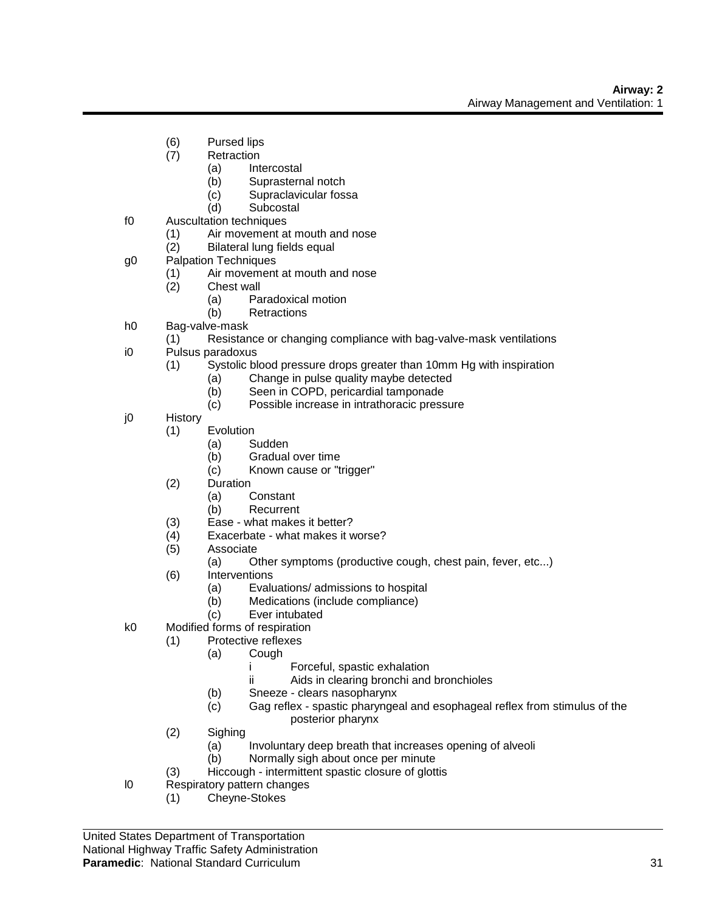(6) Pursed lips
(7) Retraction
  (a) Intercostal
  (b) Suprasternal notch
  (c) Supraclavicular fossa
  (d) Subcostal

f0 Auscultation techniques
  (1) Air movement at mouth and nose
  (2) Bilateral lung fields equal

g0 Palpation Techniques
  (1) Air movement at mouth and nose
  (2) Chest wall
    (a) Paradoxical motion
    (b) Retractions

h0 Bag-valve-mask
  (1) Resistance or changing compliance with bag-valve-mask ventilations

i0 Pulsus paradoxus
  (1) Systolic blood pressure drops greater than 10mm Hg with inspiration
    (a) Change in pulse quality maybe detected
    (b) Seen in COPD, pericardial tamponade
    (c) Possible increase in intrathoracic pressure

j0 History
  (1) Evolution
    (a) Sudden
    (b) Gradual over time
    (c) Known cause or "trigger"
  (2) Duration
    (a) Constant
    (b) Recurrent
  (3) Ease - what makes it better?
  (4) Exacerbate - what makes it worse?
  (5) Associate
    (a) Other symptoms (productive cough, chest pain, fever, etc...)
  (6) Interventions
    (a) Evaluations/ admissions to hospital
    (b) Medications (include compliance)
    (c) Ever intubated

k0 Modified forms of respiration
  (1) Protective reflexes
    (a) Cough
      i Forceful, spastic exhalation
      ii Aids in clearing bronchi and bronchioles
    (b) Sneeze - clears nasopharynx
    (c) Gag reflex - spastic pharyngeal and esophageal reflex from stimulus of the posterior pharynx
  (2) Sighing
    (a) Involuntary deep breath that increases opening of alveoli
    (b) Normally sigh about once per minute
  (3) Hiccough - intermittent spastic closure of glottis

l0 Respiratory pattern changes
  (1) Cheyne-Stokes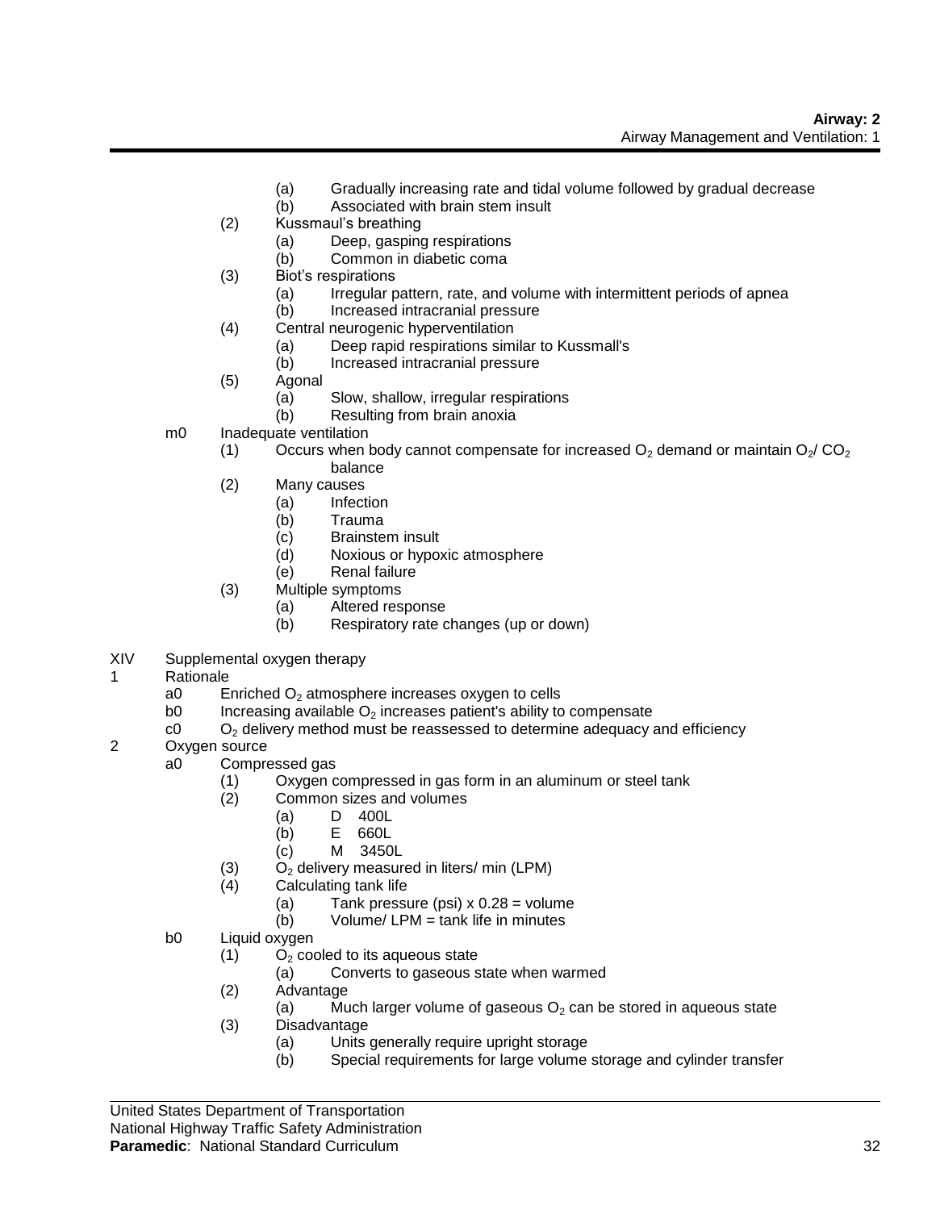- (a) Gradually increasing rate and tidal volume followed by gradual decrease
- (b) Associated with brain stem insult

(2) Kussmaul's breathing
- (a) Deep, gasping respirations
- (b) Common in diabetic coma

(3) Biot's respirations
- (a) Irregular pattern, rate, and volume with intermittent periods of apnea
- (b) Increased intracranial pressure

(4) Central neurogenic hyperventilation
- (a) Deep rapid respirations similar to Kussmall's
- (b) Increased intracranial pressure

(5) Agonal
- (a) Slow, shallow, irregular respirations
- (b) Resulting from brain anoxia

m0 Inadequate ventilation

(1) Occurs when body cannot compensate for increased $O_2$ demand or maintain $O_2$/ $CO_2$ balance

(2) Many causes
- (a) Infection
- (b) Trauma
- (c) Brainstem insult
- (d) Noxious or hypoxic atmosphere
- (e) Renal failure

(3) Multiple symptoms
- (a) Altered response
- (b) Respiratory rate changes (up or down)

XIV Supplemental oxygen therapy

1 Rationale

- a0 Enriched $O_2$ atmosphere increases oxygen to cells
- b0 Increasing available $O_2$ increases patient's ability to compensate
- c0 $O_2$ delivery method must be reassessed to determine adequacy and efficiency

2 Oxygen source

a0 Compressed gas

(1) Oxygen compressed in gas form in an aluminum or steel tank

(2) Common sizes and volumes
- (a) D 400L
- (b) E 660L
- (c) M 3450L

(3) $O_2$ delivery measured in liters/ min (LPM)

(4) Calculating tank life
- (a) Tank pressure (psi) x 0.28 = volume
- (b) Volume/ LPM = tank life in minutes

b0 Liquid oxygen

(1) $O_2$ cooled to its aqueous state
- (a) Converts to gaseous state when warmed

(2) Advantage
- (a) Much larger volume of gaseous $O_2$ can be stored in aqueous state

(3) Disadvantage
- (a) Units generally require upright storage
- (b) Special requirements for large volume storage and cylinder transfer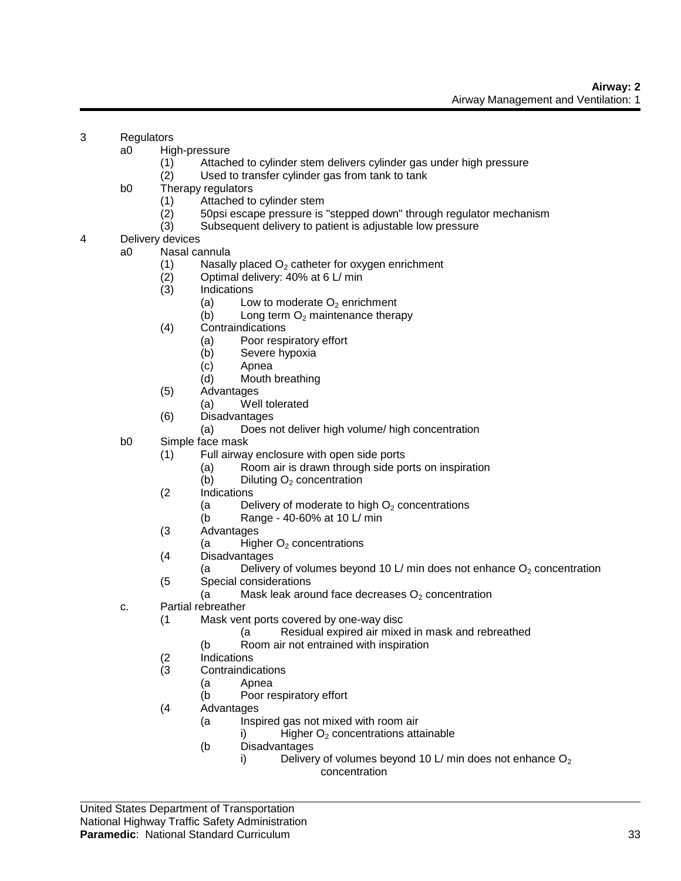3 Regulators
- a0 High-pressure
  - (1) Attached to cylinder stem delivers cylinder gas under high pressure
  - (2) Used to transfer cylinder gas from tank to tank
- b0 Therapy regulators
  - (1) Attached to cylinder stem
  - (2) 50psi escape pressure is "stepped down" through regulator mechanism
  - (3) Subsequent delivery to patient is adjustable low pressure

4 Delivery devices
- a0 Nasal cannula
  - (1) Nasally placed $O_2$ catheter for oxygen enrichment
  - (2) Optimal delivery: 40% at 6 L/ min
  - (3) Indications
    - (a) Low to moderate $O_2$ enrichment
    - (b) Long term $O_2$ maintenance therapy
  - (4) Contraindications
    - (a) Poor respiratory effort
    - (b) Severe hypoxia
    - (c) Apnea
    - (d) Mouth breathing
  - (5) Advantages
    - (a) Well tolerated
  - (6) Disadvantages
    - (a) Does not deliver high volume/ high concentration
- b0 Simple face mask
  - (1) Full airway enclosure with open side ports
    - (a) Room air is drawn through side ports on inspiration
    - (b) Diluting $O_2$ concentration
  - (2 Indications
    - (a Delivery of moderate to high $O_2$ concentrations
    - (b Range - 40-60% at 10 L/ min
  - (3 Advantages
    - (a Higher $O_2$ concentrations
  - (4 Disadvantages
    - (a Delivery of volumes beyond 10 L/ min does not enhance $O_2$ concentration
  - (5 Special considerations
    - (a Mask leak around face decreases $O_2$ concentration
- c. Partial rebreather
  - (1 Mask vent ports covered by one-way disc
    - (a Residual expired air mixed in mask and rebreathed
    - (b Room air not entrained with inspiration
  - (2 Indications
  - (3 Contraindications
    - (a Apnea
    - (b Poor respiratory effort
  - (4 Advantages
    - (a Inspired gas not mixed with room air
      - i) Higher $O_2$ concentrations attainable
    - (b Disadvantages
      - i) Delivery of volumes beyond 10 L/ min does not enhance $O_2$ concentration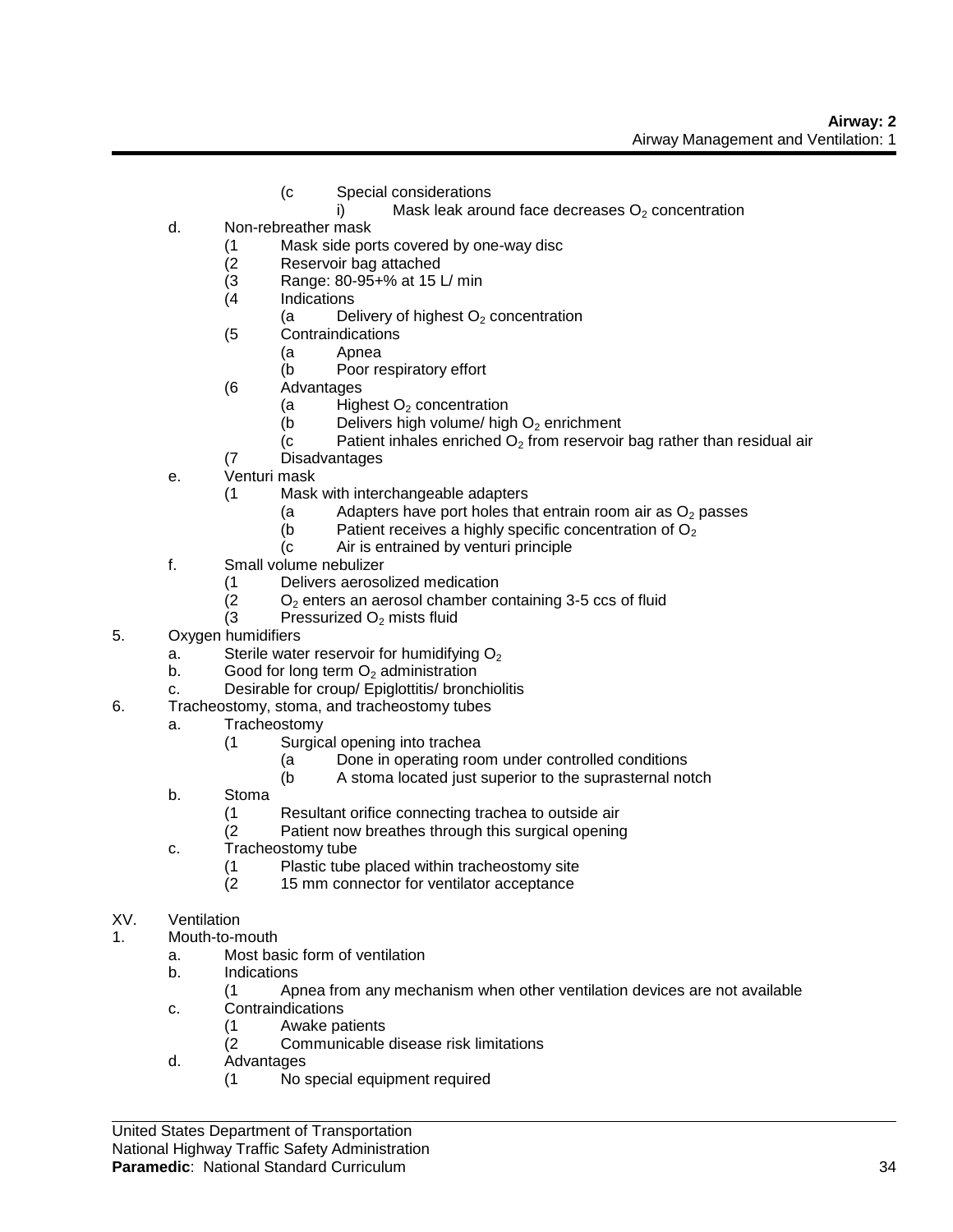(c Special considerations

i) Mask leak around face decreases $O_2$ concentration

d. Non-rebreather mask

(1 Mask side ports covered by one-way disc

(2 Reservoir bag attached

(3 Range: 80-95+% at 15 L/ min

(4 Indications

(a Delivery of highest $O_2$ concentration

(5 Contraindications

(a Apnea

(b Poor respiratory effort

(6 Advantages

(a Highest $O_2$ concentration

(b Delivers high volume/ high $O_2$ enrichment

(c Patient inhales enriched $O_2$ from reservoir bag rather than residual air

(7 Disadvantages

e. Venturi mask

(1 Mask with interchangeable adapters

(a Adapters have port holes that entrain room air as $O_2$ passes

(b Patient receives a highly specific concentration of $O_2$

(c Air is entrained by venturi principle

f. Small volume nebulizer

(1 Delivers aerosolized medication

(2 $O_2$ enters an aerosol chamber containing 3-5 ccs of fluid

(3 Pressurized $O_2$ mists fluid

5. Oxygen humidifiers

a. Sterile water reservoir for humidifying $O_2$

b. Good for long term $O_2$ administration

c. Desirable for croup/ Epiglottitis/ bronchiolitis

6. Tracheostomy, stoma, and tracheostomy tubes

a. Tracheostomy

(1 Surgical opening into trachea

(a Done in operating room under controlled conditions

(b A stoma located just superior to the suprasternal notch

b. Stoma

(1 Resultant orifice connecting trachea to outside air

(2 Patient now breathes through this surgical opening

c. Tracheostomy tube

(1 Plastic tube placed within tracheostomy site

(2 15 mm connector for ventilator acceptance

XV. Ventilation

1. Mouth-to-mouth

a. Most basic form of ventilation

b. Indications

(1 Apnea from any mechanism when other ventilation devices are not available

c. Contraindications

(1 Awake patients

(2 Communicable disease risk limitations

d. Advantages

(1 No special equipment required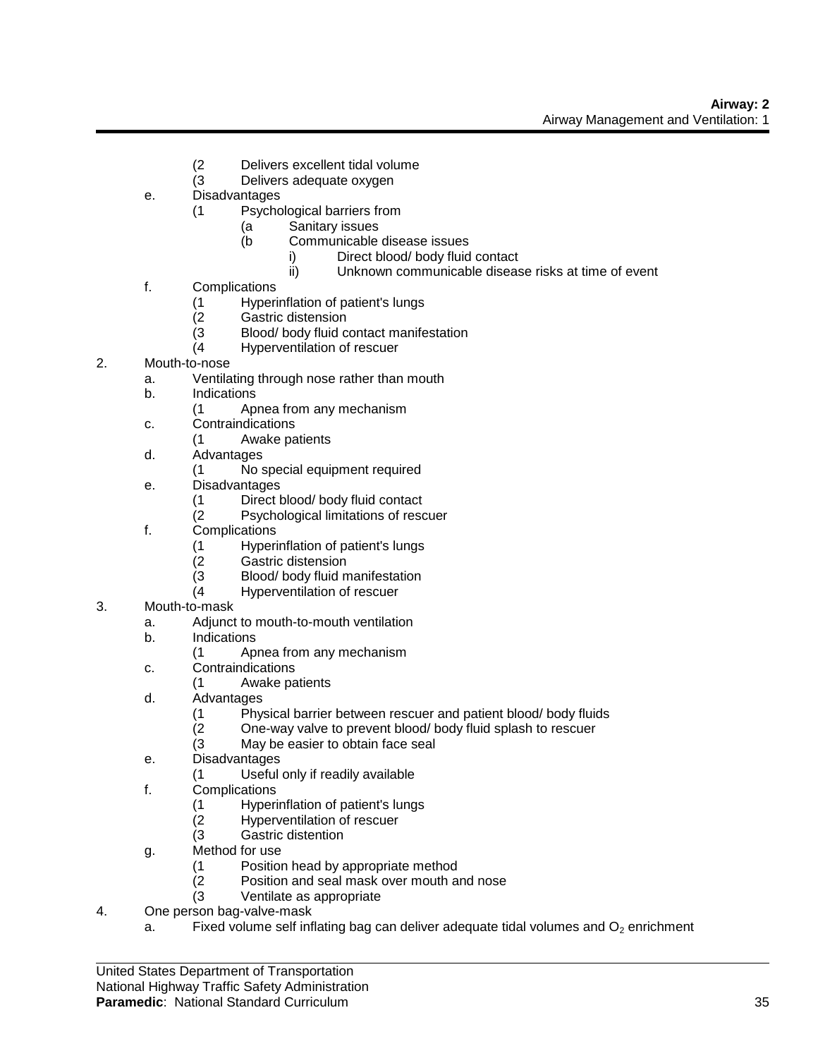- (2 Delivers excellent tidal volume
- (3 Delivers adequate oxygen

e. Disadvantages
   - (1 Psychological barriers from
     - (a Sanitary issues
     - (b Communicable disease issues
       - i) Direct blood/ body fluid contact
       - ii) Unknown communicable disease risks at time of event

f. Complications
   - (1 Hyperinflation of patient's lungs
   - (2 Gastric distension
   - (3 Blood/ body fluid contact manifestation
   - (4 Hyperventilation of rescuer

2. Mouth-to-nose
   - a. Ventilating through nose rather than mouth
   - b. Indications
     - (1 Apnea from any mechanism
   - c. Contraindications
     - (1 Awake patients
   - d. Advantages
     - (1 No special equipment required
   - e. Disadvantages
     - (1 Direct blood/ body fluid contact
     - (2 Psychological limitations of rescuer
   - f. Complications
     - (1 Hyperinflation of patient's lungs
     - (2 Gastric distension
     - (3 Blood/ body fluid manifestation
     - (4 Hyperventilation of rescuer

3. Mouth-to-mask
   - a. Adjunct to mouth-to-mouth ventilation
   - b. Indications
     - (1 Apnea from any mechanism
   - c. Contraindications
     - (1 Awake patients
   - d. Advantages
     - (1 Physical barrier between rescuer and patient blood/ body fluids
     - (2 One-way valve to prevent blood/ body fluid splash to rescuer
     - (3 May be easier to obtain face seal
   - e. Disadvantages
     - (1 Useful only if readily available
   - f. Complications
     - (1 Hyperinflation of patient's lungs
     - (2 Hyperventilation of rescuer
     - (3 Gastric distention
   - g. Method for use
     - (1 Position head by appropriate method
     - (2 Position and seal mask over mouth and nose
     - (3 Ventilate as appropriate

4. One person bag-valve-mask
   - a. Fixed volume self inflating bag can deliver adequate tidal volumes and $O_2$ enrichment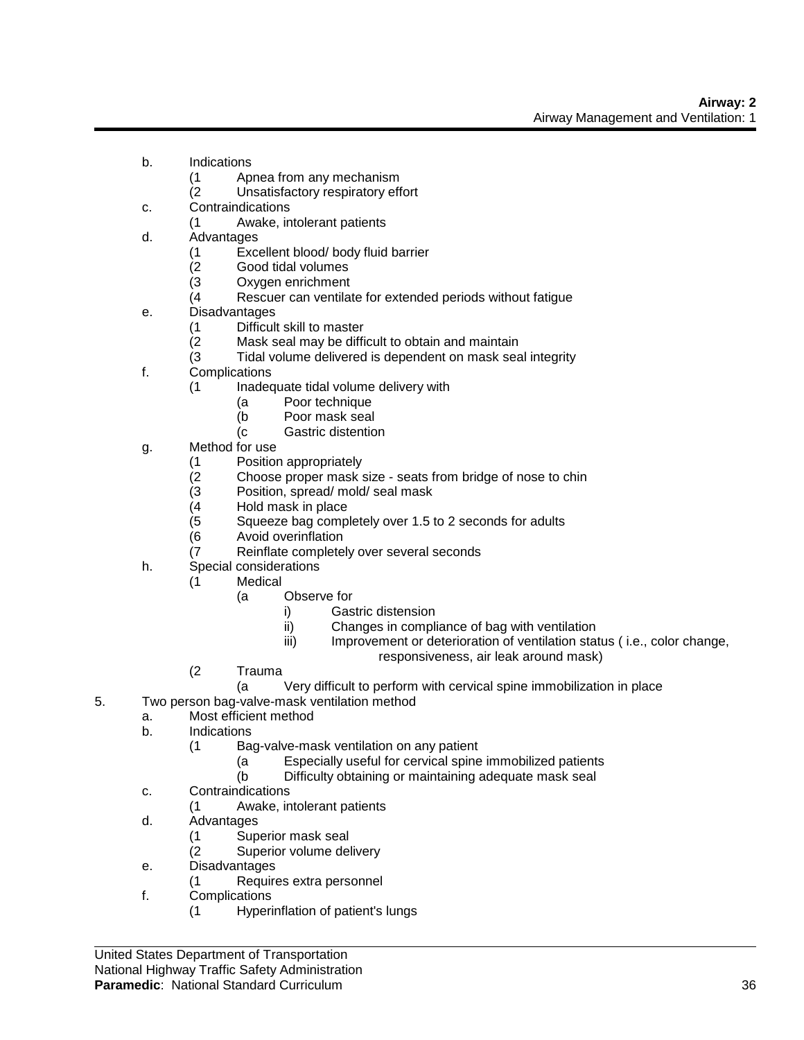b. Indications
   - (1 Apnea from any mechanism
   - (2 Unsatisfactory respiratory effort

c. Contraindications
   - (1 Awake, intolerant patients

d. Advantages
   - (1 Excellent blood/ body fluid barrier
   - (2 Good tidal volumes
   - (3 Oxygen enrichment
   - (4 Rescuer can ventilate for extended periods without fatigue

e. Disadvantages
   - (1 Difficult skill to master
   - (2 Mask seal may be difficult to obtain and maintain
   - (3 Tidal volume delivered is dependent on mask seal integrity

f. Complications
   - (1 Inadequate tidal volume delivery with
     - (a Poor technique
     - (b Poor mask seal
     - (c Gastric distention

g. Method for use
   - (1 Position appropriately
   - (2 Choose proper mask size - seats from bridge of nose to chin
   - (3 Position, spread/ mold/ seal mask
   - (4 Hold mask in place
   - (5 Squeeze bag completely over 1.5 to 2 seconds for adults
   - (6 Avoid overinflation
   - (7 Reinflate completely over several seconds

h. Special considerations
   - (1 Medical
     - (a Observe for
       - i) Gastric distension
       - ii) Changes in compliance of bag with ventilation
       - iii) Improvement or deterioration of ventilation status ( i.e., color change, responsiveness, air leak around mask)
   - (2 Trauma
     - (a Very difficult to perform with cervical spine immobilization in place

5. Two person bag-valve-mask ventilation method

   a. Most efficient method

   b. Indications
      - (1 Bag-valve-mask ventilation on any patient
        - (a Especially useful for cervical spine immobilized patients
        - (b Difficulty obtaining or maintaining adequate mask seal

   c. Contraindications
      - (1 Awake, intolerant patients

   d. Advantages
      - (1 Superior mask seal
      - (2 Superior volume delivery

   e. Disadvantages
      - (1 Requires extra personnel

   f. Complications
      - (1 Hyperinflation of patient's lungs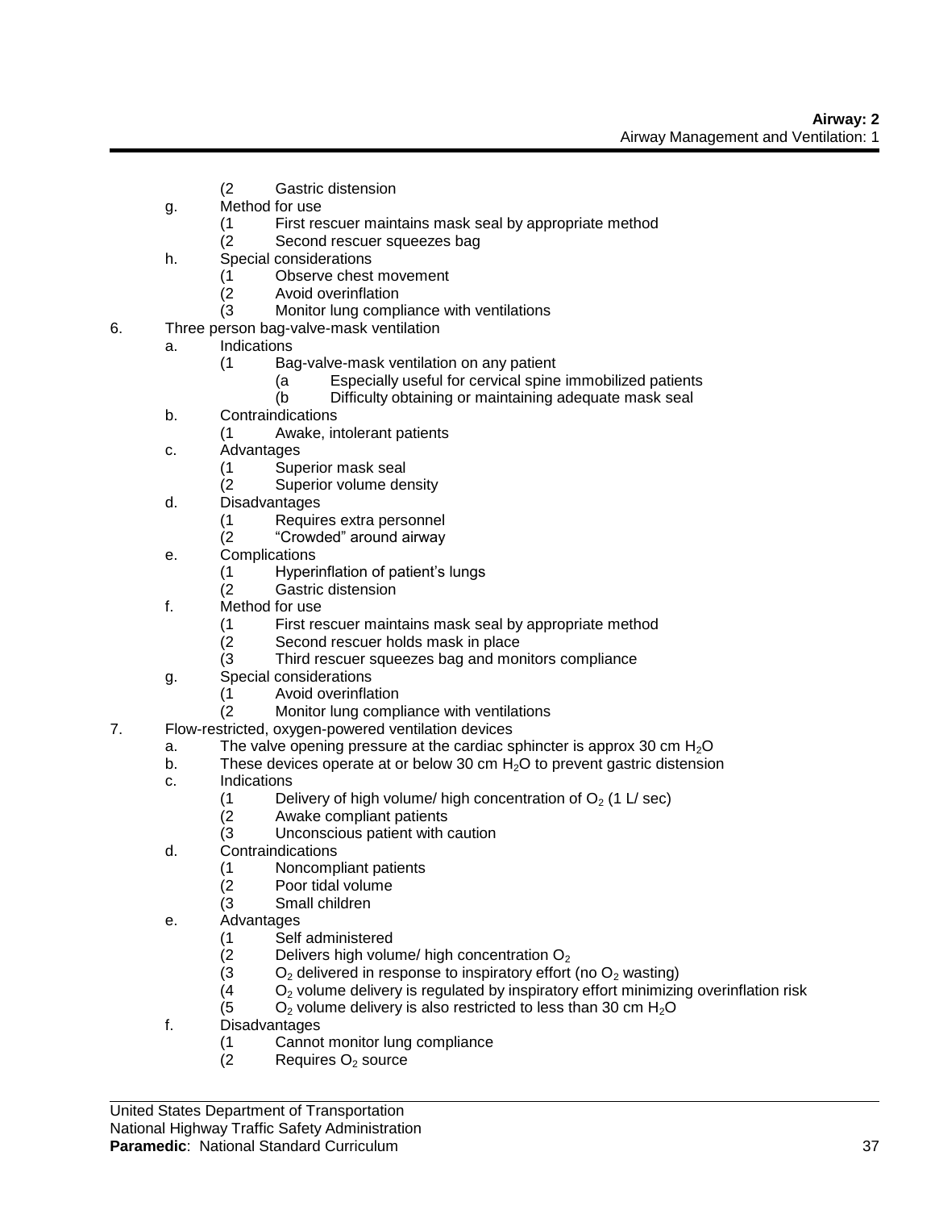(2 Gastric distension

g. Method for use
   (1 First rescuer maintains mask seal by appropriate method
   (2 Second rescuer squeezes bag

h. Special considerations
   (1 Observe chest movement
   (2 Avoid overinflation
   (3 Monitor lung compliance with ventilations

6. Three person bag-valve-mask ventilation
   a. Indications
      (1 Bag-valve-mask ventilation on any patient
         (a Especially useful for cervical spine immobilized patients
         (b Difficulty obtaining or maintaining adequate mask seal
   b. Contraindications
      (1 Awake, intolerant patients
   c. Advantages
      (1 Superior mask seal
      (2 Superior volume density
   d. Disadvantages
      (1 Requires extra personnel
      (2 "Crowded" around airway
   e. Complications
      (1 Hyperinflation of patient's lungs
      (2 Gastric distension
   f. Method for use
      (1 First rescuer maintains mask seal by appropriate method
      (2 Second rescuer holds mask in place
      (3 Third rescuer squeezes bag and monitors compliance
   g. Special considerations
      (1 Avoid overinflation
      (2 Monitor lung compliance with ventilations

7. Flow-restricted, oxygen-powered ventilation devices
   a. The valve opening pressure at the cardiac sphincter is approx 30 cm $H_2O$
   b. These devices operate at or below 30 cm $H_2O$ to prevent gastric distension
   c. Indications
      (1 Delivery of high volume/ high concentration of $O_2$ (1 L/ sec)
      (2 Awake compliant patients
      (3 Unconscious patient with caution
   d. Contraindications
      (1 Noncompliant patients
      (2 Poor tidal volume
      (3 Small children
   e. Advantages
      (1 Self administered
      (2 Delivers high volume/ high concentration $O_2$
      (3 $O_2$ delivered in response to inspiratory effort (no $O_2$ wasting)
      (4 $O_2$ volume delivery is regulated by inspiratory effort minimizing overinflation risk
      (5 $O_2$ volume delivery is also restricted to less than 30 cm $H_2O$
   f. Disadvantages
      (1 Cannot monitor lung compliance
      (2 Requires $O_2$ source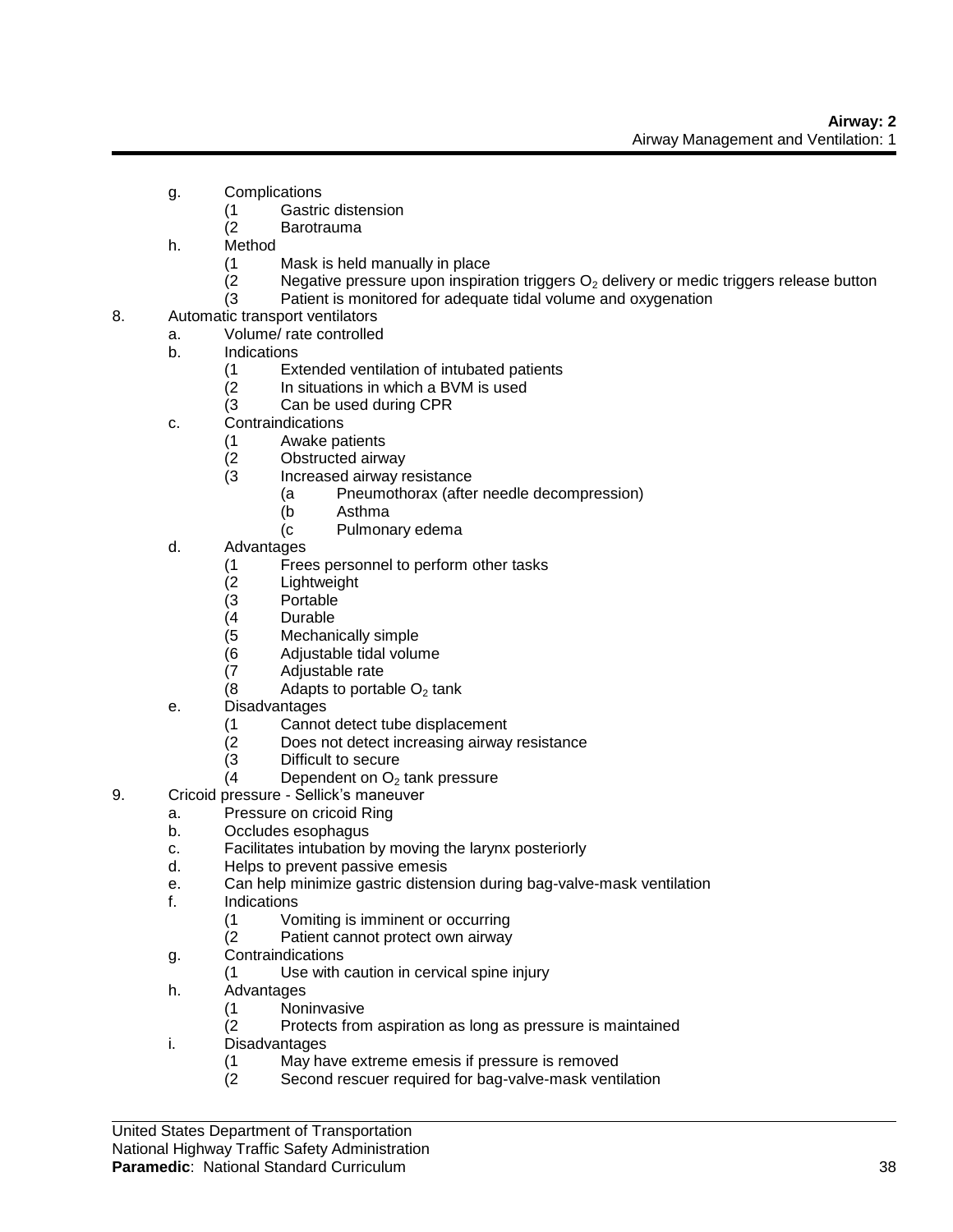g. Complications
    (1 Gastric distension
    (2 Barotrauma
h. Method
    (1 Mask is held manually in place
    (2 Negative pressure upon inspiration triggers $O_2$ delivery or medic triggers release button
    (3 Patient is monitored for adequate tidal volume and oxygenation

8. Automatic transport ventilators
    a. Volume/ rate controlled
    b. Indications
        (1 Extended ventilation of intubated patients
        (2 In situations in which a BVM is used
        (3 Can be used during CPR
    c. Contraindications
        (1 Awake patients
        (2 Obstructed airway
        (3 Increased airway resistance
            (a Pneumothorax (after needle decompression)
            (b Asthma
            (c Pulmonary edema
    d. Advantages
        (1 Frees personnel to perform other tasks
        (2 Lightweight
        (3 Portable
        (4 Durable
        (5 Mechanically simple
        (6 Adjustable tidal volume
        (7 Adjustable rate
        (8 Adapts to portable $O_2$ tank
    e. Disadvantages
        (1 Cannot detect tube displacement
        (2 Does not detect increasing airway resistance
        (3 Difficult to secure
        (4 Dependent on $O_2$ tank pressure

9. Cricoid pressure - Sellick's maneuver
    a. Pressure on cricoid Ring
    b. Occludes esophagus
    c. Facilitates intubation by moving the larynx posteriorly
    d. Helps to prevent passive emesis
    e. Can help minimize gastric distension during bag-valve-mask ventilation
    f. Indications
        (1 Vomiting is imminent or occurring
        (2 Patient cannot protect own airway
    g. Contraindications
        (1 Use with caution in cervical spine injury
    h. Advantages
        (1 Noninvasive
        (2 Protects from aspiration as long as pressure is maintained
    i. Disadvantages
        (1 May have extreme emesis if pressure is removed
        (2 Second rescuer required for bag-valve-mask ventilation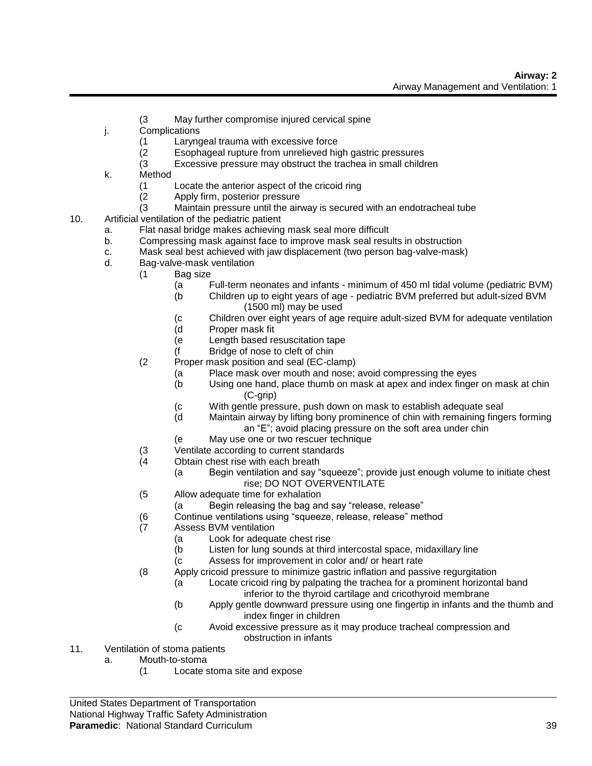- (3 May further compromise injured cervical spine
- j. Complications
    - (1 Laryngeal trauma with excessive force
    - (2 Esophageal rupture from unrelieved high gastric pressures
    - (3 Excessive pressure may obstruct the trachea in small children
- k. Method
    - (1 Locate the anterior aspect of the cricoid ring
    - (2 Apply firm, posterior pressure
    - (3 Maintain pressure until the airway is secured with an endotracheal tube

10. Artificial ventilation of the pediatric patient
    - a. Flat nasal bridge makes achieving mask seal more difficult
    - b. Compressing mask against face to improve mask seal results in obstruction
    - c. Mask seal best achieved with jaw displacement (two person bag-valve-mask)
    - d. Bag-valve-mask ventilation
        - (1 Bag size
            - (a Full-term neonates and infants - minimum of 450 ml tidal volume (pediatric BVM)
            - (b Children up to eight years of age - pediatric BVM preferred but adult-sized BVM (1500 ml) may be used
            - (c Children over eight years of age require adult-sized BVM for adequate ventilation
            - (d Proper mask fit
            - (e Length based resuscitation tape
            - (f Bridge of nose to cleft of chin
        - (2 Proper mask position and seal (EC-clamp)
            - (a Place mask over mouth and nose; avoid compressing the eyes
            - (b Using one hand, place thumb on mask at apex and index finger on mask at chin (C-grip)
            - (c With gentle pressure, push down on mask to establish adequate seal
            - (d Maintain airway by lifting bony prominence of chin with remaining fingers forming an "E"; avoid placing pressure on the soft area under chin
            - (e May use one or two rescuer technique
        - (3 Ventilate according to current standards
        - (4 Obtain chest rise with each breath
            - (a Begin ventilation and say "squeeze"; provide just enough volume to initiate chest rise; DO NOT OVERVENTILATE
        - (5 Allow adequate time for exhalation
            - (a Begin releasing the bag and say "release, release"
        - (6 Continue ventilations using "squeeze, release, release" method
        - (7 Assess BVM ventilation
            - (a Look for adequate chest rise
            - (b Listen for lung sounds at third intercostal space, midaxillary line
            - (c Assess for improvement in color and/ or heart rate
        - (8 Apply cricoid pressure to minimize gastric inflation and passive regurgitation
            - (a Locate cricoid ring by palpating the trachea for a prominent horizontal band inferior to the thyroid cartilage and cricothyroid membrane
            - (b Apply gentle downward pressure using one fingertip in infants and the thumb and index finger in children
            - (c Avoid excessive pressure as it may produce tracheal compression and obstruction in infants

11. Ventilation of stoma patients
    - a. Mouth-to-stoma
        - (1 Locate stoma site and expose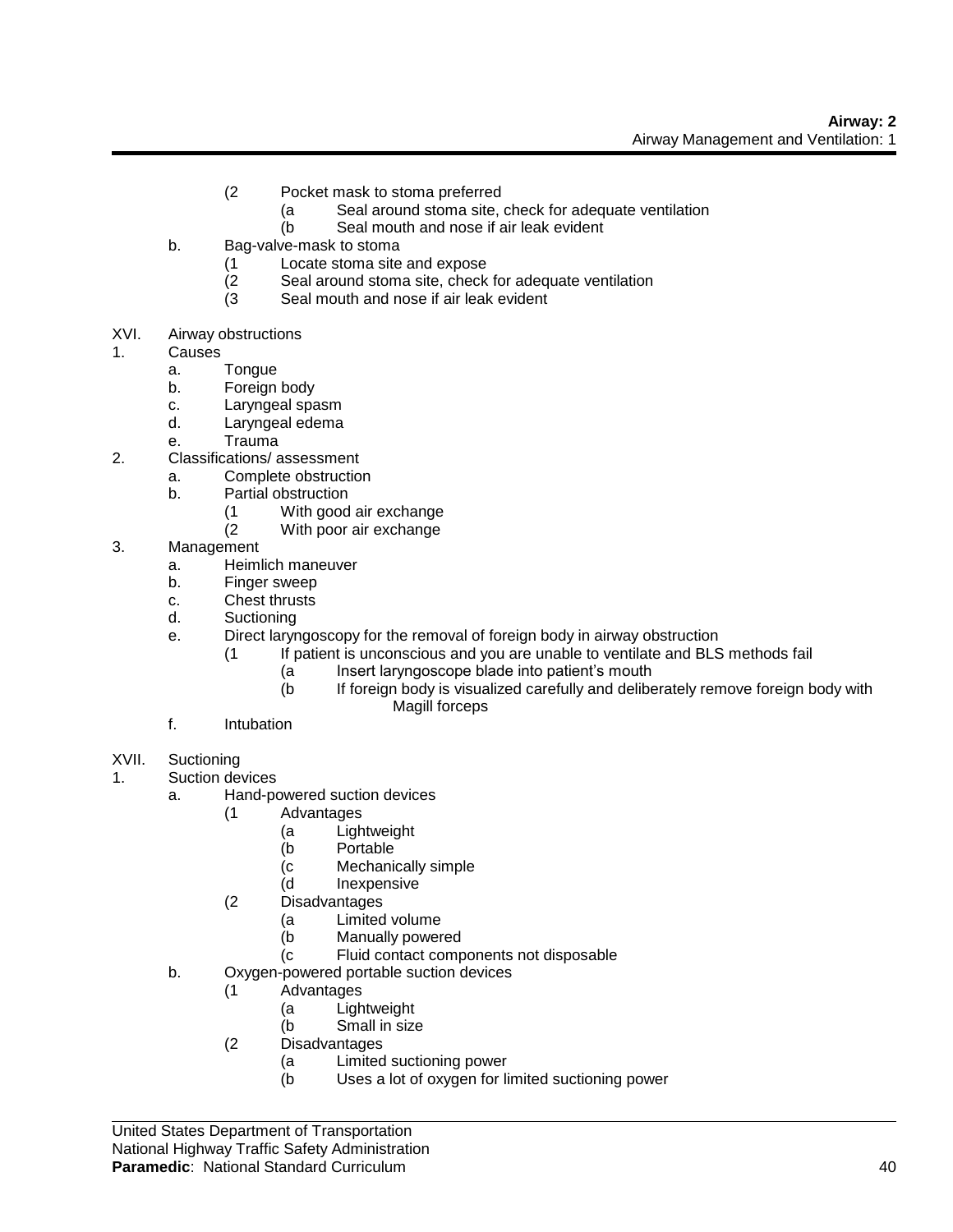(2 Pocket mask to stoma preferred
  (a Seal around stoma site, check for adequate ventilation
  (b Seal mouth and nose if air leak evident

b. Bag-valve-mask to stoma
  (1 Locate stoma site and expose
  (2 Seal around stoma site, check for adequate ventilation
  (3 Seal mouth and nose if air leak evident

XVI. Airway obstructions

1. Causes
  a. Tongue
  b. Foreign body
  c. Laryngeal spasm
  d. Laryngeal edema
  e. Trauma

2. Classifications/ assessment
  a. Complete obstruction
  b. Partial obstruction
    (1 With good air exchange
    (2 With poor air exchange

3. Management
  a. Heimlich maneuver
  b. Finger sweep
  c. Chest thrusts
  d. Suctioning
  e. Direct laryngoscopy for the removal of foreign body in airway obstruction
    (1 If patient is unconscious and you are unable to ventilate and BLS methods fail
      (a Insert laryngoscope blade into patient's mouth
      (b If foreign body is visualized carefully and deliberately remove foreign body with Magill forceps
  f. Intubation

XVII. Suctioning

1. Suction devices
  a. Hand-powered suction devices
    (1 Advantages
      (a Lightweight
      (b Portable
      (c Mechanically simple
      (d Inexpensive
    (2 Disadvantages
      (a Limited volume
      (b Manually powered
      (c Fluid contact components not disposable
  b. Oxygen-powered portable suction devices
    (1 Advantages
      (a Lightweight
      (b Small in size
    (2 Disadvantages
      (a Limited suctioning power
      (b Uses a lot of oxygen for limited suctioning power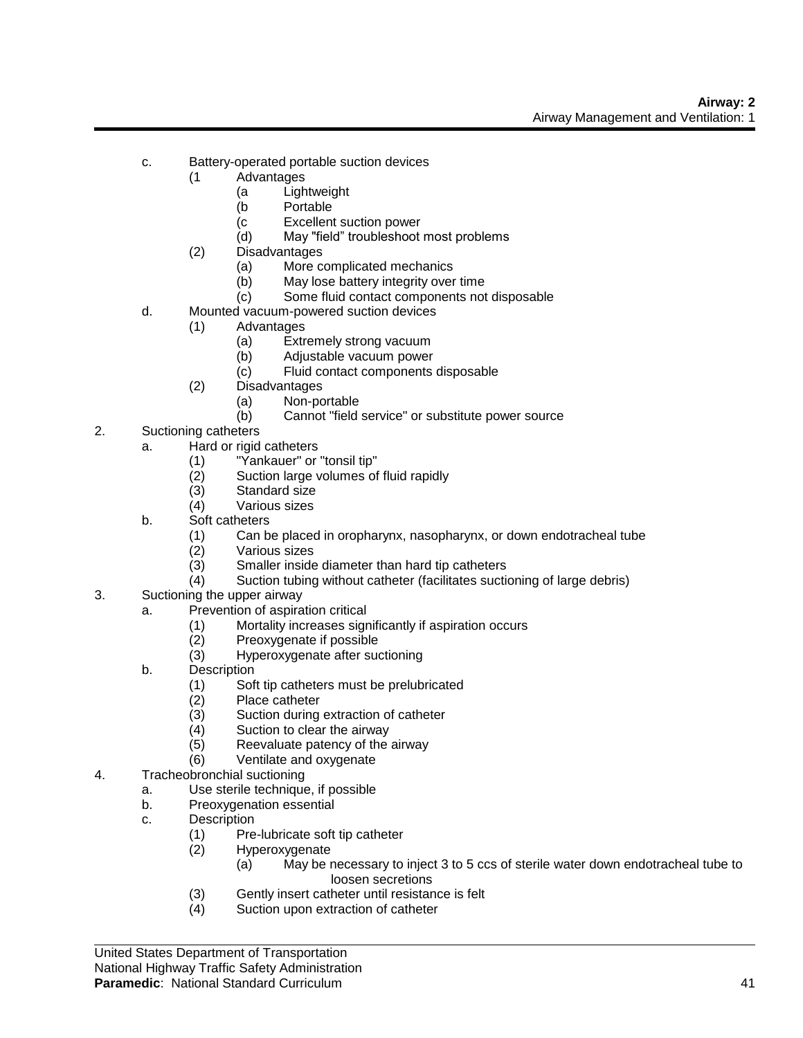- c. Battery-operated portable suction devices
    - (1 Advantages
        - (a Lightweight
        - (b Portable
        - (c Excellent suction power
        - (d) May "field" troubleshoot most problems
    - (2) Disadvantages
        - (a) More complicated mechanics
        - (b) May lose battery integrity over time
        - (c) Some fluid contact components not disposable
- d. Mounted vacuum-powered suction devices
    - (1) Advantages
        - (a) Extremely strong vacuum
        - (b) Adjustable vacuum power
        - (c) Fluid contact components disposable
    - (2) Disadvantages
        - (a) Non-portable
        - (b) Cannot "field service" or substitute power source

2. Suctioning catheters
    - a. Hard or rigid catheters
        - (1) "Yankauer" or "tonsil tip"
        - (2) Suction large volumes of fluid rapidly
        - (3) Standard size
        - (4) Various sizes
    - b. Soft catheters
        - (1) Can be placed in oropharynx, nasopharynx, or down endotracheal tube
        - (2) Various sizes
        - (3) Smaller inside diameter than hard tip catheters
        - (4) Suction tubing without catheter (facilitates suctioning of large debris)
3. Suctioning the upper airway
    - a. Prevention of aspiration critical
        - (1) Mortality increases significantly if aspiration occurs
        - (2) Preoxygenate if possible
        - (3) Hyperoxygenate after suctioning
    - b. Description
        - (1) Soft tip catheters must be prelubricated
        - (2) Place catheter
        - (3) Suction during extraction of catheter
        - (4) Suction to clear the airway
        - (5) Reevaluate patency of the airway
        - (6) Ventilate and oxygenate
4. Tracheobronchial suctioning
    - a. Use sterile technique, if possible
    - b. Preoxygenation essential
    - c. Description
        - (1) Pre-lubricate soft tip catheter
        - (2) Hyperoxygenate
            - (a) May be necessary to inject 3 to 5 ccs of sterile water down endotracheal tube to loosen secretions
        - (3) Gently insert catheter until resistance is felt
        - (4) Suction upon extraction of catheter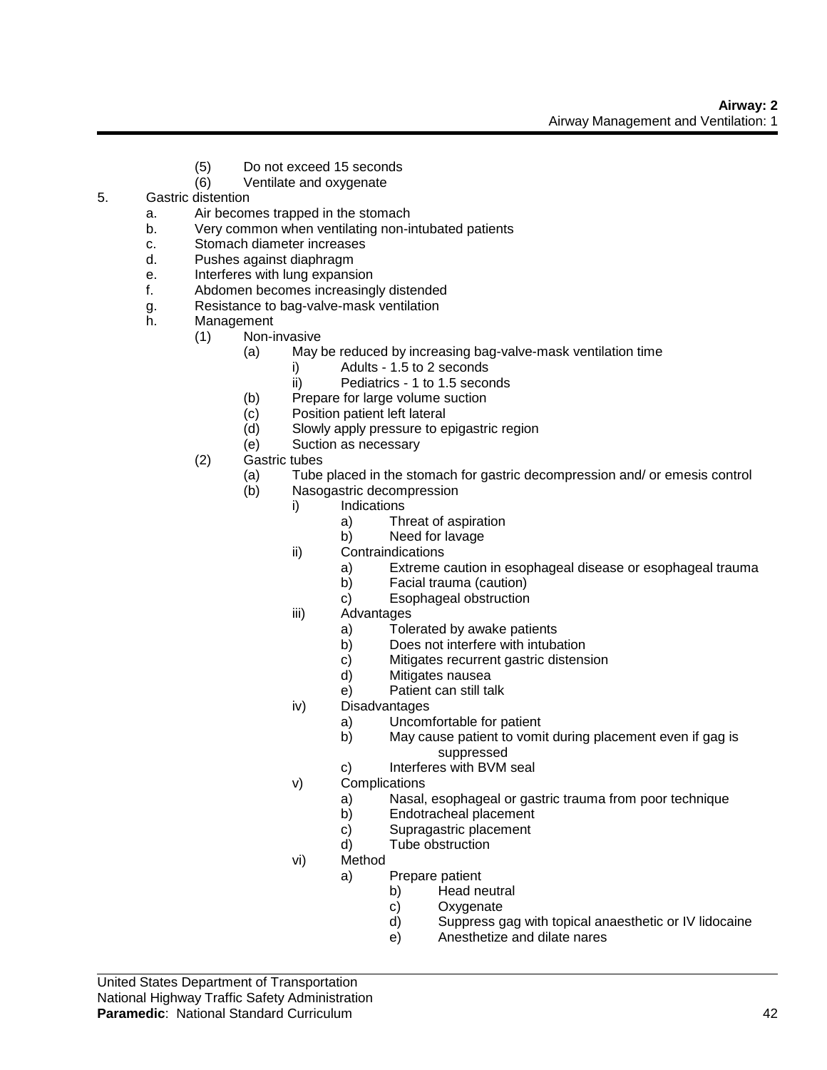(5) Do not exceed 15 seconds
(6) Ventilate and oxygenate

5. Gastric distention
   a. Air becomes trapped in the stomach
   b. Very common when ventilating non-intubated patients
   c. Stomach diameter increases
   d. Pushes against diaphragm
   e. Interferes with lung expansion
   f. Abdomen becomes increasingly distended
   g. Resistance to bag-valve-mask ventilation
   h. Management
      (1) Non-invasive
         (a) May be reduced by increasing bag-valve-mask ventilation time
            i) Adults - 1.5 to 2 seconds
            ii) Pediatrics - 1 to 1.5 seconds
         (b) Prepare for large volume suction
         (c) Position patient left lateral
         (d) Slowly apply pressure to epigastric region
         (e) Suction as necessary
      (2) Gastric tubes
         (a) Tube placed in the stomach for gastric decompression and/ or emesis control
         (b) Nasogastric decompression
            i) Indications
               a) Threat of aspiration
               b) Need for lavage
            ii) Contraindications
               a) Extreme caution in esophageal disease or esophageal trauma
               b) Facial trauma (caution)
               c) Esophageal obstruction
            iii) Advantages
               a) Tolerated by awake patients
               b) Does not interfere with intubation
               c) Mitigates recurrent gastric distension
               d) Mitigates nausea
               e) Patient can still talk
            iv) Disadvantages
               a) Uncomfortable for patient
               b) May cause patient to vomit during placement even if gag is suppressed
               c) Interferes with BVM seal
            v) Complications
               a) Nasal, esophageal or gastric trauma from poor technique
               b) Endotracheal placement
               c) Supragastric placement
               d) Tube obstruction
            vi) Method
               a) Prepare patient
                  b) Head neutral
                  c) Oxygenate
                  d) Suppress gag with topical anaesthetic or IV lidocaine
                  e) Anesthetize and dilate nares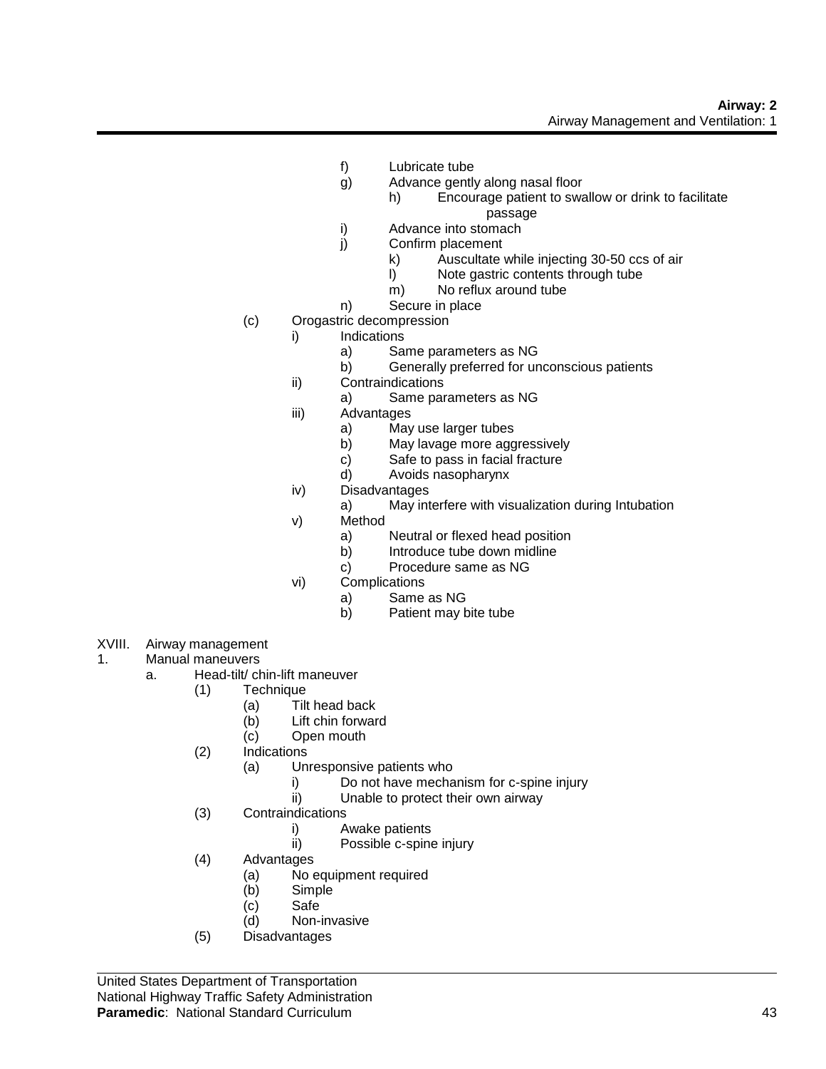- f) Lubricate tube
- g) Advance gently along nasal floor
  - h) Encourage patient to swallow or drink to facilitate passage
- i) Advance into stomach
- j) Confirm placement
  - k) Auscultate while injecting 30-50 ccs of air
  - l) Note gastric contents through tube
  - m) No reflux around tube
- n) Secure in place

(c) Orogastric decompression
- i) Indications
  - a) Same parameters as NG
  - b) Generally preferred for unconscious patients
- ii) Contraindications
  - a) Same parameters as NG
- iii) Advantages
  - a) May use larger tubes
  - b) May lavage more aggressively
  - c) Safe to pass in facial fracture
  - d) Avoids nasopharynx
- iv) Disadvantages
  - a) May interfere with visualization during Intubation
- v) Method
  - a) Neutral or flexed head position
  - b) Introduce tube down midline
  - c) Procedure same as NG
- vi) Complications
  - a) Same as NG
  - b) Patient may bite tube

XVIII. Airway management

1. Manual maneuvers
   - a. Head-tilt/ chin-lift maneuver
     - (1) Technique
       - (a) Tilt head back
       - (b) Lift chin forward
       - (c) Open mouth
     - (2) Indications
       - (a) Unresponsive patients who
         - i) Do not have mechanism for c-spine injury
         - ii) Unable to protect their own airway
     - (3) Contraindications
       - i) Awake patients
       - ii) Possible c-spine injury
     - (4) Advantages
       - (a) No equipment required
       - (b) Simple
       - (c) Safe
       - (d) Non-invasive
     - (5) Disadvantages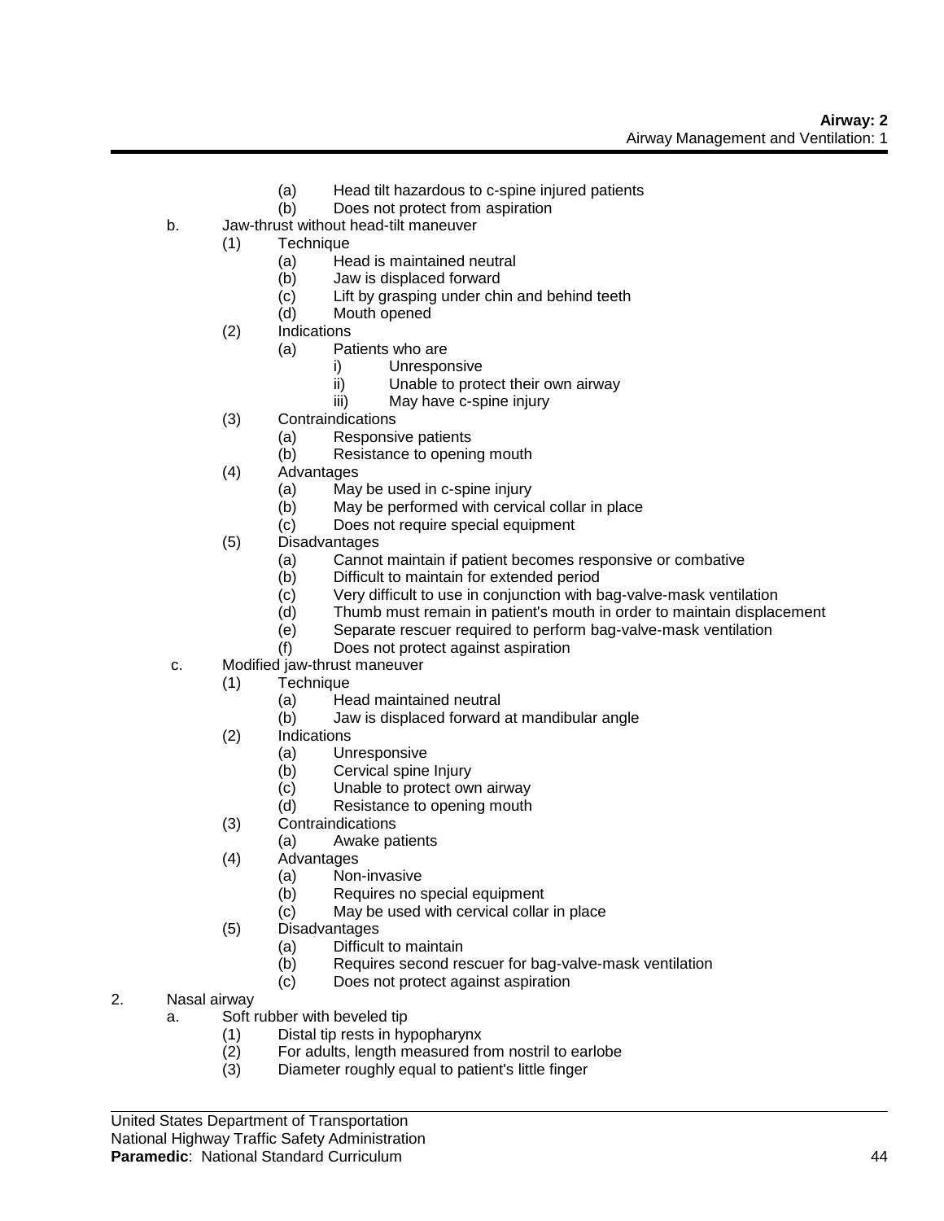(a) Head tilt hazardous to c-spine injured patients
(b) Does not protect from aspiration

b. Jaw-thrust without head-tilt maneuver
   (1) Technique
      (a) Head is maintained neutral
      (b) Jaw is displaced forward
      (c) Lift by grasping under chin and behind teeth
      (d) Mouth opened
   (2) Indications
      (a) Patients who are
         i) Unresponsive
         ii) Unable to protect their own airway
         iii) May have c-spine injury
   (3) Contraindications
      (a) Responsive patients
      (b) Resistance to opening mouth
   (4) Advantages
      (a) May be used in c-spine injury
      (b) May be performed with cervical collar in place
      (c) Does not require special equipment
   (5) Disadvantages
      (a) Cannot maintain if patient becomes responsive or combative
      (b) Difficult to maintain for extended period
      (c) Very difficult to use in conjunction with bag-valve-mask ventilation
      (d) Thumb must remain in patient's mouth in order to maintain displacement
      (e) Separate rescuer required to perform bag-valve-mask ventilation
      (f) Does not protect against aspiration

c. Modified jaw-thrust maneuver
   (1) Technique
      (a) Head maintained neutral
      (b) Jaw is displaced forward at mandibular angle
   (2) Indications
      (a) Unresponsive
      (b) Cervical spine Injury
      (c) Unable to protect own airway
      (d) Resistance to opening mouth
   (3) Contraindications
      (a) Awake patients
   (4) Advantages
      (a) Non-invasive
      (b) Requires no special equipment
      (c) May be used with cervical collar in place
   (5) Disadvantages
      (a) Difficult to maintain
      (b) Requires second rescuer for bag-valve-mask ventilation
      (c) Does not protect against aspiration

2. Nasal airway
   a. Soft rubber with beveled tip
      (1) Distal tip rests in hypopharynx
      (2) For adults, length measured from nostril to earlobe
      (3) Diameter roughly equal to patient's little finger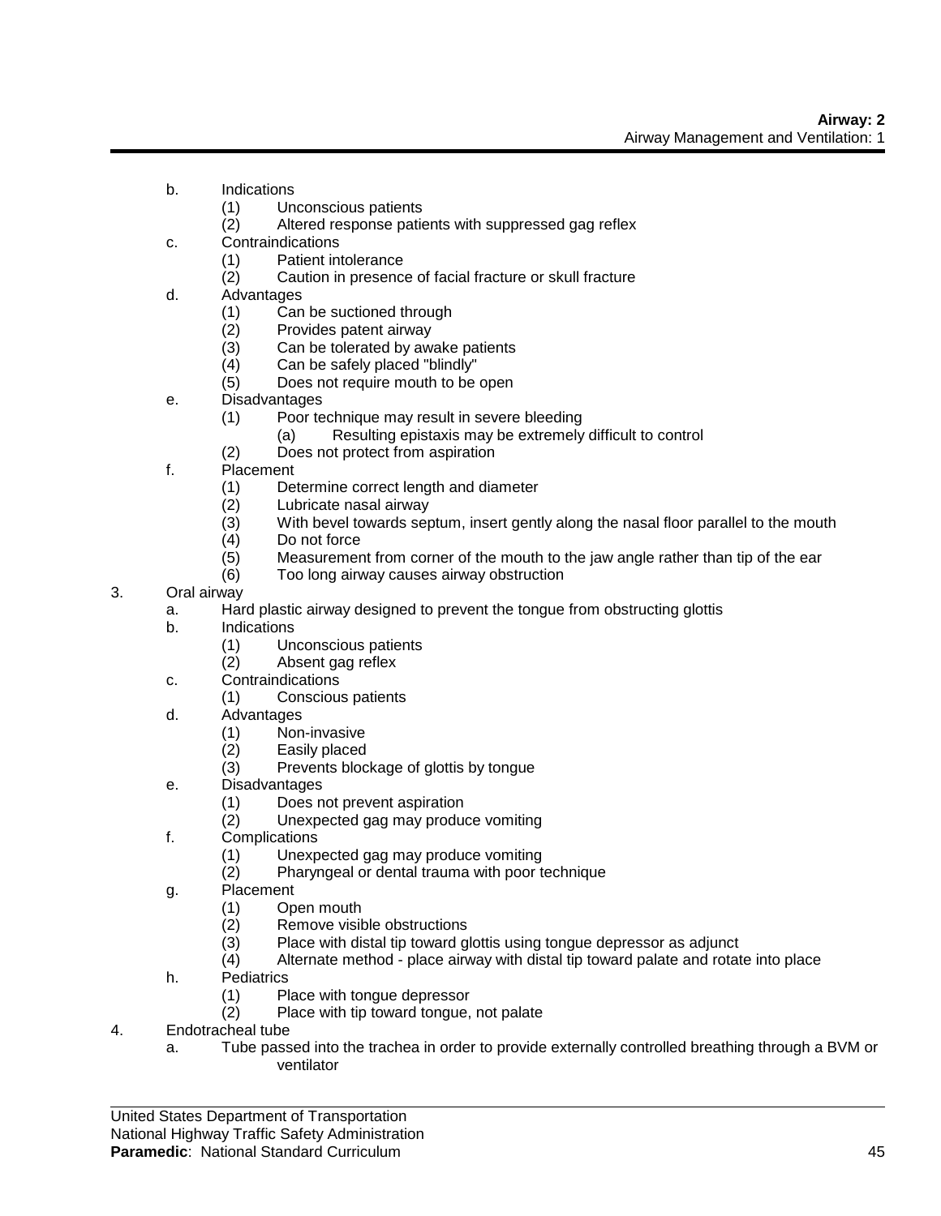b. Indications
    (1) Unconscious patients
    (2) Altered response patients with suppressed gag reflex
c. Contraindications
    (1) Patient intolerance
    (2) Caution in presence of facial fracture or skull fracture
d. Advantages
    (1) Can be suctioned through
    (2) Provides patent airway
    (3) Can be tolerated by awake patients
    (4) Can be safely placed "blindly"
    (5) Does not require mouth to be open
e. Disadvantages
    (1) Poor technique may result in severe bleeding
        (a) Resulting epistaxis may be extremely difficult to control
    (2) Does not protect from aspiration
f. Placement
    (1) Determine correct length and diameter
    (2) Lubricate nasal airway
    (3) With bevel towards septum, insert gently along the nasal floor parallel to the mouth
    (4) Do not force
    (5) Measurement from corner of the mouth to the jaw angle rather than tip of the ear
    (6) Too long airway causes airway obstruction

3. Oral airway
    a. Hard plastic airway designed to prevent the tongue from obstructing glottis
    b. Indications
        (1) Unconscious patients
        (2) Absent gag reflex
    c. Contraindications
        (1) Conscious patients
    d. Advantages
        (1) Non-invasive
        (2) Easily placed
        (3) Prevents blockage of glottis by tongue
    e. Disadvantages
        (1) Does not prevent aspiration
        (2) Unexpected gag may produce vomiting
    f. Complications
        (1) Unexpected gag may produce vomiting
        (2) Pharyngeal or dental trauma with poor technique
    g. Placement
        (1) Open mouth
        (2) Remove visible obstructions
        (3) Place with distal tip toward glottis using tongue depressor as adjunct
        (4) Alternate method - place airway with distal tip toward palate and rotate into place
    h. Pediatrics
        (1) Place with tongue depressor
        (2) Place with tip toward tongue, not palate

4. Endotracheal tube
    a. Tube passed into the trachea in order to provide externally controlled breathing through a BVM or ventilator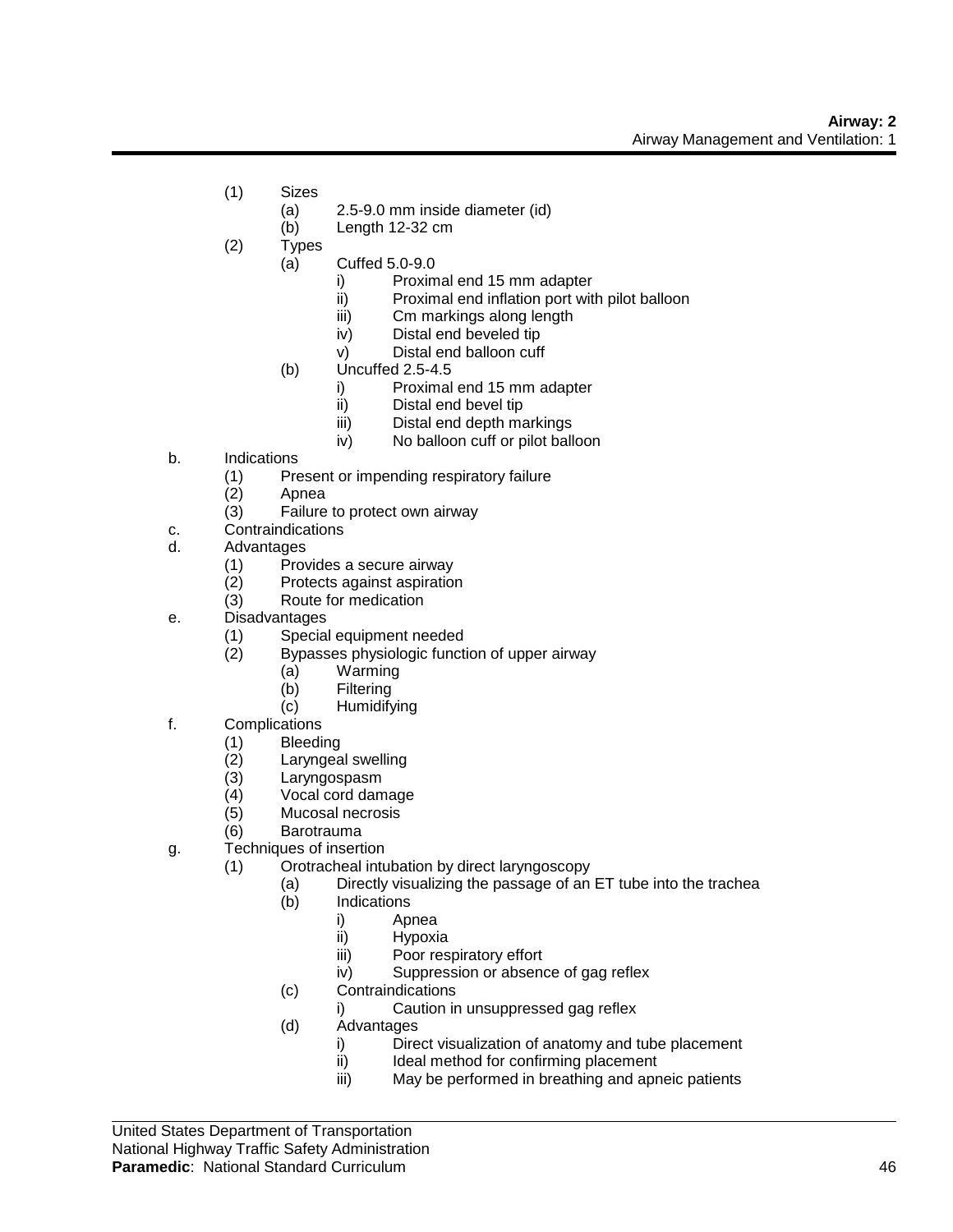- (1) Sizes
  - (a) 2.5-9.0 mm inside diameter (id)
  - (b) Length 12-32 cm
- (2) Types
  - (a) Cuffed 5.0-9.0
    - i) Proximal end 15 mm adapter
    - ii) Proximal end inflation port with pilot balloon
    - iii) Cm markings along length
    - iv) Distal end beveled tip
    - v) Distal end balloon cuff
  - (b) Uncuffed 2.5-4.5
    - i) Proximal end 15 mm adapter
    - ii) Distal end bevel tip
    - iii) Distal end depth markings
    - iv) No balloon cuff or pilot balloon

b. Indications
- (1) Present or impending respiratory failure
- (2) Apnea
- (3) Failure to protect own airway

c. Contraindications

d. Advantages
- (1) Provides a secure airway
- (2) Protects against aspiration
- (3) Route for medication

e. Disadvantages
- (1) Special equipment needed
- (2) Bypasses physiologic function of upper airway
  - (a) Warming
  - (b) Filtering
  - (c) Humidifying

f. Complications
- (1) Bleeding
- (2) Laryngeal swelling
- (3) Laryngospasm
- (4) Vocal cord damage
- (5) Mucosal necrosis
- (6) Barotrauma

g. Techniques of insertion
- (1) Orotracheal intubation by direct laryngoscopy
  - (a) Directly visualizing the passage of an ET tube into the trachea
  - (b) Indications
    - i) Apnea
    - ii) Hypoxia
    - iii) Poor respiratory effort
    - iv) Suppression or absence of gag reflex
  - (c) Contraindications
    - i) Caution in unsuppressed gag reflex
  - (d) Advantages
    - i) Direct visualization of anatomy and tube placement
    - ii) Ideal method for confirming placement
    - iii) May be performed in breathing and apneic patients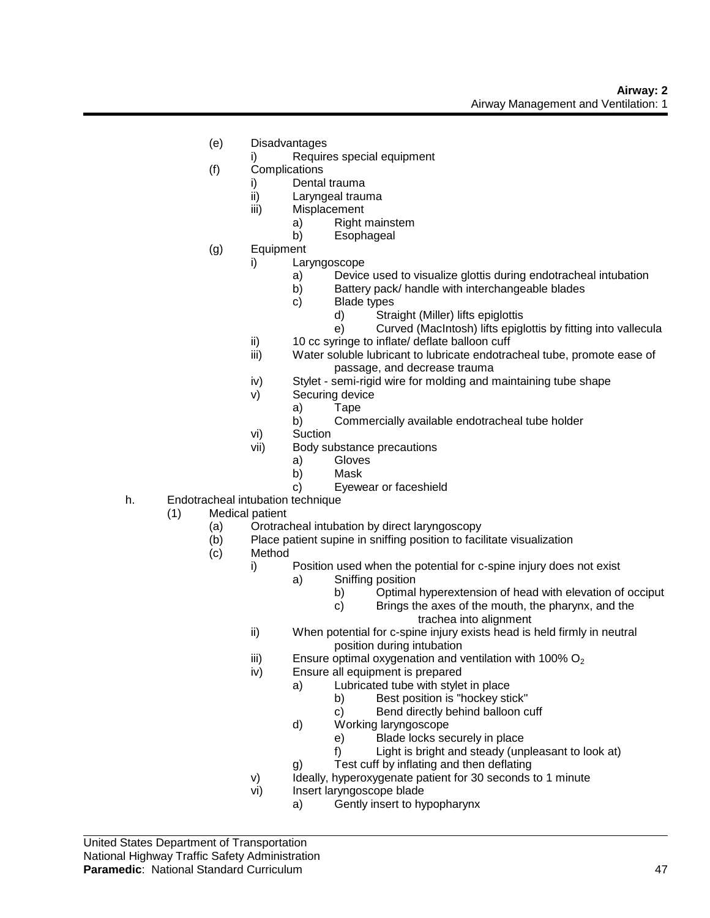- (e) Disadvantages
  - i) Requires special equipment
- (f) Complications
  - i) Dental trauma
  - ii) Laryngeal trauma
  - iii) Misplacement
    - a) Right mainstem
    - b) Esophageal
- (g) Equipment
  - i) Laryngoscope
    - a) Device used to visualize glottis during endotracheal intubation
    - b) Battery pack/ handle with interchangeable blades
    - c) Blade types
      - d) Straight (Miller) lifts epiglottis
      - e) Curved (MacIntosh) lifts epiglottis by fitting into vallecula
  - ii) 10 cc syringe to inflate/ deflate balloon cuff
  - iii) Water soluble lubricant to lubricate endotracheal tube, promote ease of passage, and decrease trauma
  - iv) Stylet - semi-rigid wire for molding and maintaining tube shape
  - v) Securing device
    - a) Tape
    - b) Commercially available endotracheal tube holder
  - vi) Suction
  - vii) Body substance precautions
    - a) Gloves
    - b) Mask
    - c) Eyewear or faceshield

h. Endotracheal intubation technique

- (1) Medical patient
  - (a) Orotracheal intubation by direct laryngoscopy
  - (b) Place patient supine in sniffing position to facilitate visualization
  - (c) Method
    - i) Position used when the potential for c-spine injury does not exist
      - a) Sniffing position
        - b) Optimal hyperextension of head with elevation of occiput
        - c) Brings the axes of the mouth, the pharynx, and the trachea into alignment
    - ii) When potential for c-spine injury exists head is held firmly in neutral position during intubation
    - iii) Ensure optimal oxygenation and ventilation with 100% $O_2$
    - iv) Ensure all equipment is prepared
      - a) Lubricated tube with stylet in place
        - b) Best position is "hockey stick"
        - c) Bend directly behind balloon cuff
      - d) Working laryngoscope
        - e) Blade locks securely in place
        - f) Light is bright and steady (unpleasant to look at)
      - g) Test cuff by inflating and then deflating
    - v) Ideally, hyperoxygenate patient for 30 seconds to 1 minute
    - vi) Insert laryngoscope blade
      - a) Gently insert to hypopharynx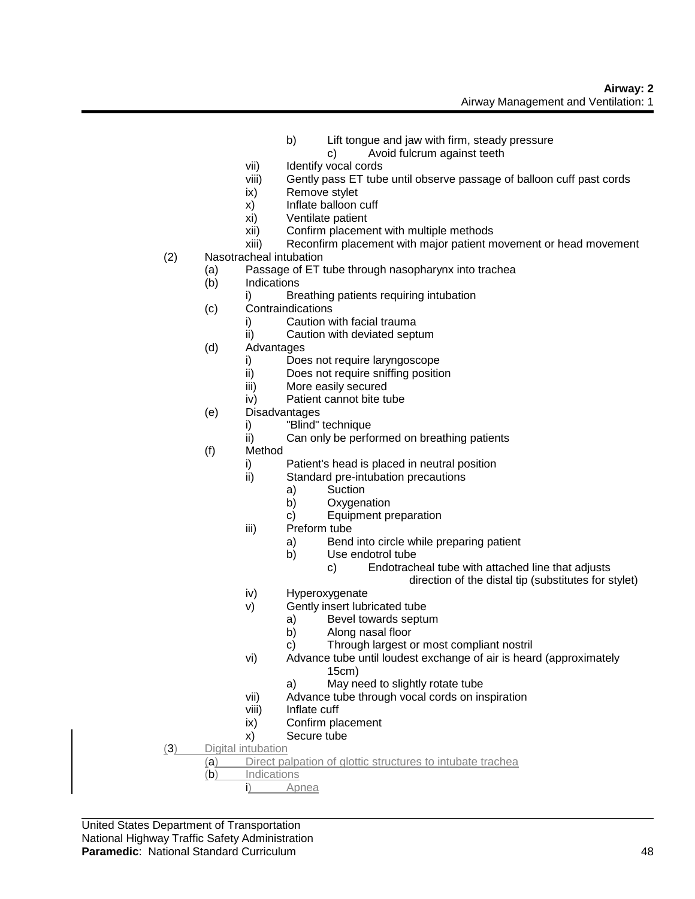- b) Lift tongue and jaw with firm, steady pressure
  - c) Avoid fulcrum against teeth
- vii) Identify vocal cords
- viii) Gently pass ET tube until observe passage of balloon cuff past cords
- ix) Remove stylet
- x) Inflate balloon cuff
- xi) Ventilate patient
- xii) Confirm placement with multiple methods
- xiii) Reconfirm placement with major patient movement or head movement

(2) Nasotracheal intubation
- (a) Passage of ET tube through nasopharynx into trachea
- (b) Indications
  - i) Breathing patients requiring intubation
- (c) Contraindications
  - i) Caution with facial trauma
  - ii) Caution with deviated septum
- (d) Advantages
  - i) Does not require laryngoscope
  - ii) Does not require sniffing position
  - iii) More easily secured
  - iv) Patient cannot bite tube
- (e) Disadvantages
  - i) "Blind" technique
  - ii) Can only be performed on breathing patients
- (f) Method
  - i) Patient's head is placed in neutral position
  - ii) Standard pre-intubation precautions
    - a) Suction
    - b) Oxygenation
    - c) Equipment preparation
  - iii) Preform tube
    - a) Bend into circle while preparing patient
    - b) Use endotrol tube
      - c) Endotracheal tube with attached line that adjusts direction of the distal tip (substitutes for stylet)
  - iv) Hyperoxygenate
  - v) Gently insert lubricated tube
    - a) Bevel towards septum
    - b) Along nasal floor
    - c) Through largest or most compliant nostril
  - vi) Advance tube until loudest exchange of air is heard (approximately 15cm)
    - a) May need to slightly rotate tube
  - vii) Advance tube through vocal cords on inspiration
  - viii) Inflate cuff
  - ix) Confirm placement
  - x) Secure tube

(3) Digital intubation
- (a) Direct palpation of glottic structures to intubate trachea
- (b) Indications
  - i) Apnea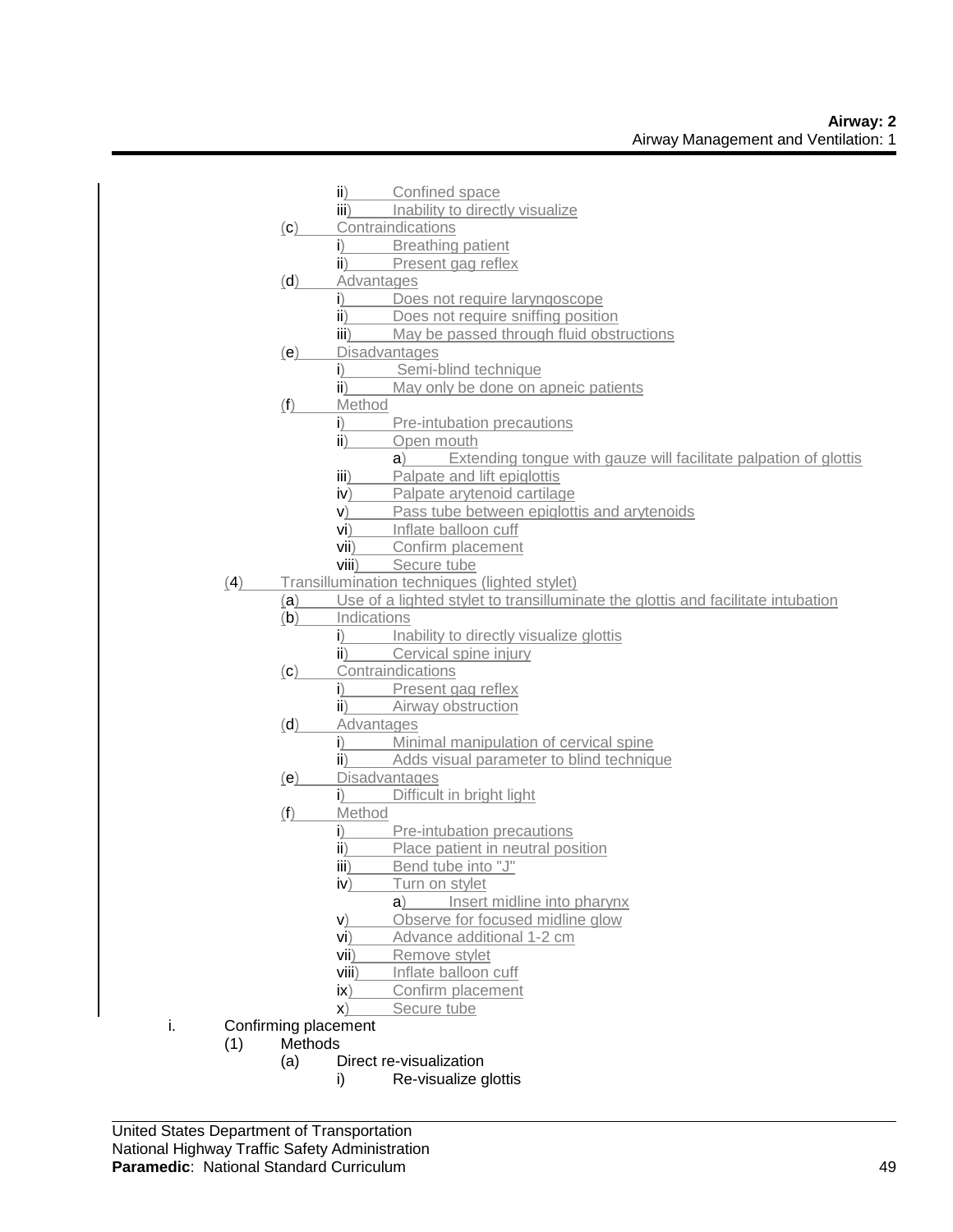- ii) Confined space
- iii) Inability to directly visualize

(c) Contraindications
- i) Breathing patient
- ii) Present gag reflex

(d) Advantages
- i) Does not require laryngoscope
- ii) Does not require sniffing position
- iii) May be passed through fluid obstructions

(e) Disadvantages
- i) Semi-blind technique
- ii) May only be done on apneic patients

(f) Method
- i) Pre-intubation precautions
- ii) Open mouth
  - a) Extending tongue with gauze will facilitate palpation of glottis
- iii) Palpate and lift epiglottis
- iv) Palpate arytenoid cartilage
- v) Pass tube between epiglottis and arytenoids
- vi) Inflate balloon cuff
- vii) Confirm placement
- viii) Secure tube

(4) Transillumination techniques (lighted stylet)

(a) Use of a lighted stylet to transilluminate the glottis and facilitate intubation

(b) Indications
- i) Inability to directly visualize glottis
- ii) Cervical spine injury

(c) Contraindications
- i) Present gag reflex
- ii) Airway obstruction

(d) Advantages
- i) Minimal manipulation of cervical spine
- ii) Adds visual parameter to blind technique

(e) Disadvantages
- i) Difficult in bright light

(f) Method
- i) Pre-intubation precautions
- ii) Place patient in neutral position
- iii) Bend tube into "J"
- iv) Turn on stylet
  - a) Insert midline into pharynx
- v) Observe for focused midline glow
- vi) Advance additional 1-2 cm
- vii) Remove stylet
- viii) Inflate balloon cuff
- ix) Confirm placement
- x) Secure tube

i. Confirming placement

(1) Methods

(a) Direct re-visualization
- i) Re-visualize glottis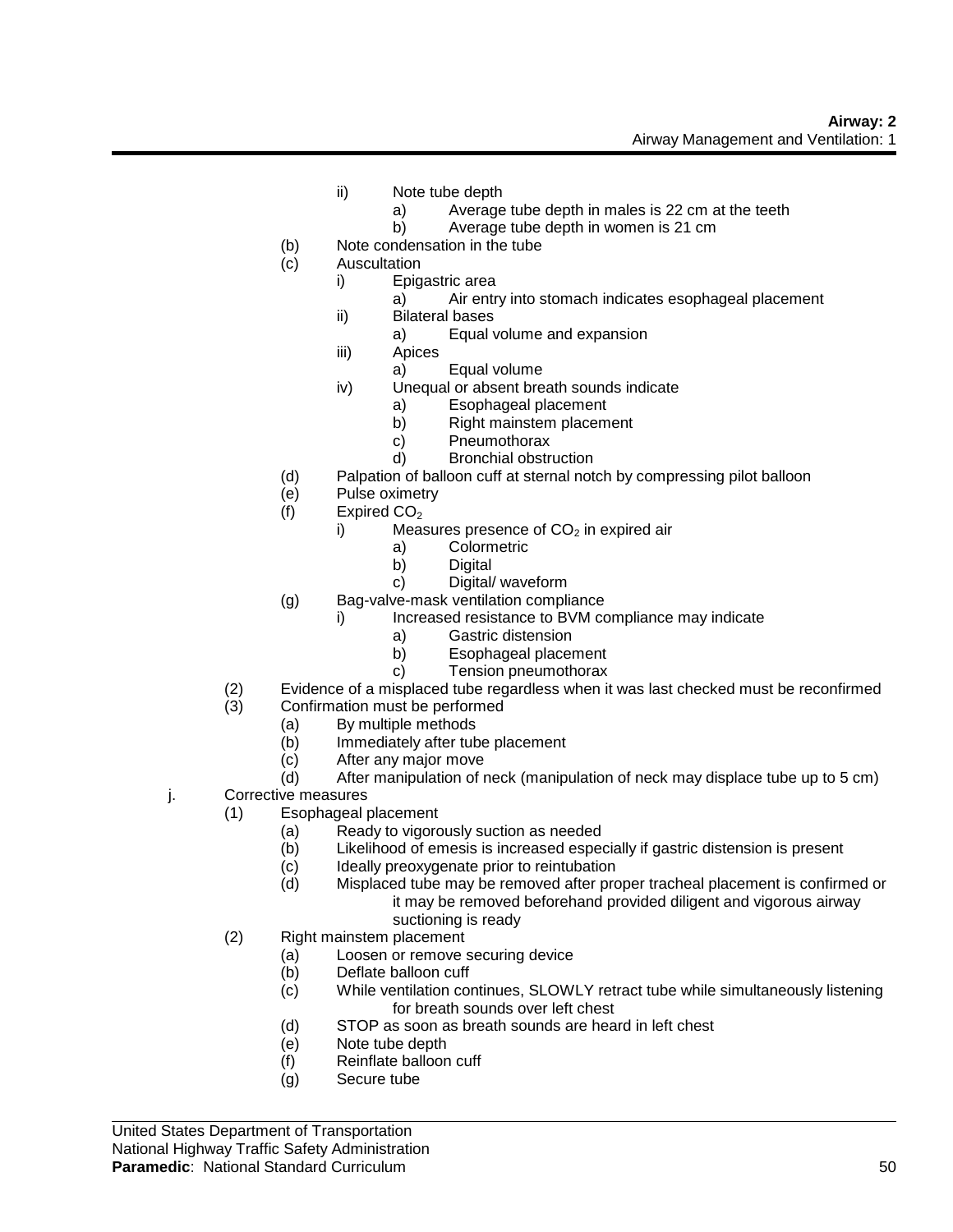- ii) Note tube depth
  - a) Average tube depth in males is 22 cm at the teeth
  - b) Average tube depth in women is 21 cm
- (b) Note condensation in the tube
- (c) Auscultation
  - i) Epigastric area
    - a) Air entry into stomach indicates esophageal placement
  - ii) Bilateral bases
    - a) Equal volume and expansion
  - iii) Apices
    - a) Equal volume
  - iv) Unequal or absent breath sounds indicate
    - a) Esophageal placement
    - b) Right mainstem placement
    - c) Pneumothorax
    - d) Bronchial obstruction
- (d) Palpation of balloon cuff at sternal notch by compressing pilot balloon
- (e) Pulse oximetry
- (f) Expired $CO_2$
  - i) Measures presence of $CO_2$ in expired air
    - a) Colormetric
    - b) Digital
    - c) Digital/ waveform
- (g) Bag-valve-mask ventilation compliance
  - i) Increased resistance to BVM compliance may indicate
    - a) Gastric distension
    - b) Esophageal placement
    - c) Tension pneumothorax

(2) Evidence of a misplaced tube regardless when it was last checked must be reconfirmed

(3) Confirmation must be performed
- (a) By multiple methods
- (b) Immediately after tube placement
- (c) After any major move
- (d) After manipulation of neck (manipulation of neck may displace tube up to 5 cm)

j. Corrective measures

(1) Esophageal placement
- (a) Ready to vigorously suction as needed
- (b) Likelihood of emesis is increased especially if gastric distension is present
- (c) Ideally preoxygenate prior to reintubation
- (d) Misplaced tube may be removed after proper tracheal placement is confirmed or it may be removed beforehand provided diligent and vigorous airway suctioning is ready

(2) Right mainstem placement
- (a) Loosen or remove securing device
- (b) Deflate balloon cuff
- (c) While ventilation continues, SLOWLY retract tube while simultaneously listening for breath sounds over left chest
- (d) STOP as soon as breath sounds are heard in left chest
- (e) Note tube depth
- (f) Reinflate balloon cuff
- (g) Secure tube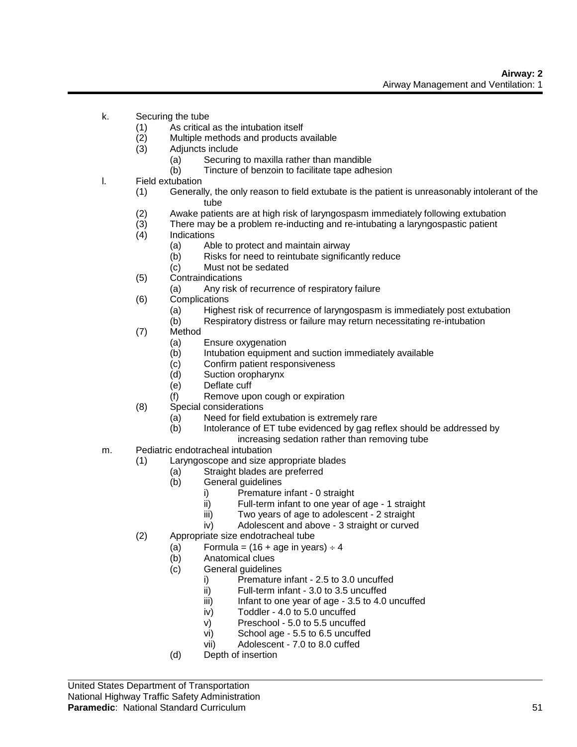k. Securing the tube
   - (1) As critical as the intubation itself
   - (2) Multiple methods and products available
   - (3) Adjuncts include
     - (a) Securing to maxilla rather than mandible
     - (b) Tincture of benzoin to facilitate tape adhesion

l. Field extubation
   - (1) Generally, the only reason to field extubate is the patient is unreasonably intolerant of the tube
   - (2) Awake patients are at high risk of laryngospasm immediately following extubation
   - (3) There may be a problem re-inducting and re-intubating a laryngospastic patient
   - (4) Indications
     - (a) Able to protect and maintain airway
     - (b) Risks for need to reintubate significantly reduce
     - (c) Must not be sedated
   - (5) Contraindications
     - (a) Any risk of recurrence of respiratory failure
   - (6) Complications
     - (a) Highest risk of recurrence of laryngospasm is immediately post extubation
     - (b) Respiratory distress or failure may return necessitating re-intubation
   - (7) Method
     - (a) Ensure oxygenation
     - (b) Intubation equipment and suction immediately available
     - (c) Confirm patient responsiveness
     - (d) Suction oropharynx
     - (e) Deflate cuff
     - (f) Remove upon cough or expiration
   - (8) Special considerations
     - (a) Need for field extubation is extremely rare
     - (b) Intolerance of ET tube evidenced by gag reflex should be addressed by increasing sedation rather than removing tube

m. Pediatric endotracheal intubation
   - (1) Laryngoscope and size appropriate blades
     - (a) Straight blades are preferred
     - (b) General guidelines
       - i) Premature infant - 0 straight
       - ii) Full-term infant to one year of age - 1 straight
       - iii) Two years of age to adolescent - 2 straight
       - iv) Adolescent and above - 3 straight or curved
   - (2) Appropriate size endotracheal tube
     - (a) Formula = $(16 + \text{age in years}) \div 4$
     - (b) Anatomical clues
     - (c) General guidelines
       - i) Premature infant - 2.5 to 3.0 uncuffed
       - ii) Full-term infant - 3.0 to 3.5 uncuffed
       - iii) Infant to one year of age - 3.5 to 4.0 uncuffed
       - iv) Toddler - 4.0 to 5.0 uncuffed
       - v) Preschool - 5.0 to 5.5 uncuffed
       - vi) School age - 5.5 to 6.5 uncuffed
       - vii) Adolescent - 7.0 to 8.0 cuffed
     - (d) Depth of insertion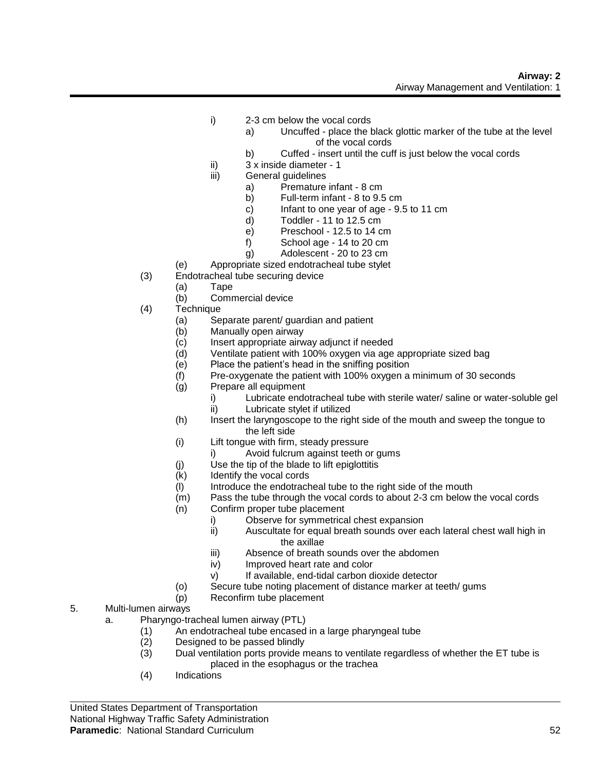- i) 2-3 cm below the vocal cords
  - a) Uncuffed - place the black glottic marker of the tube at the level of the vocal cords
  - b) Cuffed - insert until the cuff is just below the vocal cords
- ii) 3 x inside diameter - 1
- iii) General guidelines
  - a) Premature infant - 8 cm
  - b) Full-term infant - 8 to 9.5 cm
  - c) Infant to one year of age - 9.5 to 11 cm
  - d) Toddler - 11 to 12.5 cm
  - e) Preschool - 12.5 to 14 cm
  - f) School age - 14 to 20 cm
  - g) Adolescent - 20 to 23 cm

(e) Appropriate sized endotracheal tube stylet

(3) Endotracheal tube securing device
- (a) Tape
- (b) Commercial device

(4) Technique
- (a) Separate parent/ guardian and patient
- (b) Manually open airway
- (c) Insert appropriate airway adjunct if needed
- (d) Ventilate patient with 100% oxygen via age appropriate sized bag
- (e) Place the patient's head in the sniffing position
- (f) Pre-oxygenate the patient with 100% oxygen a minimum of 30 seconds
- (g) Prepare all equipment
  - i) Lubricate endotracheal tube with sterile water/ saline or water-soluble gel
  - ii) Lubricate stylet if utilized
- (h) Insert the laryngoscope to the right side of the mouth and sweep the tongue to the left side
- (i) Lift tongue with firm, steady pressure
  - i) Avoid fulcrum against teeth or gums
- (j) Use the tip of the blade to lift epiglottitis
- (k) Identify the vocal cords
- (l) Introduce the endotracheal tube to the right side of the mouth
- (m) Pass the tube through the vocal cords to about 2-3 cm below the vocal cords
- (n) Confirm proper tube placement
  - i) Observe for symmetrical chest expansion
  - ii) Auscultate for equal breath sounds over each lateral chest wall high in the axillae
  - iii) Absence of breath sounds over the abdomen
  - iv) Improved heart rate and color
  - v) If available, end-tidal carbon dioxide detector
- (o) Secure tube noting placement of distance marker at teeth/ gums
- (p) Reconfirm tube placement

5. Multi-lumen airways
   - a. Pharyngo-tracheal lumen airway (PTL)
     - (1) An endotracheal tube encased in a large pharyngeal tube
     - (2) Designed to be passed blindly
     - (3) Dual ventilation ports provide means to ventilate regardless of whether the ET tube is placed in the esophagus or the trachea
     - (4) Indications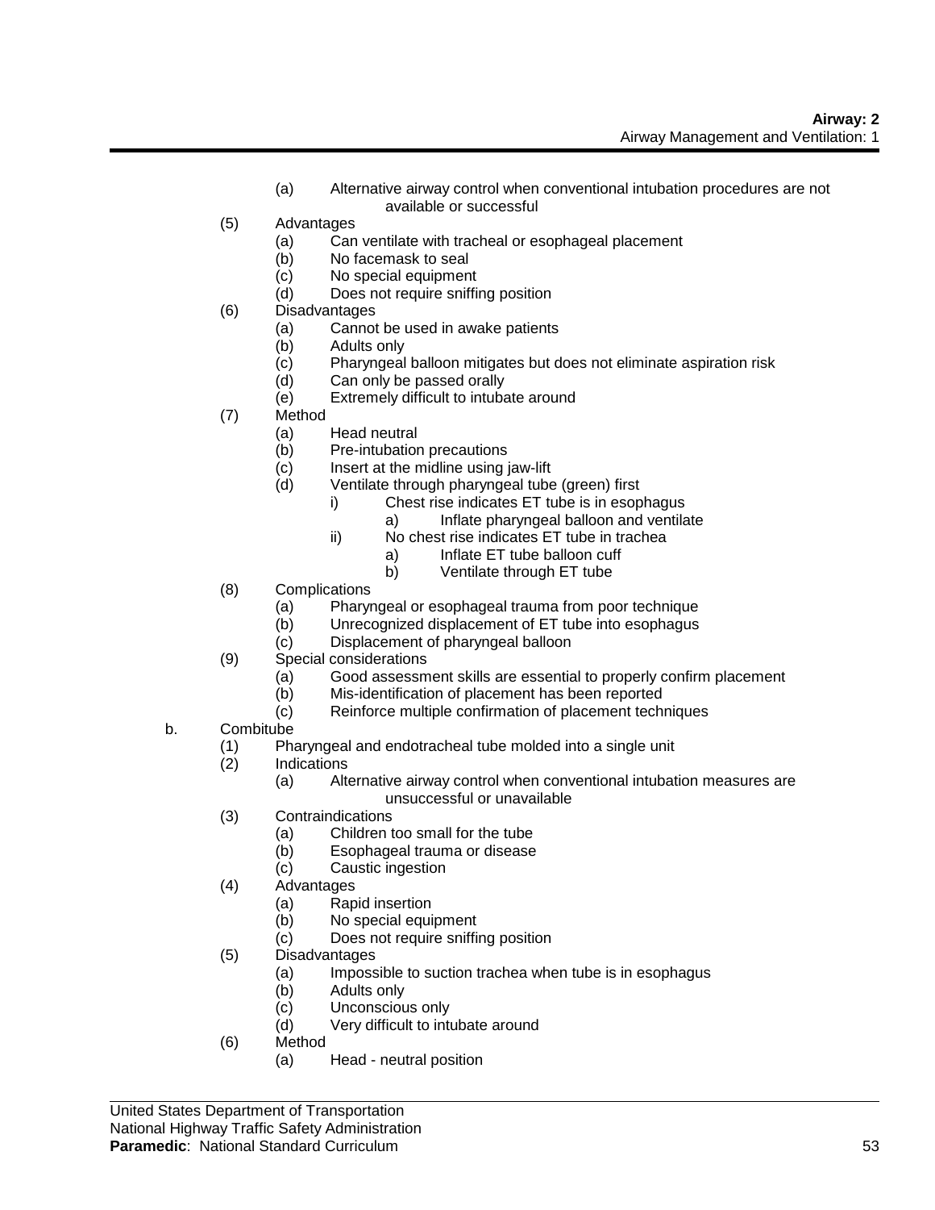(a) Alternative airway control when conventional intubation procedures are not available or successful

(5) Advantages
- (a) Can ventilate with tracheal or esophageal placement
- (b) No facemask to seal
- (c) No special equipment
- (d) Does not require sniffing position

(6) Disadvantages
- (a) Cannot be used in awake patients
- (b) Adults only
- (c) Pharyngeal balloon mitigates but does not eliminate aspiration risk
- (d) Can only be passed orally
- (e) Extremely difficult to intubate around

(7) Method
- (a) Head neutral
- (b) Pre-intubation precautions
- (c) Insert at the midline using jaw-lift
- (d) Ventilate through pharyngeal tube (green) first
  - i) Chest rise indicates ET tube is in esophagus
    - a) Inflate pharyngeal balloon and ventilate
  - ii) No chest rise indicates ET tube in trachea
    - a) Inflate ET tube balloon cuff
    - b) Ventilate through ET tube

(8) Complications
- (a) Pharyngeal or esophageal trauma from poor technique
- (b) Unrecognized displacement of ET tube into esophagus
- (c) Displacement of pharyngeal balloon

(9) Special considerations
- (a) Good assessment skills are essential to properly confirm placement
- (b) Mis-identification of placement has been reported
- (c) Reinforce multiple confirmation of placement techniques

b. Combitube

(1) Pharyngeal and endotracheal tube molded into a single unit

(2) Indications
- (a) Alternative airway control when conventional intubation measures are unsuccessful or unavailable

(3) Contraindications
- (a) Children too small for the tube
- (b) Esophageal trauma or disease
- (c) Caustic ingestion

(4) Advantages
- (a) Rapid insertion
- (b) No special equipment
- (c) Does not require sniffing position

(5) Disadvantages
- (a) Impossible to suction trachea when tube is in esophagus
- (b) Adults only
- (c) Unconscious only
- (d) Very difficult to intubate around

(6) Method
- (a) Head - neutral position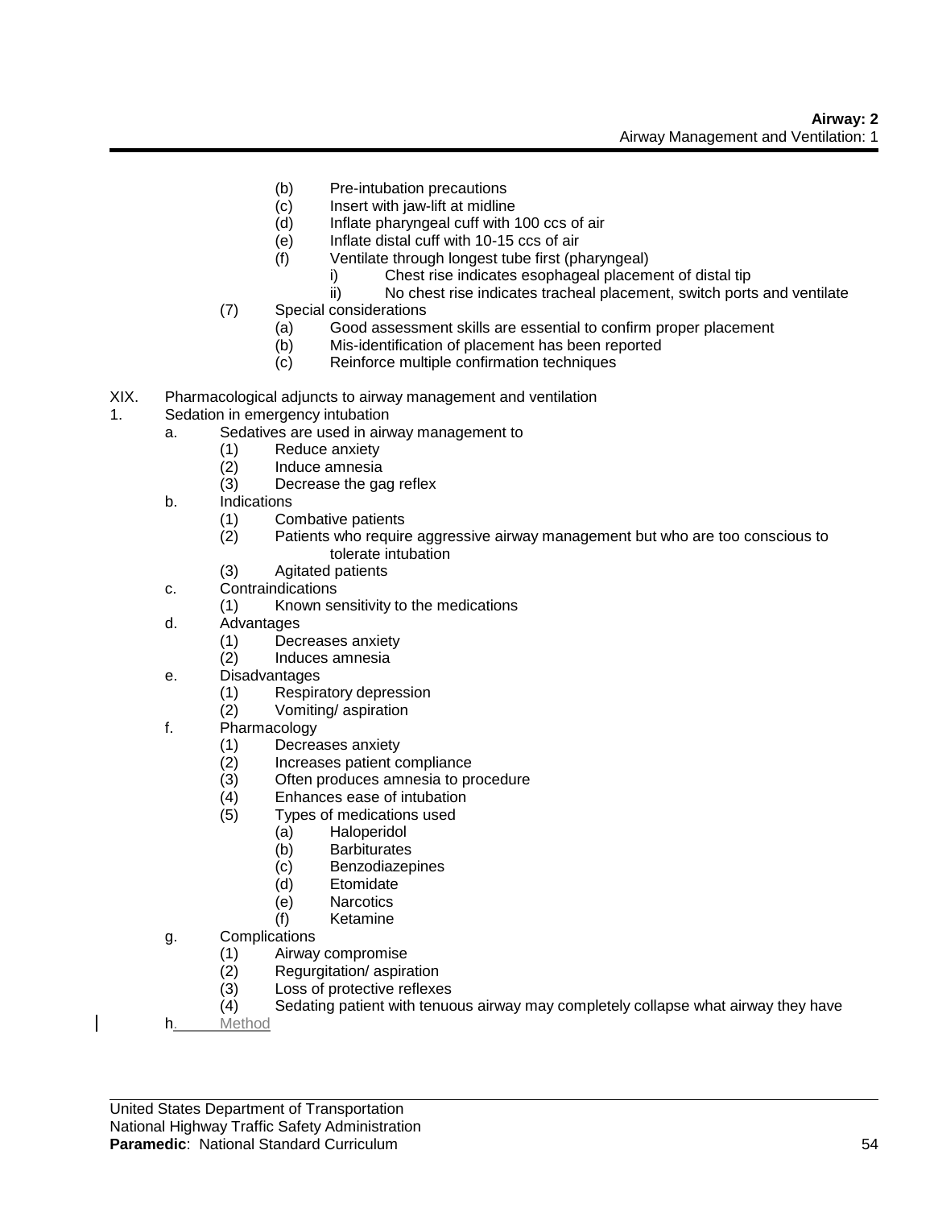- (b) Pre-intubation precautions
- (c) Insert with jaw-lift at midline
- (d) Inflate pharyngeal cuff with 100 ccs of air
- (e) Inflate distal cuff with 10-15 ccs of air
- (f) Ventilate through longest tube first (pharyngeal)
  - i) Chest rise indicates esophageal placement of distal tip
  - ii) No chest rise indicates tracheal placement, switch ports and ventilate

(7) Special considerations
- (a) Good assessment skills are essential to confirm proper placement
- (b) Mis-identification of placement has been reported
- (c) Reinforce multiple confirmation techniques

XIX. Pharmacological adjuncts to airway management and ventilation

1. Sedation in emergency intubation
   - a. Sedatives are used in airway management to
     - (1) Reduce anxiety
     - (2) Induce amnesia
     - (3) Decrease the gag reflex
   - b. Indications
     - (1) Combative patients
     - (2) Patients who require aggressive airway management but who are too conscious to tolerate intubation
     - (3) Agitated patients
   - c. Contraindications
     - (1) Known sensitivity to the medications
   - d. Advantages
     - (1) Decreases anxiety
     - (2) Induces amnesia
   - e. Disadvantages
     - (1) Respiratory depression
     - (2) Vomiting/ aspiration
   - f. Pharmacology
     - (1) Decreases anxiety
     - (2) Increases patient compliance
     - (3) Often produces amnesia to procedure
     - (4) Enhances ease of intubation
     - (5) Types of medications used
       - (a) Haloperidol
       - (b) Barbiturates
       - (c) Benzodiazepines
       - (d) Etomidate
       - (e) Narcotics
       - (f) Ketamine
   - g. Complications
     - (1) Airway compromise
     - (2) Regurgitation/ aspiration
     - (3) Loss of protective reflexes
     - (4) Sedating patient with tenuous airway may completely collapse what airway they have
   - h. Method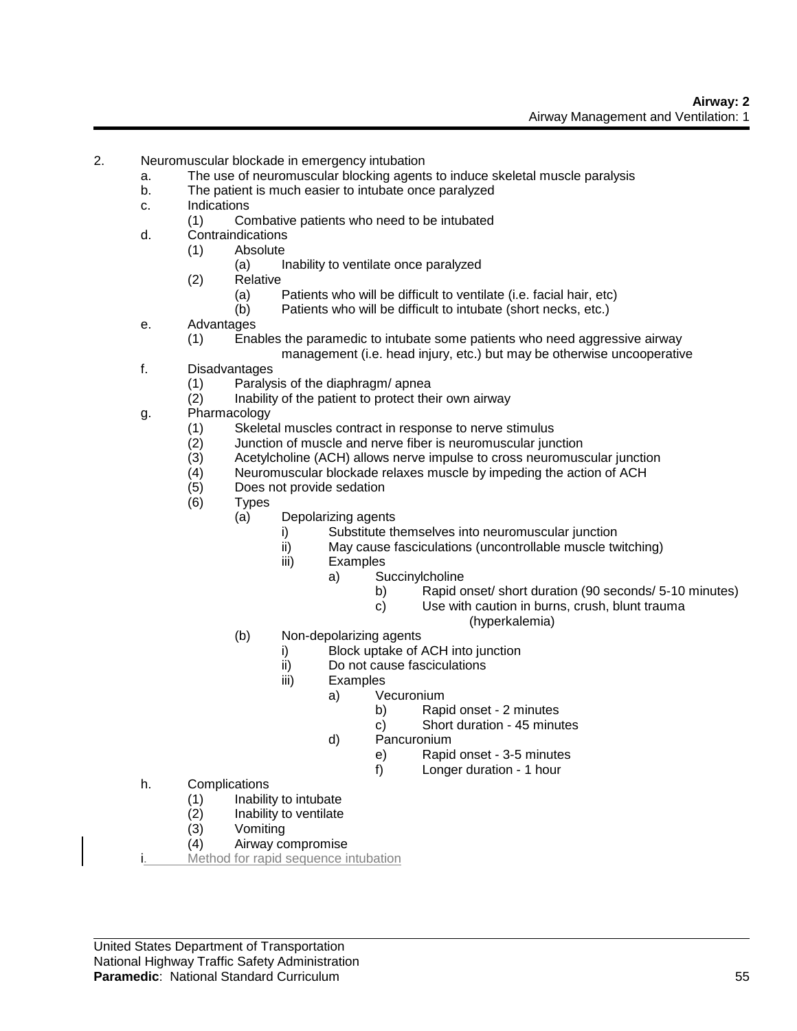2. Neuromuscular blockade in emergency intubation
    a. The use of neuromuscular blocking agents to induce skeletal muscle paralysis
    b. The patient is much easier to intubate once paralyzed
    c. Indications
        (1) Combative patients who need to be intubated
    d. Contraindications
        (1) Absolute
            (a) Inability to ventilate once paralyzed
        (2) Relative
            (a) Patients who will be difficult to ventilate (i.e. facial hair, etc)
            (b) Patients who will be difficult to intubate (short necks, etc.)
    e. Advantages
        (1) Enables the paramedic to intubate some patients who need aggressive airway management (i.e. head injury, etc.) but may be otherwise uncooperative
    f. Disadvantages
        (1) Paralysis of the diaphragm/ apnea
        (2) Inability of the patient to protect their own airway
    g. Pharmacology
        (1) Skeletal muscles contract in response to nerve stimulus
        (2) Junction of muscle and nerve fiber is neuromuscular junction
        (3) Acetylcholine (ACH) allows nerve impulse to cross neuromuscular junction
        (4) Neuromuscular blockade relaxes muscle by impeding the action of ACH
        (5) Does not provide sedation
        (6) Types
            (a) Depolarizing agents
                i) Substitute themselves into neuromuscular junction
                ii) May cause fasciculations (uncontrollable muscle twitching)
                iii) Examples
                    a) Succinylcholine
                        b) Rapid onset/ short duration (90 seconds/ 5-10 minutes)
                        c) Use with caution in burns, crush, blunt trauma (hyperkalemia)
            (b) Non-depolarizing agents
                i) Block uptake of ACH into junction
                ii) Do not cause fasciculations
                iii) Examples
                    a) Vecuronium
                        b) Rapid onset - 2 minutes
                        c) Short duration - 45 minutes
                    d) Pancuronium
                        e) Rapid onset - 3-5 minutes
                        f) Longer duration - 1 hour
    h. Complications
        (1) Inability to intubate
        (2) Inability to ventilate
        (3) Vomiting
        (4) Airway compromise
    i. Method for rapid sequence intubation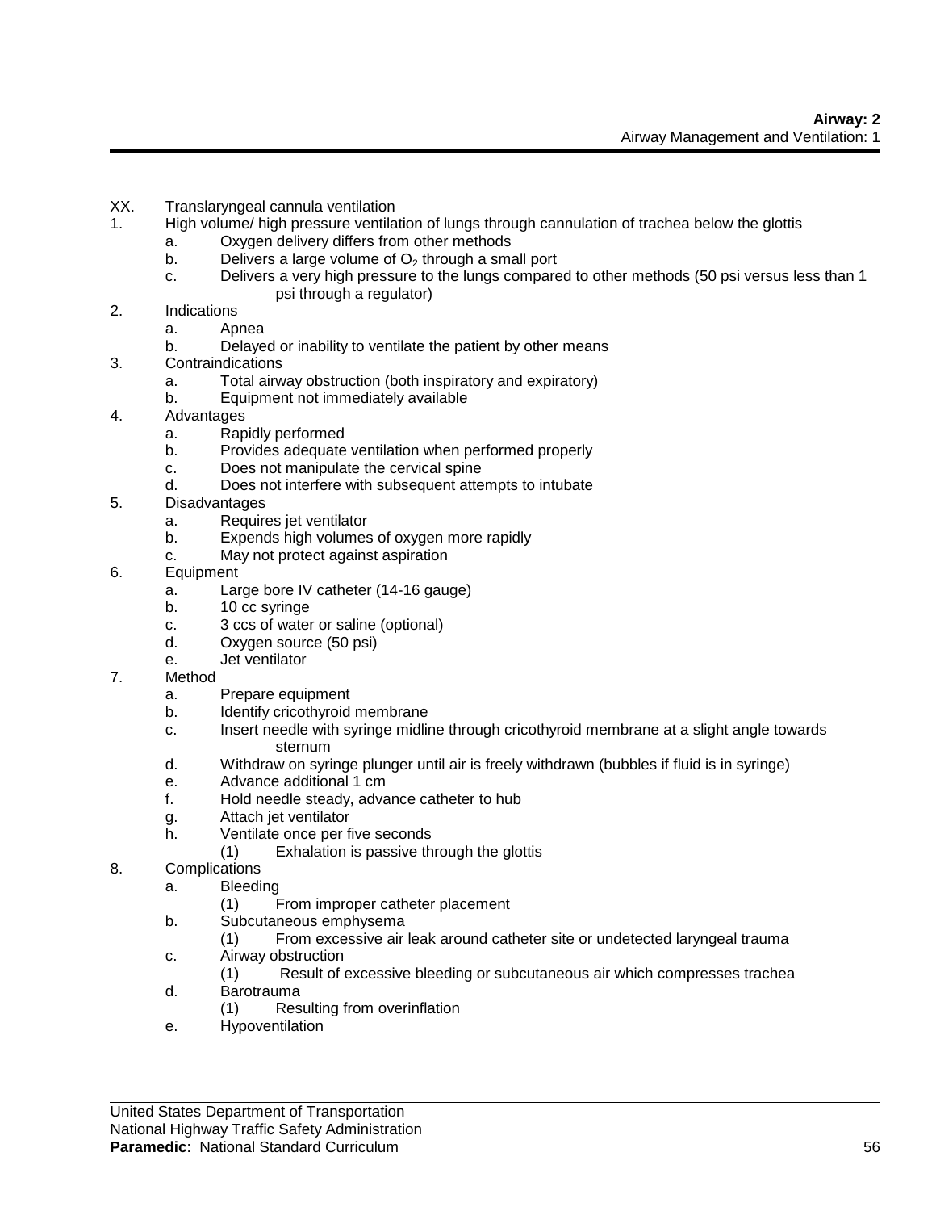XX. Translaryngeal cannula ventilation

1. High volume/ high pressure ventilation of lungs through cannulation of trachea below the glottis
   a. Oxygen delivery differs from other methods
   b. Delivers a large volume of $O_2$ through a small port
   c. Delivers a very high pressure to the lungs compared to other methods (50 psi versus less than 1 psi through a regulator)
2. Indications
   a. Apnea
   b. Delayed or inability to ventilate the patient by other means
3. Contraindications
   a. Total airway obstruction (both inspiratory and expiratory)
   b. Equipment not immediately available
4. Advantages
   a. Rapidly performed
   b. Provides adequate ventilation when performed properly
   c. Does not manipulate the cervical spine
   d. Does not interfere with subsequent attempts to intubate
5. Disadvantages
   a. Requires jet ventilator
   b. Expends high volumes of oxygen more rapidly
   c. May not protect against aspiration
6. Equipment
   a. Large bore IV catheter (14-16 gauge)
   b. 10 cc syringe
   c. 3 ccs of water or saline (optional)
   d. Oxygen source (50 psi)
   e. Jet ventilator
7. Method
   a. Prepare equipment
   b. Identify cricothyroid membrane
   c. Insert needle with syringe midline through cricothyroid membrane at a slight angle towards sternum
   d. Withdraw on syringe plunger until air is freely withdrawn (bubbles if fluid is in syringe)
   e. Advance additional 1 cm
   f. Hold needle steady, advance catheter to hub
   g. Attach jet ventilator
   h. Ventilate once per five seconds
      (1) Exhalation is passive through the glottis
8. Complications
   a. Bleeding
      (1) From improper catheter placement
   b. Subcutaneous emphysema
      (1) From excessive air leak around catheter site or undetected laryngeal trauma
   c. Airway obstruction
      (1) Result of excessive bleeding or subcutaneous air which compresses trachea
   d. Barotrauma
      (1) Resulting from overinflation
   e. Hypoventilation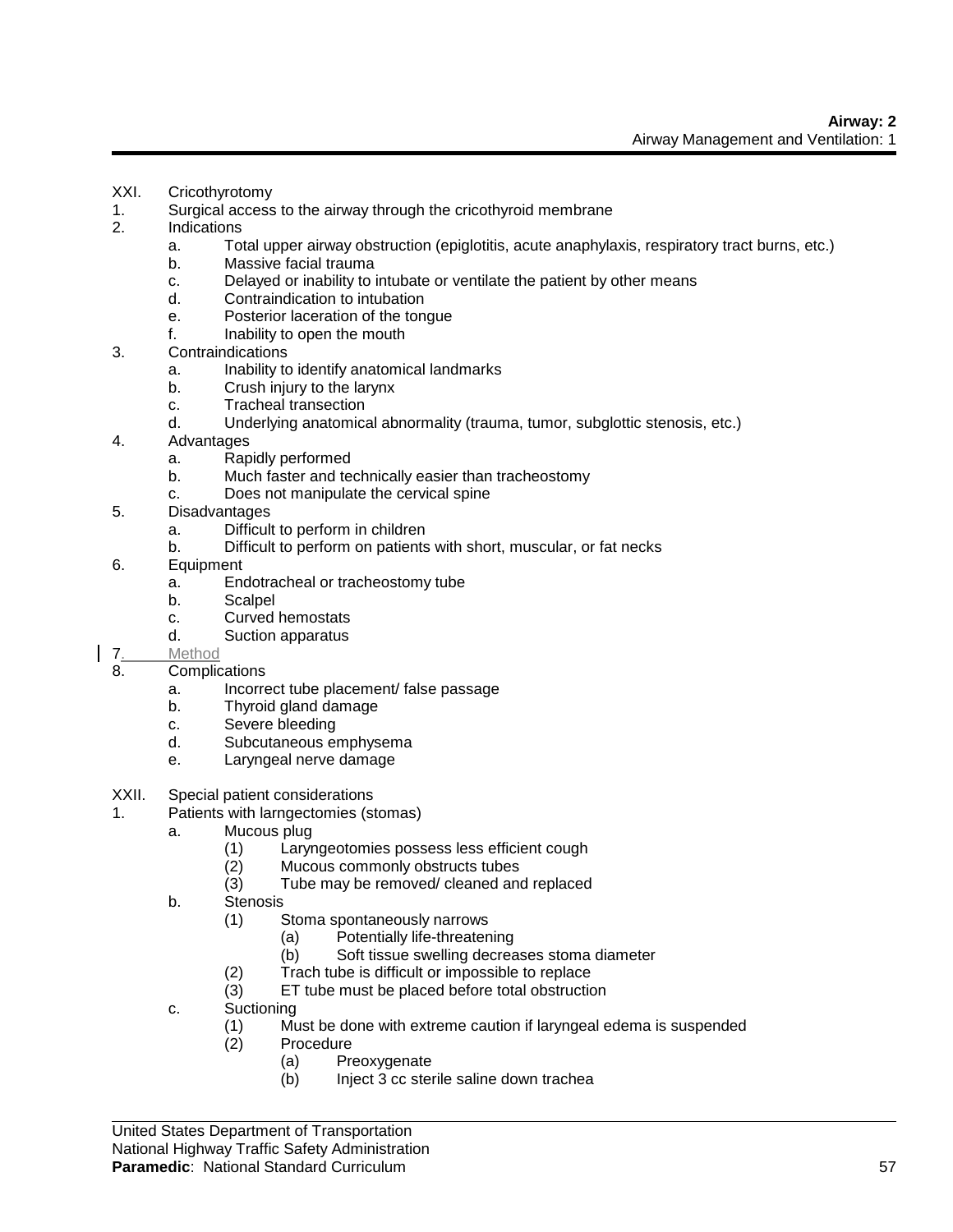XXI. Cricothyrotomy

1. Surgical access to the airway through the cricothyroid membrane
2. Indications
    a. Total upper airway obstruction (epiglotitis, acute anaphylaxis, respiratory tract burns, etc.)
    b. Massive facial trauma
    c. Delayed or inability to intubate or ventilate the patient by other means
    d. Contraindication to intubation
    e. Posterior laceration of the tongue
    f. Inability to open the mouth
3. Contraindications
    a. Inability to identify anatomical landmarks
    b. Crush injury to the larynx
    c. Tracheal transection
    d. Underlying anatomical abnormality (trauma, tumor, subglottic stenosis, etc.)
4. Advantages
    a. Rapidly performed
    b. Much faster and technically easier than tracheostomy
    c. Does not manipulate the cervical spine
5. Disadvantages
    a. Difficult to perform in children
    b. Difficult to perform on patients with short, muscular, or fat necks
6. Equipment
    a. Endotracheal or tracheostomy tube
    b. Scalpel
    c. Curved hemostats
    d. Suction apparatus
7. Method
8. Complications
    a. Incorrect tube placement/ false passage
    b. Thyroid gland damage
    c. Severe bleeding
    d. Subcutaneous emphysema
    e. Laryngeal nerve damage

XXII. Special patient considerations

1. Patients with larngectomies (stomas)
    a. Mucous plug
        (1) Laryngeotomies possess less efficient cough
        (2) Mucous commonly obstructs tubes
        (3) Tube may be removed/ cleaned and replaced
    b. Stenosis
        (1) Stoma spontaneously narrows
            (a) Potentially life-threatening
            (b) Soft tissue swelling decreases stoma diameter
        (2) Trach tube is difficult or impossible to replace
        (3) ET tube must be placed before total obstruction
    c. Suctioning
        (1) Must be done with extreme caution if laryngeal edema is suspended
        (2) Procedure
            (a) Preoxygenate
            (b) Inject 3 cc sterile saline down trachea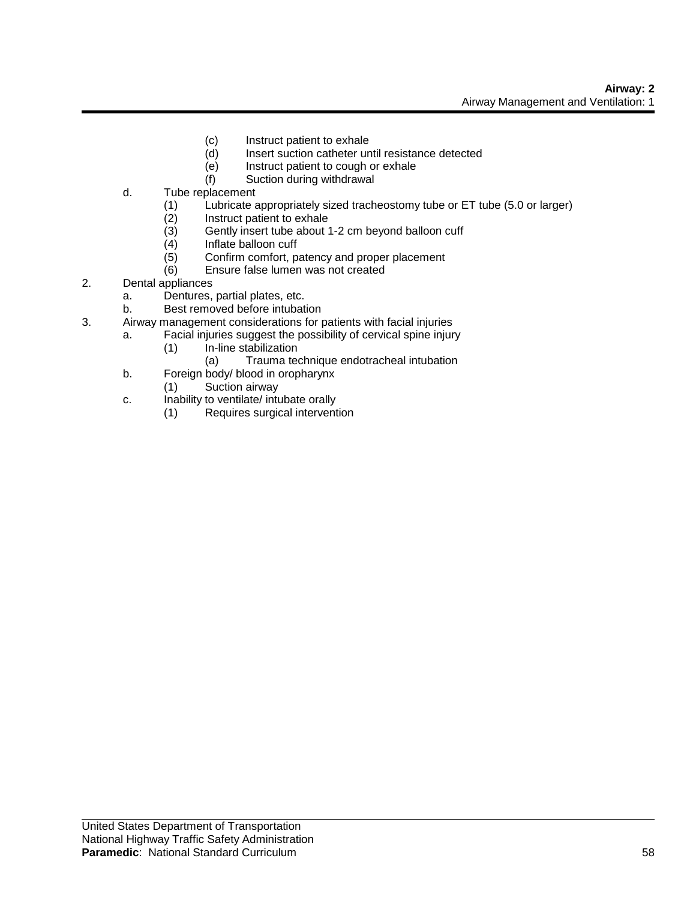- (c) Instruct patient to exhale
- (d) Insert suction catheter until resistance detected
- (e) Instruct patient to cough or exhale
- (f) Suction during withdrawal

d. Tube replacement
   - (1) Lubricate appropriately sized tracheostomy tube or ET tube (5.0 or larger)
   - (2) Instruct patient to exhale
   - (3) Gently insert tube about 1-2 cm beyond balloon cuff
   - (4) Inflate balloon cuff
   - (5) Confirm comfort, patency and proper placement
   - (6) Ensure false lumen was not created

2. Dental appliances
   - a. Dentures, partial plates, etc.
   - b. Best removed before intubation

3. Airway management considerations for patients with facial injuries
   - a. Facial injuries suggest the possibility of cervical spine injury
     - (1) In-line stabilization
       - (a) Trauma technique endotracheal intubation
   - b. Foreign body/ blood in oropharynx
     - (1) Suction airway
   - c. Inability to ventilate/ intubate orally
     - (1) Requires surgical intervention